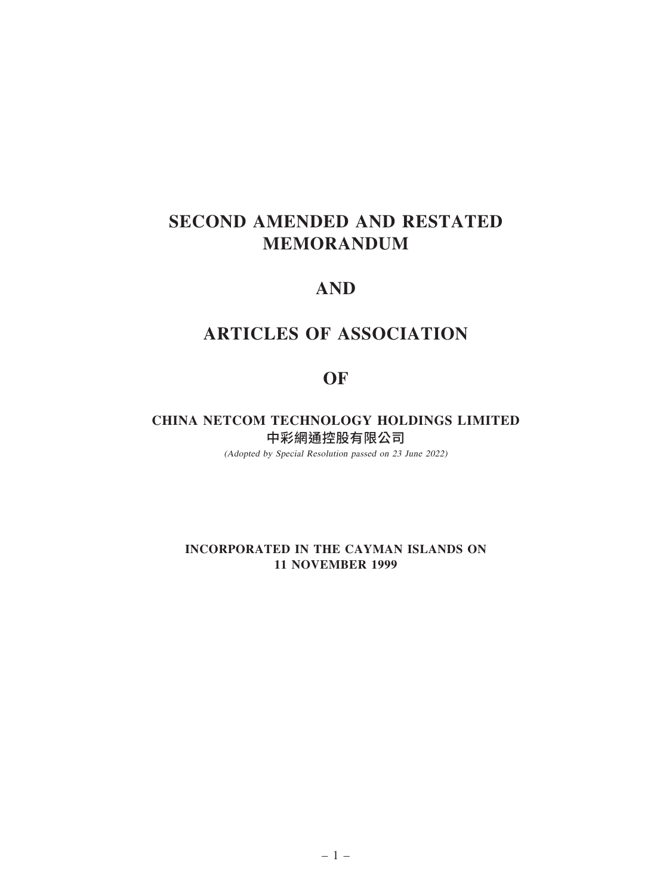# SECOND AMENDED AND RESTATED MEMORANDUM

# AND

# ARTICLES OF ASSOCIATION

# OF

## CHINA NETCOM TECHNOLOGY HOLDINGS LIMITED
## 中彩網通控股有限公司

*(Adopted by Special Resolution passed on 23 June 2022)*

**INCORPORATED IN THE CAYMAN ISLANDS ON 11 NOVEMBER 1999**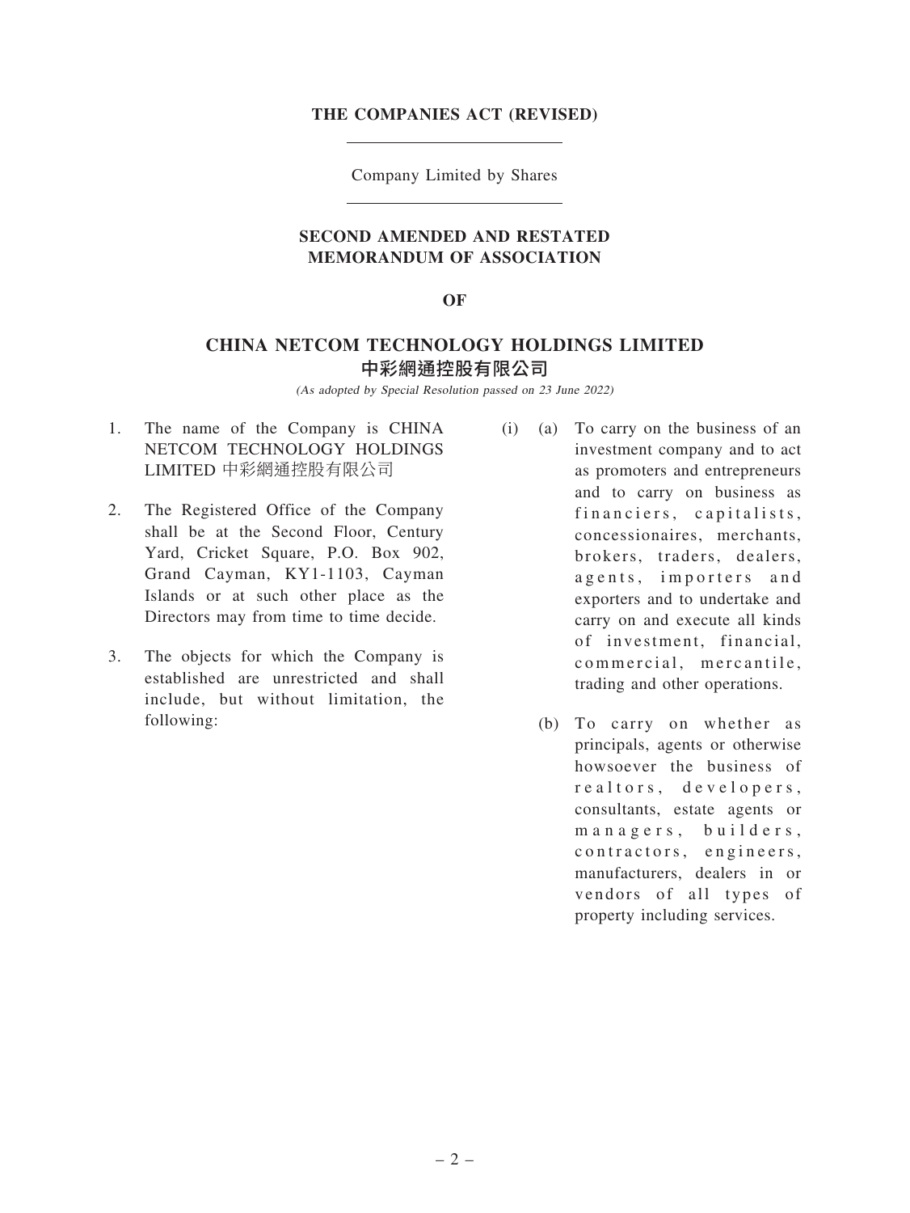**THE COMPANIES ACT (REVISED)**

Company Limited by Shares

## SECOND AMENDED AND RESTATED MEMORANDUM OF ASSOCIATION

**OF**

# CHINA NETCOM TECHNOLOGY HOLDINGS LIMITED
# 中彩網通控股有限公司

*(As adopted by Special Resolution passed on 23 June 2022)*

1. The name of the Company is CHINA NETCOM TECHNOLOGY HOLDINGS LIMITED 中彩網通控股有限公司

2. The Registered Office of the Company shall be at the Second Floor, Century Yard, Cricket Square, P.O. Box 902, Grand Cayman, KY1-1103, Cayman Islands or at such other place as the Directors may from time to time decide.

3. The objects for which the Company is established are unrestricted and shall include, but without limitation, the following:

(i) (a) To carry on the business of an investment company and to act as promoters and entrepreneurs and to carry on business as financiers, capitalists, concessionaires, merchants, brokers, traders, dealers, agents, importers and exporters and to undertake and carry on and execute all kinds of investment, financial, commercial, mercantile, trading and other operations.

(b) To carry on whether as principals, agents or otherwise howsoever the business of realtors, developers, consultants, estate agents or managers, builders, contractors, engineers, manufacturers, dealers in or vendors of all types of property including services.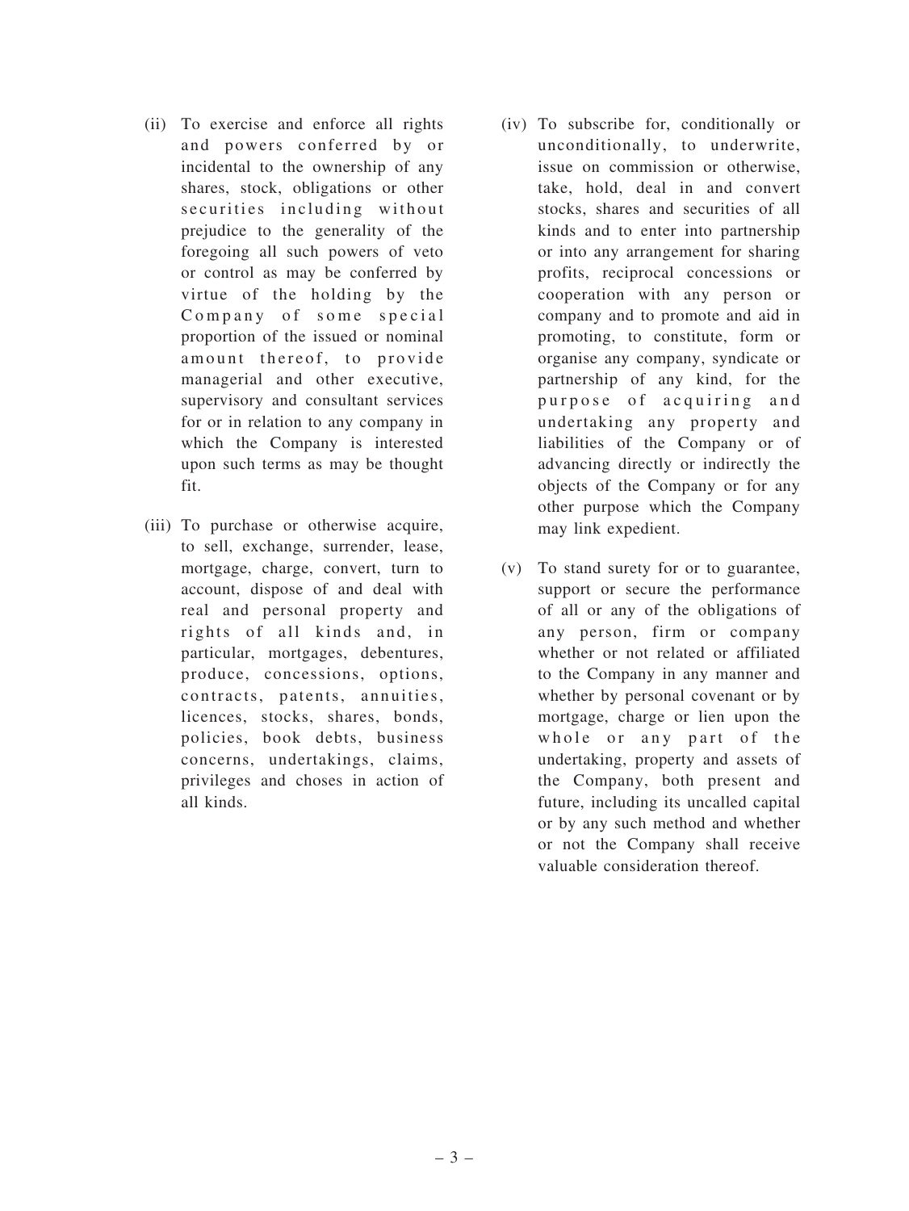(ii) To exercise and enforce all rights and powers conferred by or incidental to the ownership of any shares, stock, obligations or other securities including without prejudice to the generality of the foregoing all such powers of veto or control as may be conferred by virtue of the holding by the Company of some special proportion of the issued or nominal amount thereof, to provide managerial and other executive, supervisory and consultant services for or in relation to any company in which the Company is interested upon such terms as may be thought fit.

(iii) To purchase or otherwise acquire, to sell, exchange, surrender, lease, mortgage, charge, convert, turn to account, dispose of and deal with real and personal property and rights of all kinds and, in particular, mortgages, debentures, produce, concessions, options, contracts, patents, annuities, licences, stocks, shares, bonds, policies, book debts, business concerns, undertakings, claims, privileges and choses in action of all kinds.

(iv) To subscribe for, conditionally or unconditionally, to underwrite, issue on commission or otherwise, take, hold, deal in and convert stocks, shares and securities of all kinds and to enter into partnership or into any arrangement for sharing profits, reciprocal concessions or cooperation with any person or company and to promote and aid in promoting, to constitute, form or organise any company, syndicate or partnership of any kind, for the purpose of acquiring and undertaking any property and liabilities of the Company or of advancing directly or indirectly the objects of the Company or for any other purpose which the Company may link expedient.

(v) To stand surety for or to guarantee, support or secure the performance of all or any of the obligations of any person, firm or company whether or not related or affiliated to the Company in any manner and whether by personal covenant or by mortgage, charge or lien upon the whole or any part of the undertaking, property and assets of the Company, both present and future, including its uncalled capital or by any such method and whether or not the Company shall receive valuable consideration thereof.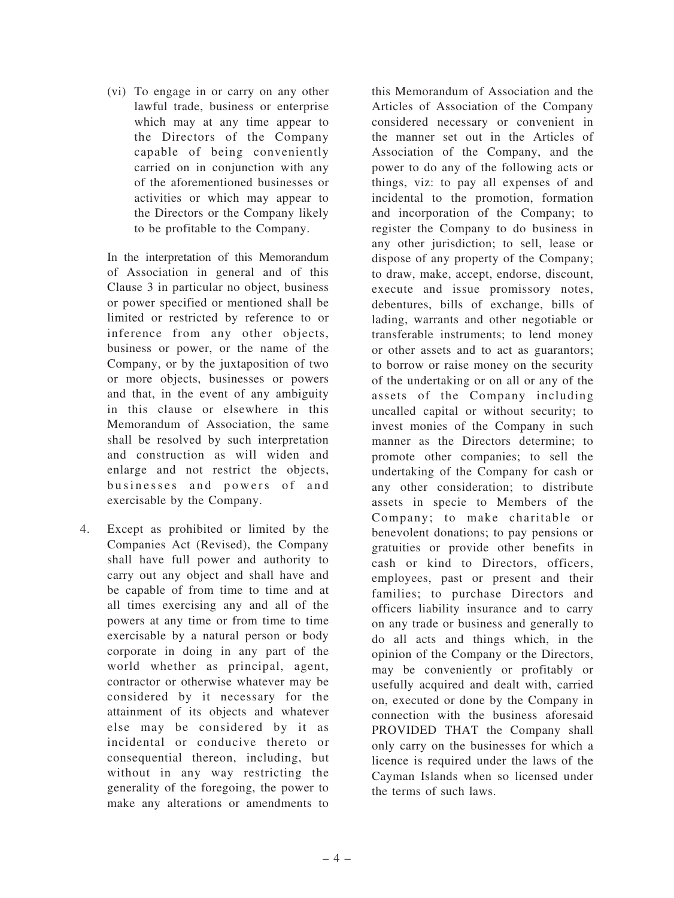(vi) To engage in or carry on any other lawful trade, business or enterprise which may at any time appear to the Directors of the Company capable of being conveniently carried on in conjunction with any of the aforementioned businesses or activities or which may appear to the Directors or the Company likely to be profitable to the Company.

In the interpretation of this Memorandum of Association in general and of this Clause 3 in particular no object, business or power specified or mentioned shall be limited or restricted by reference to or inference from any other objects, business or power, or the name of the Company, or by the juxtaposition of two or more objects, businesses or powers and that, in the event of any ambiguity in this clause or elsewhere in this Memorandum of Association, the same shall be resolved by such interpretation and construction as will widen and enlarge and not restrict the objects, businesses and powers of and exercisable by the Company.

4. Except as prohibited or limited by the Companies Act (Revised), the Company shall have full power and authority to carry out any object and shall have and be capable of from time to time and at all times exercising any and all of the powers at any time or from time to time exercisable by a natural person or body corporate in doing in any part of the world whether as principal, agent, contractor or otherwise whatever may be considered by it necessary for the attainment of its objects and whatever else may be considered by it as incidental or conducive thereto or consequential thereon, including, but without in any way restricting the generality of the foregoing, the power to make any alterations or amendments to this Memorandum of Association and the Articles of Association of the Company considered necessary or convenient in the manner set out in the Articles of Association of the Company, and the power to do any of the following acts or things, viz: to pay all expenses of and incidental to the promotion, formation and incorporation of the Company; to register the Company to do business in any other jurisdiction; to sell, lease or dispose of any property of the Company; to draw, make, accept, endorse, discount, execute and issue promissory notes, debentures, bills of exchange, bills of lading, warrants and other negotiable or transferable instruments; to lend money or other assets and to act as guarantors; to borrow or raise money on the security of the undertaking or on all or any of the assets of the Company including uncalled capital or without security; to invest monies of the Company in such manner as the Directors determine; to promote other companies; to sell the undertaking of the Company for cash or any other consideration; to distribute assets in specie to Members of the Company; to make charitable or benevolent donations; to pay pensions or gratuities or provide other benefits in cash or kind to Directors, officers, employees, past or present and their families; to purchase Directors and officers liability insurance and to carry on any trade or business and generally to do all acts and things which, in the opinion of the Company or the Directors, may be conveniently or profitably or usefully acquired and dealt with, carried on, executed or done by the Company in connection with the business aforesaid PROVIDED THAT the Company shall only carry on the businesses for which a licence is required under the laws of the Cayman Islands when so licensed under the terms of such laws.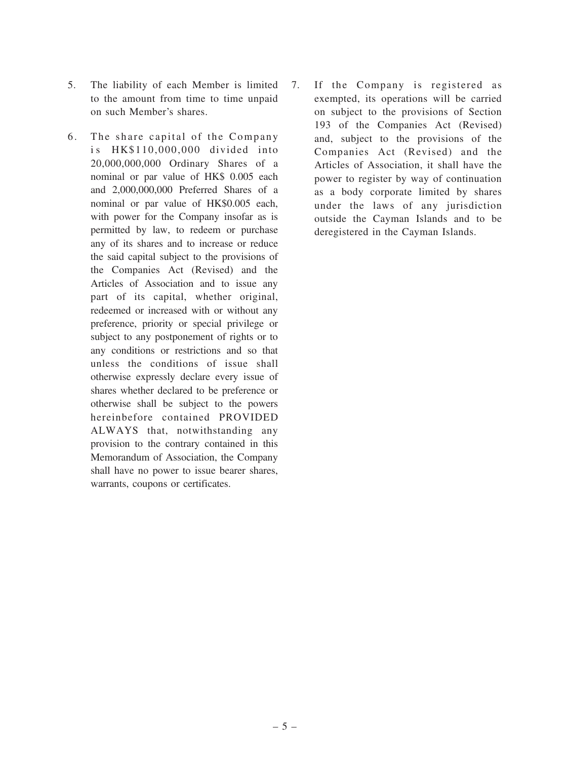5. The liability of each Member is limited to the amount from time to time unpaid on such Member's shares.

6. The share capital of the Company is HK$110,000,000 divided into 20,000,000,000 Ordinary Shares of a nominal or par value of HK$ 0.005 each and 2,000,000,000 Preferred Shares of a nominal or par value of HK$0.005 each, with power for the Company insofar as is permitted by law, to redeem or purchase any of its shares and to increase or reduce the said capital subject to the provisions of the Companies Act (Revised) and the Articles of Association and to issue any part of its capital, whether original, redeemed or increased with or without any preference, priority or special privilege or subject to any postponement of rights or to any conditions or restrictions and so that unless the conditions of issue shall otherwise expressly declare every issue of shares whether declared to be preference or otherwise shall be subject to the powers hereinbefore contained PROVIDED ALWAYS that, notwithstanding any provision to the contrary contained in this Memorandum of Association, the Company shall have no power to issue bearer shares, warrants, coupons or certificates.

7. If the Company is registered as exempted, its operations will be carried on subject to the provisions of Section 193 of the Companies Act (Revised) and, subject to the provisions of the Companies Act (Revised) and the Articles of Association, it shall have the power to register by way of continuation as a body corporate limited by shares under the laws of any jurisdiction outside the Cayman Islands and to be deregistered in the Cayman Islands.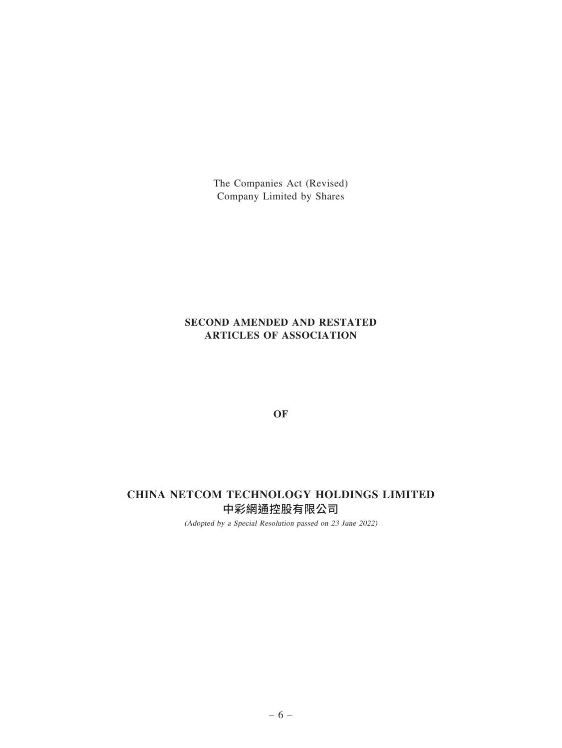The Companies Act (Revised)
Company Limited by Shares

# SECOND AMENDED AND RESTATED ARTICLES OF ASSOCIATION

**OF**

# CHINA NETCOM TECHNOLOGY HOLDINGS LIMITED
# 中彩網通控股有限公司

*(Adopted by a Special Resolution passed on 23 June 2022)*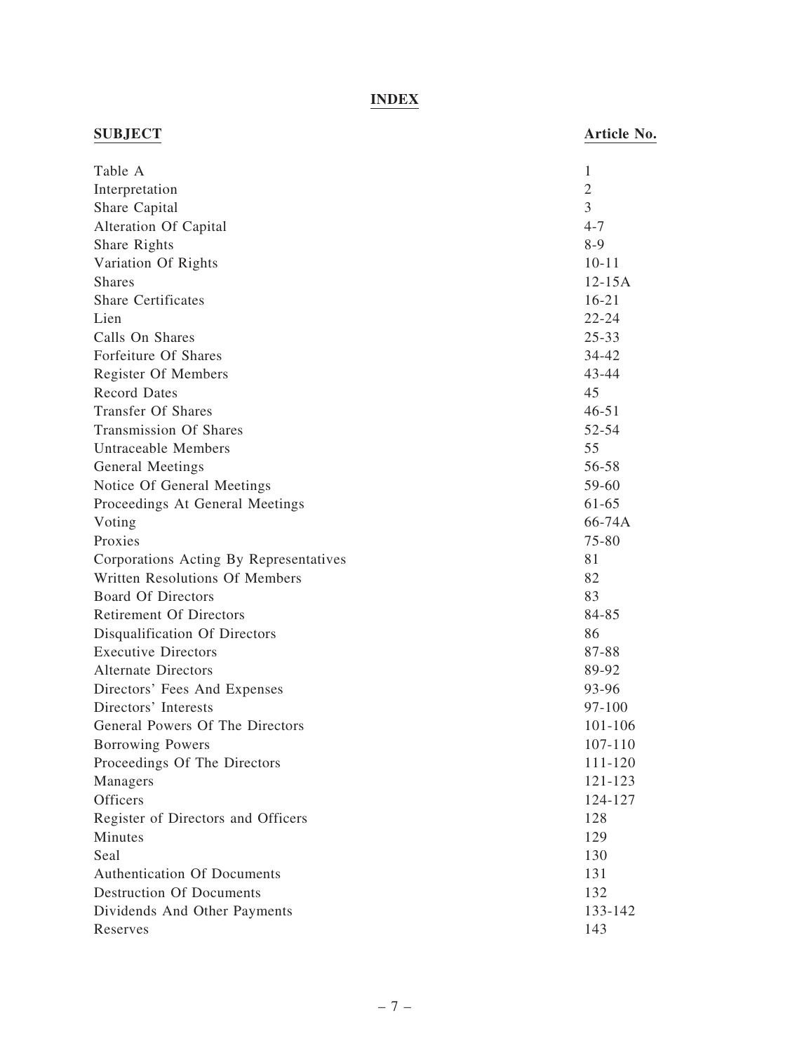# INDEX

| SUBJECT | Article No. |
|---|---|
| Table A | 1 |
| Interpretation | 2 |
| Share Capital | 3 |
| Alteration Of Capital | 4-7 |
| Share Rights | 8-9 |
| Variation Of Rights | 10-11 |
| Shares | 12-15A |
| Share Certificates | 16-21 |
| Lien | 22-24 |
| Calls On Shares | 25-33 |
| Forfeiture Of Shares | 34-42 |
| Register Of Members | 43-44 |
| Record Dates | 45 |
| Transfer Of Shares | 46-51 |
| Transmission Of Shares | 52-54 |
| Untraceable Members | 55 |
| General Meetings | 56-58 |
| Notice Of General Meetings | 59-60 |
| Proceedings At General Meetings | 61-65 |
| Voting | 66-74A |
| Proxies | 75-80 |
| Corporations Acting By Representatives | 81 |
| Written Resolutions Of Members | 82 |
| Board Of Directors | 83 |
| Retirement Of Directors | 84-85 |
| Disqualification Of Directors | 86 |
| Executive Directors | 87-88 |
| Alternate Directors | 89-92 |
| Directors' Fees And Expenses | 93-96 |
| Directors' Interests | 97-100 |
| General Powers Of The Directors | 101-106 |
| Borrowing Powers | 107-110 |
| Proceedings Of The Directors | 111-120 |
| Managers | 121-123 |
| Officers | 124-127 |
| Register of Directors and Officers | 128 |
| Minutes | 129 |
| Seal | 130 |
| Authentication Of Documents | 131 |
| Destruction Of Documents | 132 |
| Dividends And Other Payments | 133-142 |
| Reserves | 143 |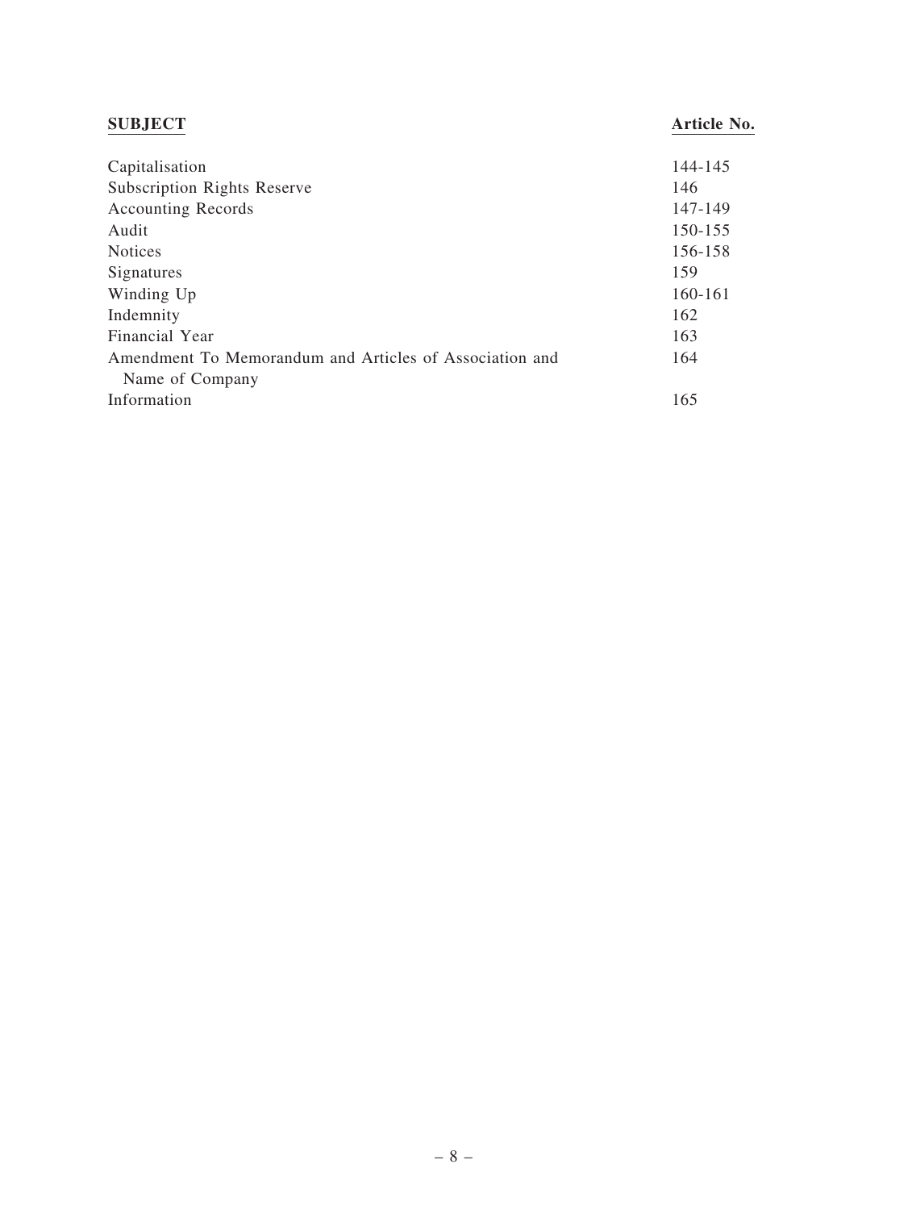| SUBJECT | Article No. |
| --- | --- |
| Capitalisation | 144-145 |
| Subscription Rights Reserve | 146 |
| Accounting Records | 147-149 |
| Audit | 150-155 |
| Notices | 156-158 |
| Signatures | 159 |
| Winding Up | 160-161 |
| Indemnity | 162 |
| Financial Year | 163 |
| Amendment To Memorandum and Articles of Association and Name of Company | 164 |
| Information | 165 |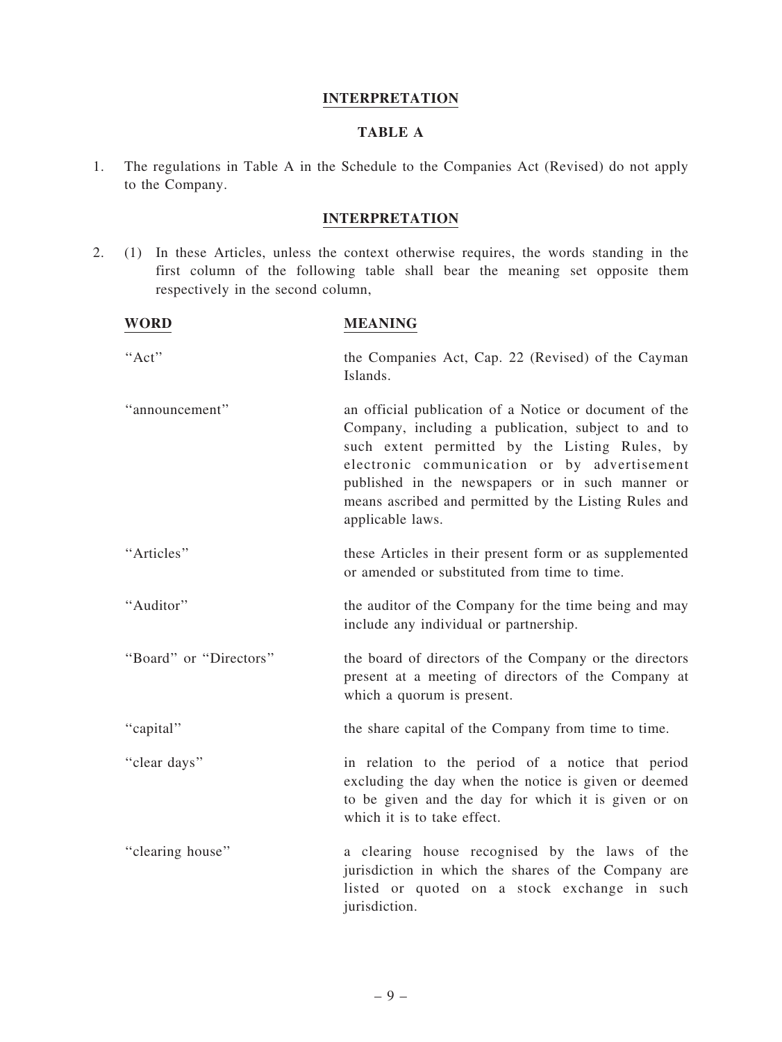## INTERPRETATION

### TABLE A

1. The regulations in Table A in the Schedule to the Companies Act (Revised) do not apply to the Company.

## INTERPRETATION

2. (1) In these Articles, unless the context otherwise requires, the words standing in the first column of the following table shall bear the meaning set opposite them respectively in the second column,

| WORD | MEANING |
|---|---|
| "Act" | the Companies Act, Cap. 22 (Revised) of the Cayman Islands. |
| "announcement" | an official publication of a Notice or document of the Company, including a publication, subject to and to such extent permitted by the Listing Rules, by electronic communication or by advertisement published in the newspapers or in such manner or means ascribed and permitted by the Listing Rules and applicable laws. |
| "Articles" | these Articles in their present form or as supplemented or amended or substituted from time to time. |
| "Auditor" | the auditor of the Company for the time being and may include any individual or partnership. |
| "Board" or "Directors" | the board of directors of the Company or the directors present at a meeting of directors of the Company at which a quorum is present. |
| "capital" | the share capital of the Company from time to time. |
| "clear days" | in relation to the period of a notice that period excluding the day when the notice is given or deemed to be given and the day for which it is given or on which it is to take effect. |
| "clearing house" | a clearing house recognised by the laws of the jurisdiction in which the shares of the Company are listed or quoted on a stock exchange in such jurisdiction. |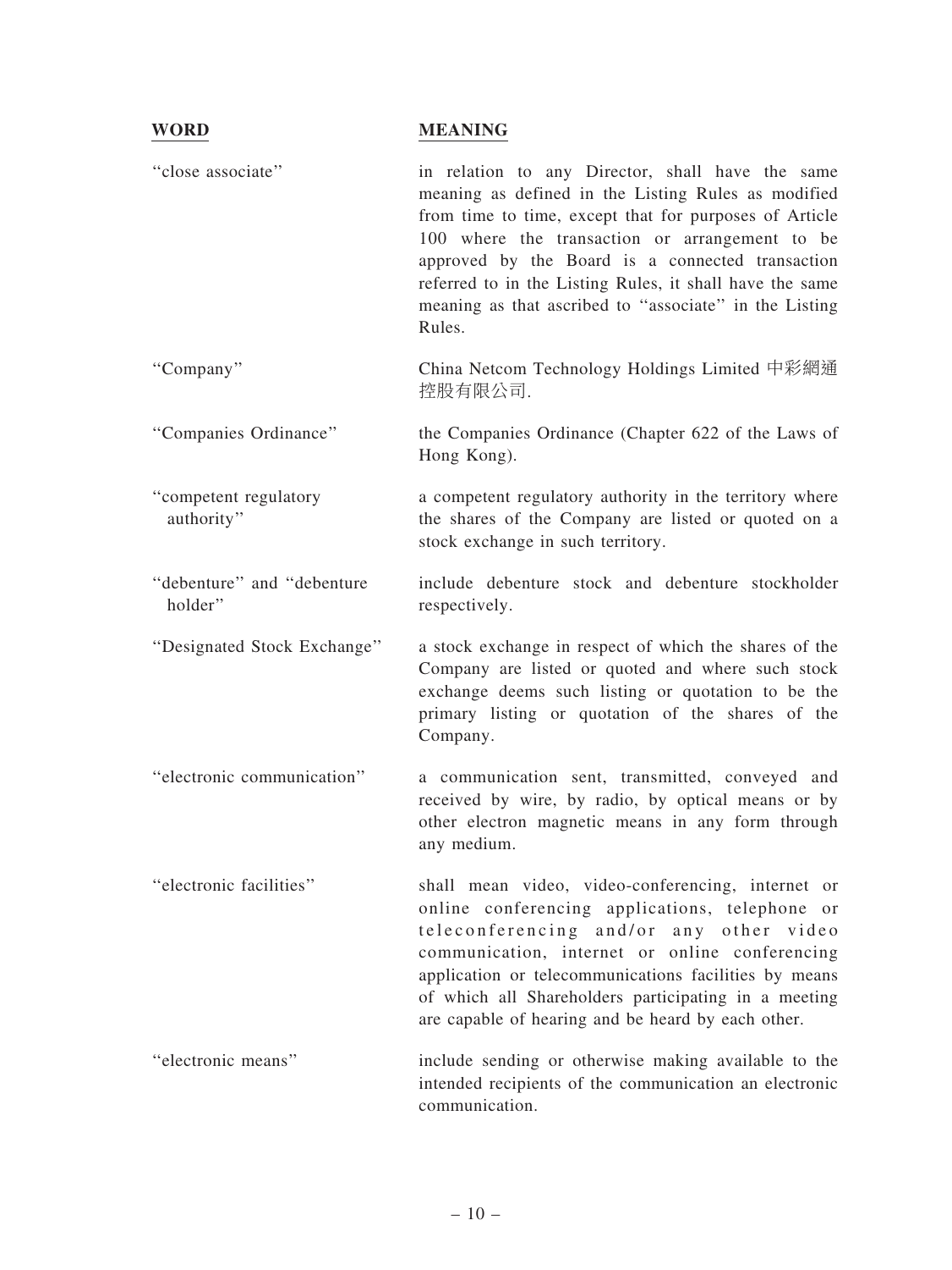| WORD | MEANING |
|---|---|
| "close associate" | in relation to any Director, shall have the same meaning as defined in the Listing Rules as modified from time to time, except that for purposes of Article 100 where the transaction or arrangement to be approved by the Board is a connected transaction referred to in the Listing Rules, it shall have the same meaning as that ascribed to "associate" in the Listing Rules. |
| "Company" | China Netcom Technology Holdings Limited 中彩網通控股有限公司. |
| "Companies Ordinance" | the Companies Ordinance (Chapter 622 of the Laws of Hong Kong). |
| "competent regulatory authority" | a competent regulatory authority in the territory where the shares of the Company are listed or quoted on a stock exchange in such territory. |
| "debenture" and "debenture holder" | include debenture stock and debenture stockholder respectively. |
| "Designated Stock Exchange" | a stock exchange in respect of which the shares of the Company are listed or quoted and where such stock exchange deems such listing or quotation to be the primary listing or quotation of the shares of the Company. |
| "electronic communication" | a communication sent, transmitted, conveyed and received by wire, by radio, by optical means or by other electron magnetic means in any form through any medium. |
| "electronic facilities" | shall mean video, video-conferencing, internet or online conferencing applications, telephone or teleconferencing and/or any other video communication, internet or online conferencing application or telecommunications facilities by means of which all Shareholders participating in a meeting are capable of hearing and be heard by each other. |
| "electronic means" | include sending or otherwise making available to the intended recipients of the communication an electronic communication. |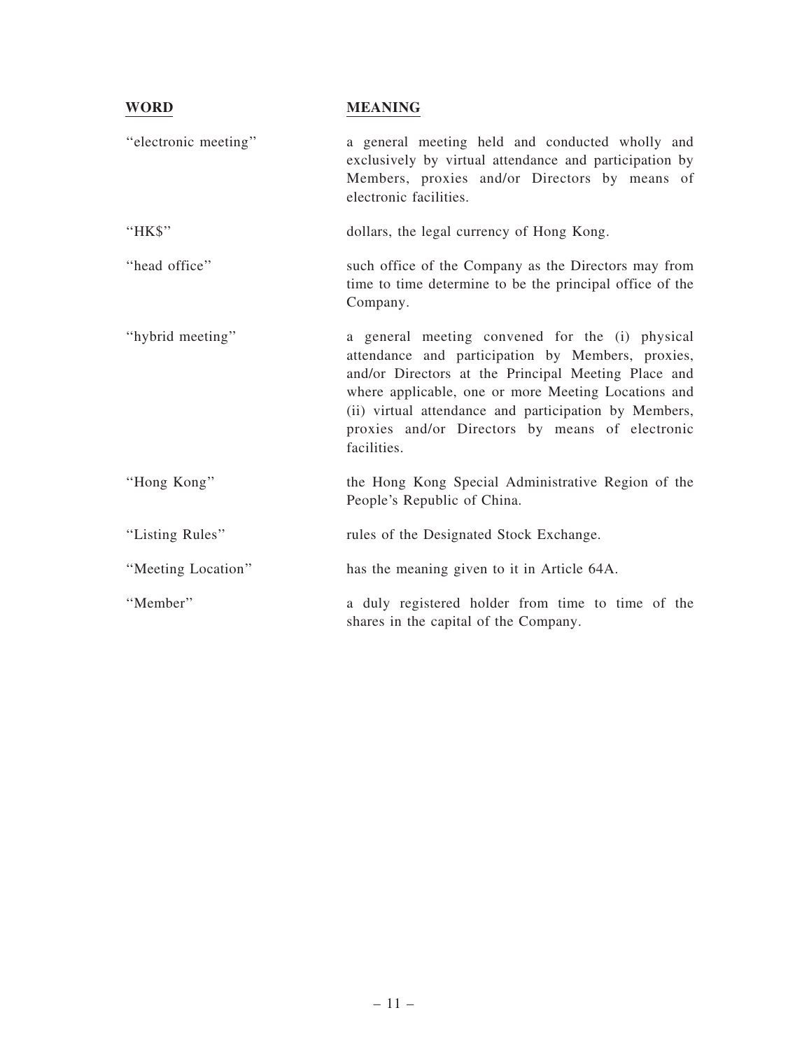| WORD | MEANING |
|---|---|
| "electronic meeting" | a general meeting held and conducted wholly and exclusively by virtual attendance and participation by Members, proxies and/or Directors by means of electronic facilities. |
| "HK$" | dollars, the legal currency of Hong Kong. |
| "head office" | such office of the Company as the Directors may from time to time determine to be the principal office of the Company. |
| "hybrid meeting" | a general meeting convened for the (i) physical attendance and participation by Members, proxies, and/or Directors at the Principal Meeting Place and where applicable, one or more Meeting Locations and (ii) virtual attendance and participation by Members, proxies and/or Directors by means of electronic facilities. |
| "Hong Kong" | the Hong Kong Special Administrative Region of the People's Republic of China. |
| "Listing Rules" | rules of the Designated Stock Exchange. |
| "Meeting Location" | has the meaning given to it in Article 64A. |
| "Member" | a duly registered holder from time to time of the shares in the capital of the Company. |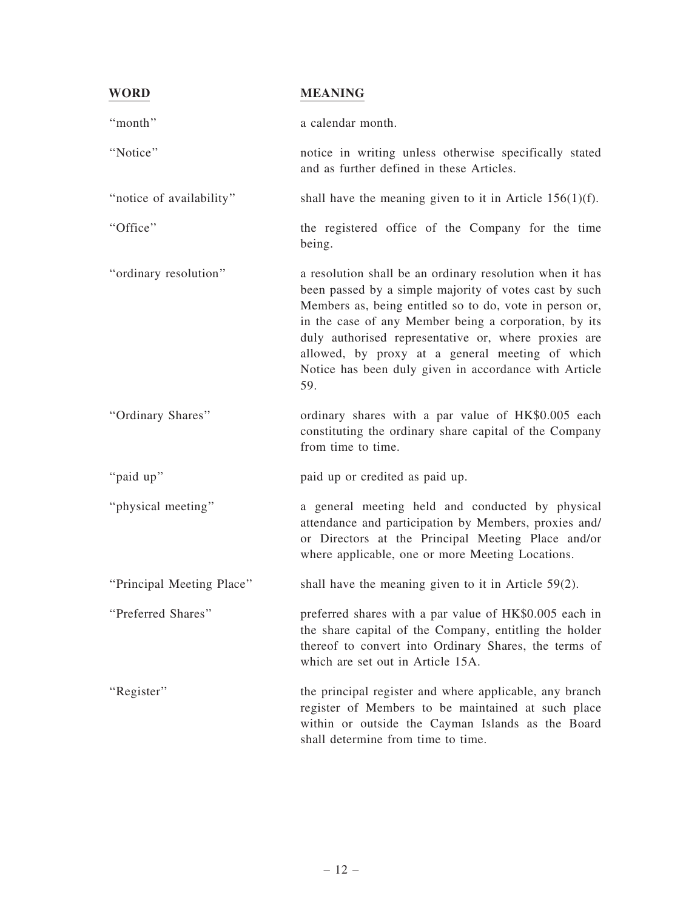| WORD | MEANING |
| --- | --- |
| "month" | a calendar month. |
| "Notice" | notice in writing unless otherwise specifically stated and as further defined in these Articles. |
| "notice of availability" | shall have the meaning given to it in Article 156(1)(f). |
| "Office" | the registered office of the Company for the time being. |
| "ordinary resolution" | a resolution shall be an ordinary resolution when it has been passed by a simple majority of votes cast by such Members as, being entitled so to do, vote in person or, in the case of any Member being a corporation, by its duly authorised representative or, where proxies are allowed, by proxy at a general meeting of which Notice has been duly given in accordance with Article 59. |
| "Ordinary Shares" | ordinary shares with a par value of HK$0.005 each constituting the ordinary share capital of the Company from time to time. |
| "paid up" | paid up or credited as paid up. |
| "physical meeting" | a general meeting held and conducted by physical attendance and participation by Members, proxies and/or Directors at the Principal Meeting Place and/or where applicable, one or more Meeting Locations. |
| "Principal Meeting Place" | shall have the meaning given to it in Article 59(2). |
| "Preferred Shares" | preferred shares with a par value of HK$0.005 each in the share capital of the Company, entitling the holder thereof to convert into Ordinary Shares, the terms of which are set out in Article 15A. |
| "Register" | the principal register and where applicable, any branch register of Members to be maintained at such place within or outside the Cayman Islands as the Board shall determine from time to time. |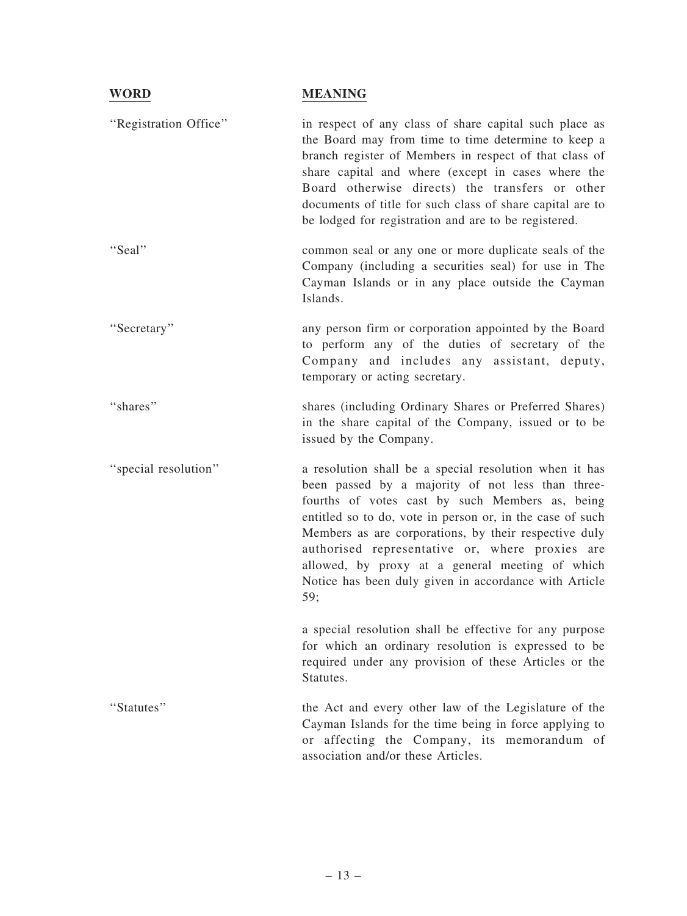| WORD | MEANING |
| --- | --- |
| "Registration Office" | in respect of any class of share capital such place as the Board may from time to time determine to keep a branch register of Members in respect of that class of share capital and where (except in cases where the Board otherwise directs) the transfers or other documents of title for such class of share capital are to be lodged for registration and are to be registered. |
| "Seal" | common seal or any one or more duplicate seals of the Company (including a securities seal) for use in The Cayman Islands or in any place outside the Cayman Islands. |
| "Secretary" | any person firm or corporation appointed by the Board to perform any of the duties of secretary of the Company and includes any assistant, deputy, temporary or acting secretary. |
| "shares" | shares (including Ordinary Shares or Preferred Shares) in the share capital of the Company, issued or to be issued by the Company. |
| "special resolution" | a resolution shall be a special resolution when it has been passed by a majority of not less than three-fourths of votes cast by such Members as, being entitled so to do, vote in person or, in the case of such Members as are corporations, by their respective duly authorised representative or, where proxies are allowed, by proxy at a general meeting of which Notice has been duly given in accordance with Article 59;<br><br>a special resolution shall be effective for any purpose for which an ordinary resolution is expressed to be required under any provision of these Articles or the Statutes. |
| "Statutes" | the Act and every other law of the Legislature of the Cayman Islands for the time being in force applying to or affecting the Company, its memorandum of association and/or these Articles. |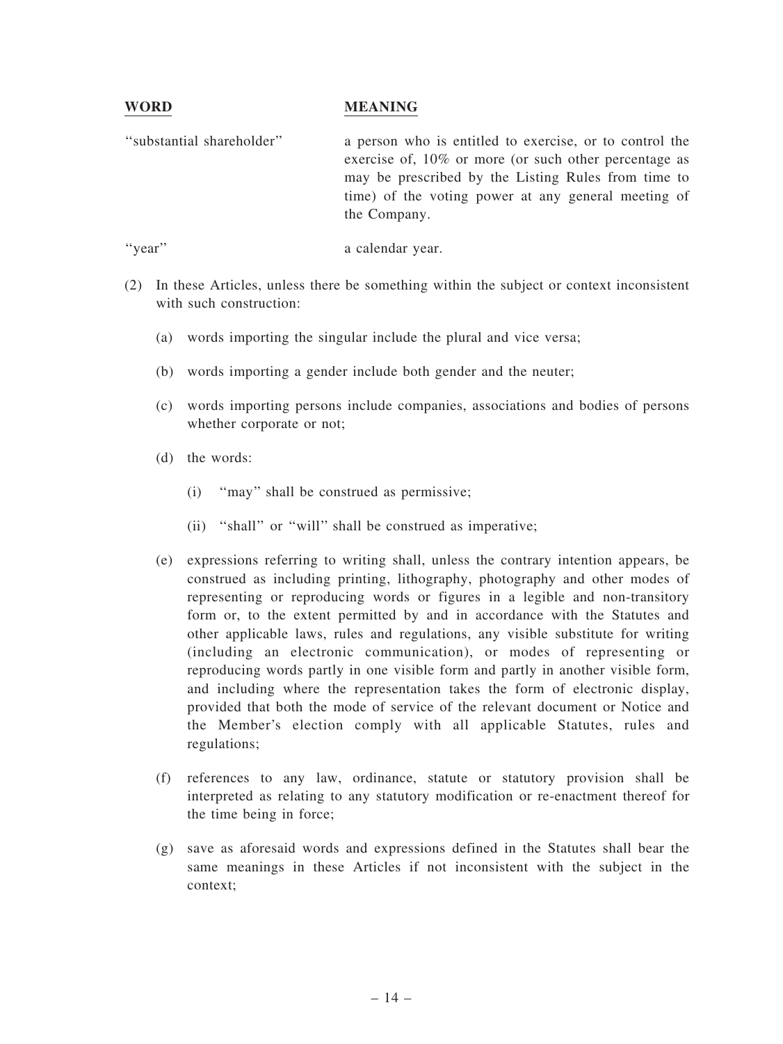| WORD | MEANING |
| --- | --- |
| "substantial shareholder" | a person who is entitled to exercise, or to control the exercise of, 10% or more (or such other percentage as may be prescribed by the Listing Rules from time to time) of the voting power at any general meeting of the Company. |
| "year" | a calendar year. |

(2) In these Articles, unless there be something within the subject or context inconsistent with such construction:

(a) words importing the singular include the plural and vice versa;

(b) words importing a gender include both gender and the neuter;

(c) words importing persons include companies, associations and bodies of persons whether corporate or not;

(d) the words:

(i) "may" shall be construed as permissive;

(ii) "shall" or "will" shall be construed as imperative;

(e) expressions referring to writing shall, unless the contrary intention appears, be construed as including printing, lithography, photography and other modes of representing or reproducing words or figures in a legible and non-transitory form or, to the extent permitted by and in accordance with the Statutes and other applicable laws, rules and regulations, any visible substitute for writing (including an electronic communication), or modes of representing or reproducing words partly in one visible form and partly in another visible form, and including where the representation takes the form of electronic display, provided that both the mode of service of the relevant document or Notice and the Member's election comply with all applicable Statutes, rules and regulations;

(f) references to any law, ordinance, statute or statutory provision shall be interpreted as relating to any statutory modification or re-enactment thereof for the time being in force;

(g) save as aforesaid words and expressions defined in the Statutes shall bear the same meanings in these Articles if not inconsistent with the subject in the context;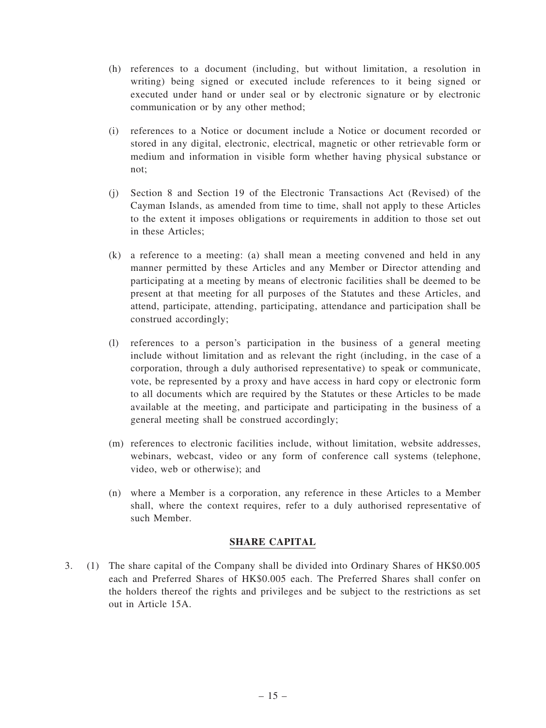(h) references to a document (including, but without limitation, a resolution in writing) being signed or executed include references to it being signed or executed under hand or under seal or by electronic signature or by electronic communication or by any other method;

(i) references to a Notice or document include a Notice or document recorded or stored in any digital, electronic, electrical, magnetic or other retrievable form or medium and information in visible form whether having physical substance or not;

(j) Section 8 and Section 19 of the Electronic Transactions Act (Revised) of the Cayman Islands, as amended from time to time, shall not apply to these Articles to the extent it imposes obligations or requirements in addition to those set out in these Articles;

(k) a reference to a meeting: (a) shall mean a meeting convened and held in any manner permitted by these Articles and any Member or Director attending and participating at a meeting by means of electronic facilities shall be deemed to be present at that meeting for all purposes of the Statutes and these Articles, and attend, participate, attending, participating, attendance and participation shall be construed accordingly;

(l) references to a person's participation in the business of a general meeting include without limitation and as relevant the right (including, in the case of a corporation, through a duly authorised representative) to speak or communicate, vote, be represented by a proxy and have access in hard copy or electronic form to all documents which are required by the Statutes or these Articles to be made available at the meeting, and participate and participating in the business of a general meeting shall be construed accordingly;

(m) references to electronic facilities include, without limitation, website addresses, webinars, webcast, video or any form of conference call systems (telephone, video, web or otherwise); and

(n) where a Member is a corporation, any reference in these Articles to a Member shall, where the context requires, refer to a duly authorised representative of such Member.

## SHARE CAPITAL

3. (1) The share capital of the Company shall be divided into Ordinary Shares of HK$0.005 each and Preferred Shares of HK$0.005 each. The Preferred Shares shall confer on the holders thereof the rights and privileges and be subject to the restrictions as set out in Article 15A.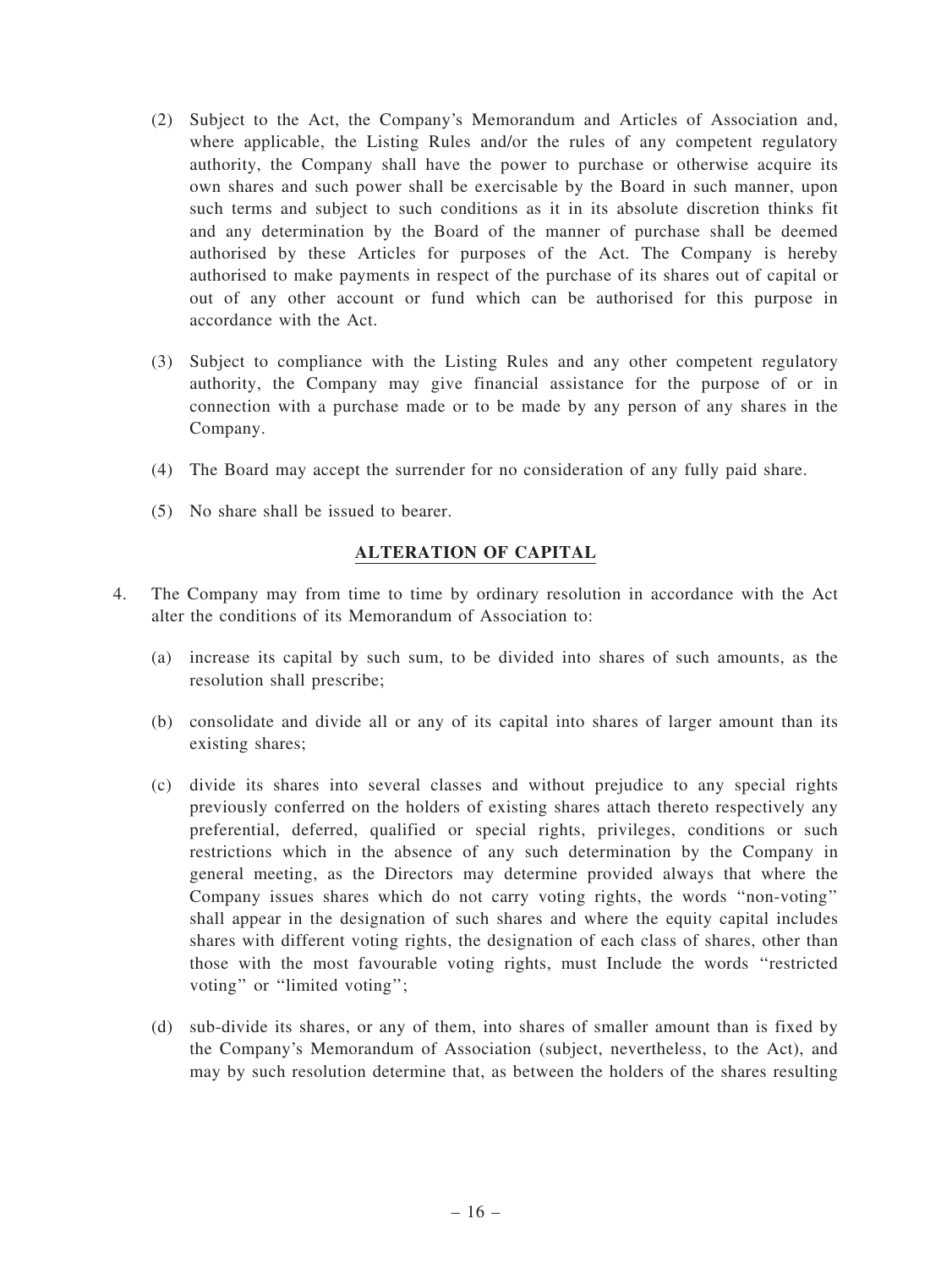(2) Subject to the Act, the Company's Memorandum and Articles of Association and, where applicable, the Listing Rules and/or the rules of any competent regulatory authority, the Company shall have the power to purchase or otherwise acquire its own shares and such power shall be exercisable by the Board in such manner, upon such terms and subject to such conditions as it in its absolute discretion thinks fit and any determination by the Board of the manner of purchase shall be deemed authorised by these Articles for purposes of the Act. The Company is hereby authorised to make payments in respect of the purchase of its shares out of capital or out of any other account or fund which can be authorised for this purpose in accordance with the Act.

(3) Subject to compliance with the Listing Rules and any other competent regulatory authority, the Company may give financial assistance for the purpose of or in connection with a purchase made or to be made by any person of any shares in the Company.

(4) The Board may accept the surrender for no consideration of any fully paid share.

(5) No share shall be issued to bearer.

## ALTERATION OF CAPITAL

4. The Company may from time to time by ordinary resolution in accordance with the Act alter the conditions of its Memorandum of Association to:

   (a) increase its capital by such sum, to be divided into shares of such amounts, as the resolution shall prescribe;

   (b) consolidate and divide all or any of its capital into shares of larger amount than its existing shares;

   (c) divide its shares into several classes and without prejudice to any special rights previously conferred on the holders of existing shares attach thereto respectively any preferential, deferred, qualified or special rights, privileges, conditions or such restrictions which in the absence of any such determination by the Company in general meeting, as the Directors may determine provided always that where the Company issues shares which do not carry voting rights, the words "non-voting" shall appear in the designation of such shares and where the equity capital includes shares with different voting rights, the designation of each class of shares, other than those with the most favourable voting rights, must Include the words "restricted voting" or "limited voting";

   (d) sub-divide its shares, or any of them, into shares of smaller amount than is fixed by the Company's Memorandum of Association (subject, nevertheless, to the Act), and may by such resolution determine that, as between the holders of the shares resulting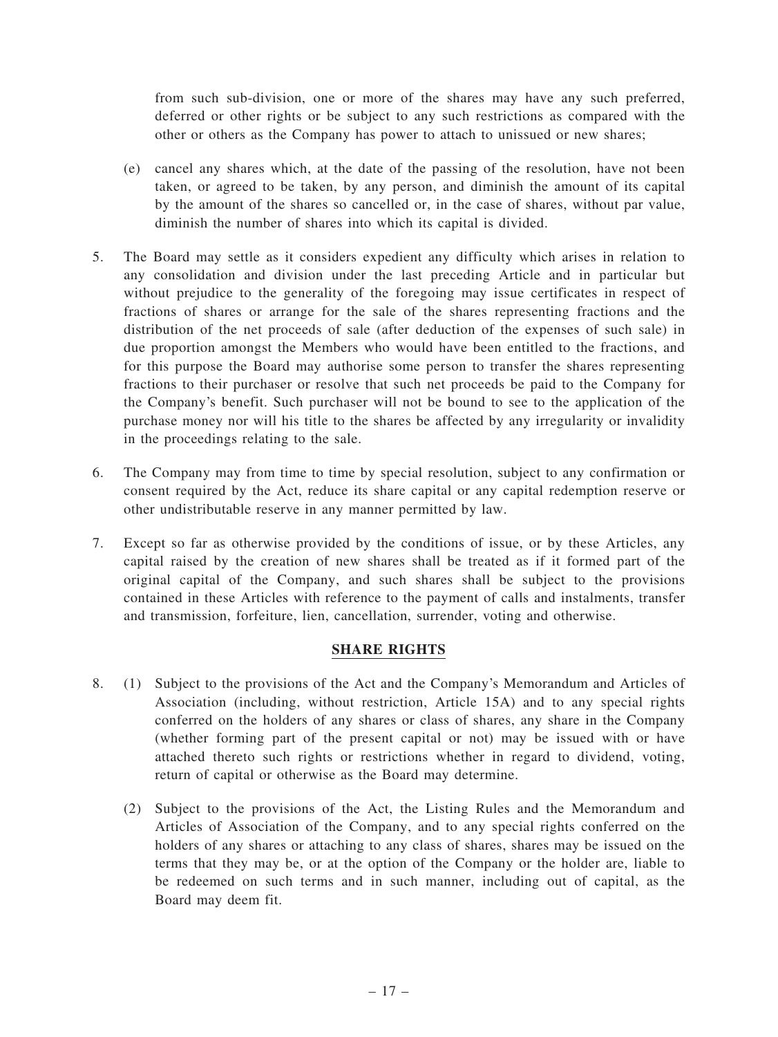from such sub-division, one or more of the shares may have any such preferred, deferred or other rights or be subject to any such restrictions as compared with the other or others as the Company has power to attach to unissued or new shares;

(e) cancel any shares which, at the date of the passing of the resolution, have not been taken, or agreed to be taken, by any person, and diminish the amount of its capital by the amount of the shares so cancelled or, in the case of shares, without par value, diminish the number of shares into which its capital is divided.

5. The Board may settle as it considers expedient any difficulty which arises in relation to any consolidation and division under the last preceding Article and in particular but without prejudice to the generality of the foregoing may issue certificates in respect of fractions of shares or arrange for the sale of the shares representing fractions and the distribution of the net proceeds of sale (after deduction of the expenses of such sale) in due proportion amongst the Members who would have been entitled to the fractions, and for this purpose the Board may authorise some person to transfer the shares representing fractions to their purchaser or resolve that such net proceeds be paid to the Company for the Company's benefit. Such purchaser will not be bound to see to the application of the purchase money nor will his title to the shares be affected by any irregularity or invalidity in the proceedings relating to the sale.

6. The Company may from time to time by special resolution, subject to any confirmation or consent required by the Act, reduce its share capital or any capital redemption reserve or other undistributable reserve in any manner permitted by law.

7. Except so far as otherwise provided by the conditions of issue, or by these Articles, any capital raised by the creation of new shares shall be treated as if it formed part of the original capital of the Company, and such shares shall be subject to the provisions contained in these Articles with reference to the payment of calls and instalments, transfer and transmission, forfeiture, lien, cancellation, surrender, voting and otherwise.

## SHARE RIGHTS

8. (1) Subject to the provisions of the Act and the Company's Memorandum and Articles of Association (including, without restriction, Article 15A) and to any special rights conferred on the holders of any shares or class of shares, any share in the Company (whether forming part of the present capital or not) may be issued with or have attached thereto such rights or restrictions whether in regard to dividend, voting, return of capital or otherwise as the Board may determine.

   (2) Subject to the provisions of the Act, the Listing Rules and the Memorandum and Articles of Association of the Company, and to any special rights conferred on the holders of any shares or attaching to any class of shares, shares may be issued on the terms that they may be, or at the option of the Company or the holder are, liable to be redeemed on such terms and in such manner, including out of capital, as the Board may deem fit.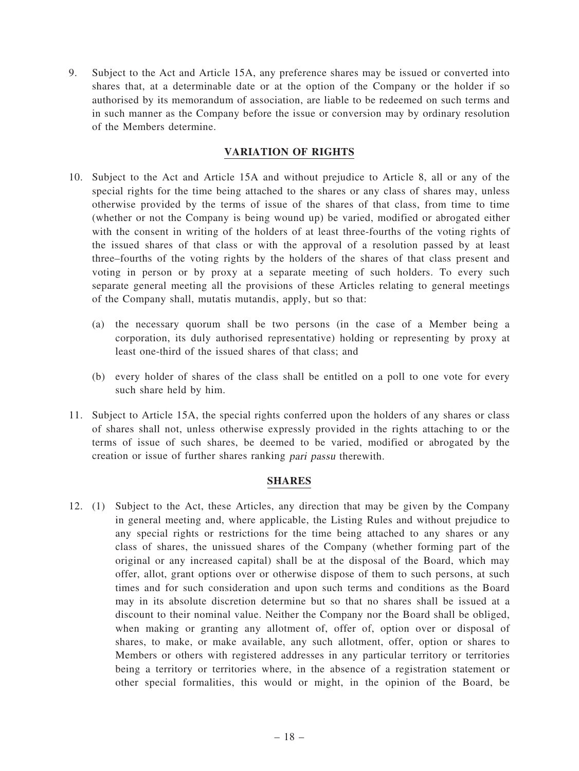9. Subject to the Act and Article 15A, any preference shares may be issued or converted into shares that, at a determinable date or at the option of the Company or the holder if so authorised by its memorandum of association, are liable to be redeemed on such terms and in such manner as the Company before the issue or conversion may by ordinary resolution of the Members determine.

## VARIATION OF RIGHTS

10. Subject to the Act and Article 15A and without prejudice to Article 8, all or any of the special rights for the time being attached to the shares or any class of shares may, unless otherwise provided by the terms of issue of the shares of that class, from time to time (whether or not the Company is being wound up) be varied, modified or abrogated either with the consent in writing of the holders of at least three-fourths of the voting rights of the issued shares of that class or with the approval of a resolution passed by at least three–fourths of the voting rights by the holders of the shares of that class present and voting in person or by proxy at a separate meeting of such holders. To every such separate general meeting all the provisions of these Articles relating to general meetings of the Company shall, mutatis mutandis, apply, but so that:

    (a) the necessary quorum shall be two persons (in the case of a Member being a corporation, its duly authorised representative) holding or representing by proxy at least one-third of the issued shares of that class; and

    (b) every holder of shares of the class shall be entitled on a poll to one vote for every such share held by him.

11. Subject to Article 15A, the special rights conferred upon the holders of any shares or class of shares shall not, unless otherwise expressly provided in the rights attaching to or the terms of issue of such shares, be deemed to be varied, modified or abrogated by the creation or issue of further shares ranking *pari passu* therewith.

## SHARES

12. (1) Subject to the Act, these Articles, any direction that may be given by the Company in general meeting and, where applicable, the Listing Rules and without prejudice to any special rights or restrictions for the time being attached to any shares or any class of shares, the unissued shares of the Company (whether forming part of the original or any increased capital) shall be at the disposal of the Board, which may offer, allot, grant options over or otherwise dispose of them to such persons, at such times and for such consideration and upon such terms and conditions as the Board may in its absolute discretion determine but so that no shares shall be issued at a discount to their nominal value. Neither the Company nor the Board shall be obliged, when making or granting any allotment of, offer of, option over or disposal of shares, to make, or make available, any such allotment, offer, option or shares to Members or others with registered addresses in any particular territory or territories being a territory or territories where, in the absence of a registration statement or other special formalities, this would or might, in the opinion of the Board, be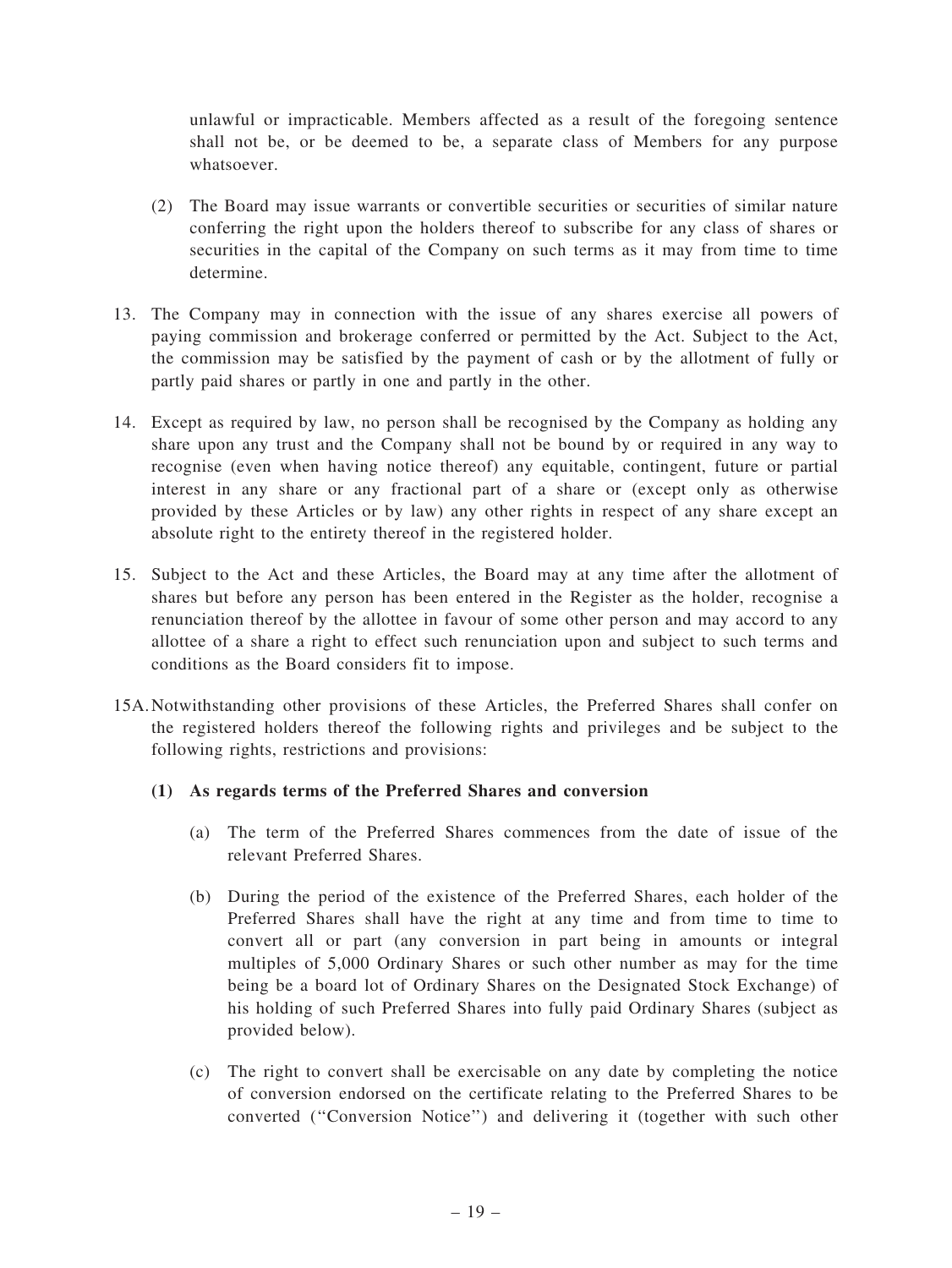unlawful or impracticable. Members affected as a result of the foregoing sentence shall not be, or be deemed to be, a separate class of Members for any purpose whatsoever.

(2) The Board may issue warrants or convertible securities or securities of similar nature conferring the right upon the holders thereof to subscribe for any class of shares or securities in the capital of the Company on such terms as it may from time to time determine.

13. The Company may in connection with the issue of any shares exercise all powers of paying commission and brokerage conferred or permitted by the Act. Subject to the Act, the commission may be satisfied by the payment of cash or by the allotment of fully or partly paid shares or partly in one and partly in the other.

14. Except as required by law, no person shall be recognised by the Company as holding any share upon any trust and the Company shall not be bound by or required in any way to recognise (even when having notice thereof) any equitable, contingent, future or partial interest in any share or any fractional part of a share or (except only as otherwise provided by these Articles or by law) any other rights in respect of any share except an absolute right to the entirety thereof in the registered holder.

15. Subject to the Act and these Articles, the Board may at any time after the allotment of shares but before any person has been entered in the Register as the holder, recognise a renunciation thereof by the allottee in favour of some other person and may accord to any allottee of a share a right to effect such renunciation upon and subject to such terms and conditions as the Board considers fit to impose.

15A. Notwithstanding other provisions of these Articles, the Preferred Shares shall confer on the registered holders thereof the following rights and privileges and be subject to the following rights, restrictions and provisions:

**(1) As regards terms of the Preferred Shares and conversion**

(a) The term of the Preferred Shares commences from the date of issue of the relevant Preferred Shares.

(b) During the period of the existence of the Preferred Shares, each holder of the Preferred Shares shall have the right at any time and from time to time to convert all or part (any conversion in part being in amounts or integral multiples of 5,000 Ordinary Shares or such other number as may for the time being be a board lot of Ordinary Shares on the Designated Stock Exchange) of his holding of such Preferred Shares into fully paid Ordinary Shares (subject as provided below).

(c) The right to convert shall be exercisable on any date by completing the notice of conversion endorsed on the certificate relating to the Preferred Shares to be converted ("Conversion Notice") and delivering it (together with such other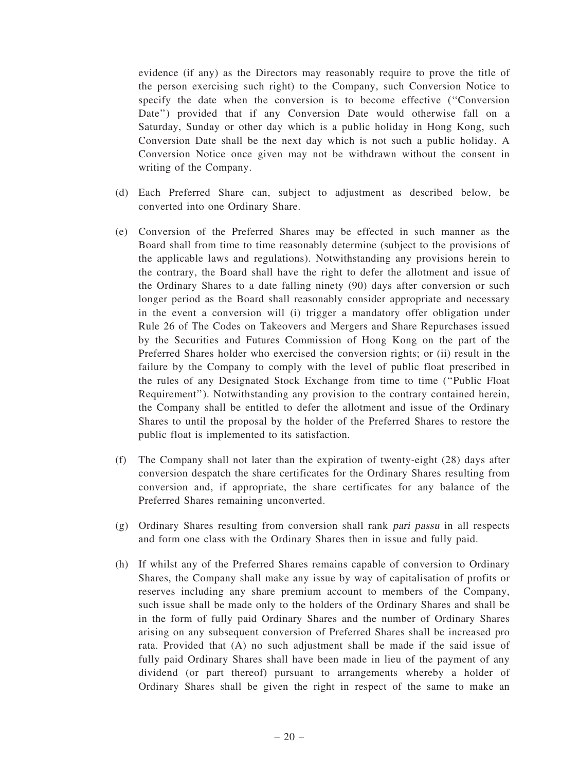evidence (if any) as the Directors may reasonably require to prove the title of the person exercising such right) to the Company, such Conversion Notice to specify the date when the conversion is to become effective ("Conversion Date") provided that if any Conversion Date would otherwise fall on a Saturday, Sunday or other day which is a public holiday in Hong Kong, such Conversion Date shall be the next day which is not such a public holiday. A Conversion Notice once given may not be withdrawn without the consent in writing of the Company.

(d) Each Preferred Share can, subject to adjustment as described below, be converted into one Ordinary Share.

(e) Conversion of the Preferred Shares may be effected in such manner as the Board shall from time to time reasonably determine (subject to the provisions of the applicable laws and regulations). Notwithstanding any provisions herein to the contrary, the Board shall have the right to defer the allotment and issue of the Ordinary Shares to a date falling ninety (90) days after conversion or such longer period as the Board shall reasonably consider appropriate and necessary in the event a conversion will (i) trigger a mandatory offer obligation under Rule 26 of The Codes on Takeovers and Mergers and Share Repurchases issued by the Securities and Futures Commission of Hong Kong on the part of the Preferred Shares holder who exercised the conversion rights; or (ii) result in the failure by the Company to comply with the level of public float prescribed in the rules of any Designated Stock Exchange from time to time ("Public Float Requirement"). Notwithstanding any provision to the contrary contained herein, the Company shall be entitled to defer the allotment and issue of the Ordinary Shares to until the proposal by the holder of the Preferred Shares to restore the public float is implemented to its satisfaction.

(f) The Company shall not later than the expiration of twenty-eight (28) days after conversion despatch the share certificates for the Ordinary Shares resulting from conversion and, if appropriate, the share certificates for any balance of the Preferred Shares remaining unconverted.

(g) Ordinary Shares resulting from conversion shall rank *pari passu* in all respects and form one class with the Ordinary Shares then in issue and fully paid.

(h) If whilst any of the Preferred Shares remains capable of conversion to Ordinary Shares, the Company shall make any issue by way of capitalisation of profits or reserves including any share premium account to members of the Company, such issue shall be made only to the holders of the Ordinary Shares and shall be in the form of fully paid Ordinary Shares and the number of Ordinary Shares arising on any subsequent conversion of Preferred Shares shall be increased pro rata. Provided that (A) no such adjustment shall be made if the said issue of fully paid Ordinary Shares shall have been made in lieu of the payment of any dividend (or part thereof) pursuant to arrangements whereby a holder of Ordinary Shares shall be given the right in respect of the same to make an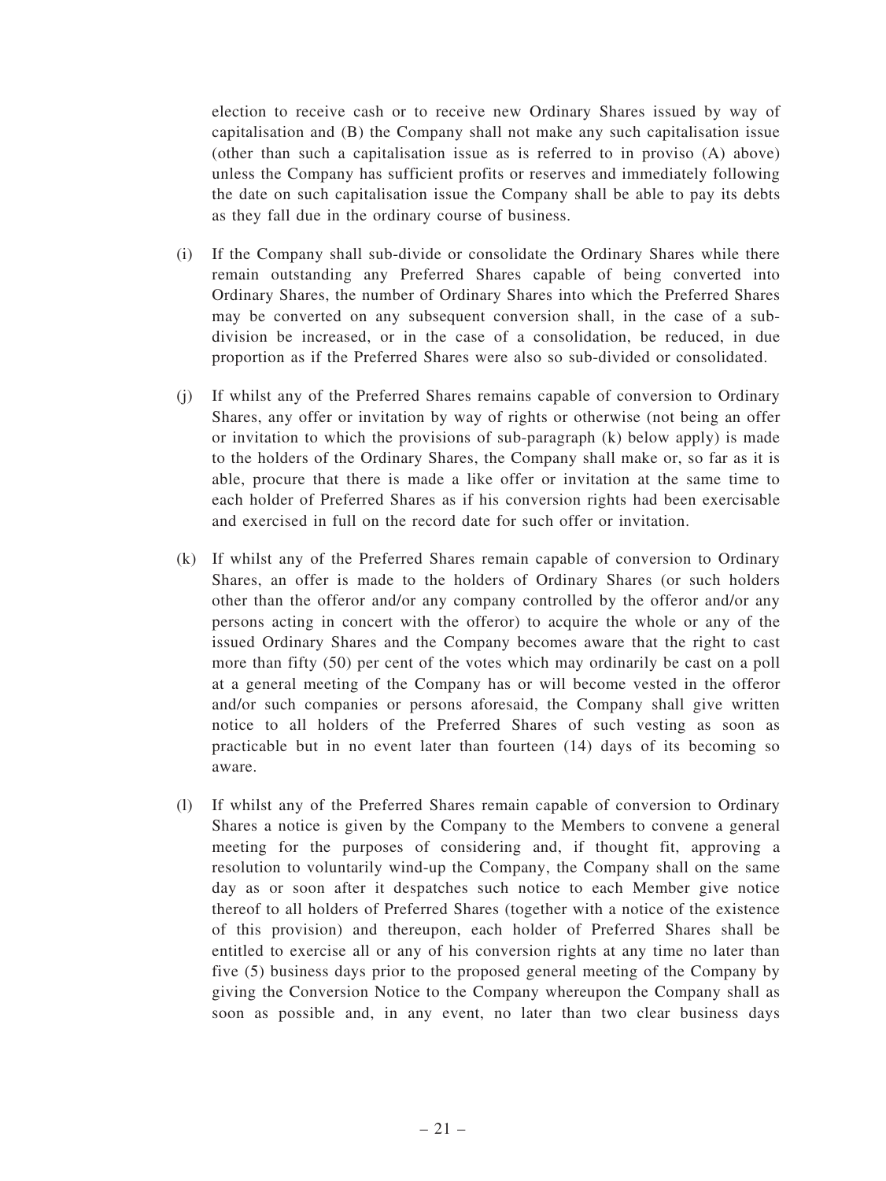election to receive cash or to receive new Ordinary Shares issued by way of capitalisation and (B) the Company shall not make any such capitalisation issue (other than such a capitalisation issue as is referred to in proviso (A) above) unless the Company has sufficient profits or reserves and immediately following the date on such capitalisation issue the Company shall be able to pay its debts as they fall due in the ordinary course of business.

(i) If the Company shall sub-divide or consolidate the Ordinary Shares while there remain outstanding any Preferred Shares capable of being converted into Ordinary Shares, the number of Ordinary Shares into which the Preferred Shares may be converted on any subsequent conversion shall, in the case of a sub-division be increased, or in the case of a consolidation, be reduced, in due proportion as if the Preferred Shares were also so sub-divided or consolidated.

(j) If whilst any of the Preferred Shares remains capable of conversion to Ordinary Shares, any offer or invitation by way of rights or otherwise (not being an offer or invitation to which the provisions of sub-paragraph (k) below apply) is made to the holders of the Ordinary Shares, the Company shall make or, so far as it is able, procure that there is made a like offer or invitation at the same time to each holder of Preferred Shares as if his conversion rights had been exercisable and exercised in full on the record date for such offer or invitation.

(k) If whilst any of the Preferred Shares remain capable of conversion to Ordinary Shares, an offer is made to the holders of Ordinary Shares (or such holders other than the offeror and/or any company controlled by the offeror and/or any persons acting in concert with the offeror) to acquire the whole or any of the issued Ordinary Shares and the Company becomes aware that the right to cast more than fifty (50) per cent of the votes which may ordinarily be cast on a poll at a general meeting of the Company has or will become vested in the offeror and/or such companies or persons aforesaid, the Company shall give written notice to all holders of the Preferred Shares of such vesting as soon as practicable but in no event later than fourteen (14) days of its becoming so aware.

(l) If whilst any of the Preferred Shares remain capable of conversion to Ordinary Shares a notice is given by the Company to the Members to convene a general meeting for the purposes of considering and, if thought fit, approving a resolution to voluntarily wind-up the Company, the Company shall on the same day as or soon after it despatches such notice to each Member give notice thereof to all holders of Preferred Shares (together with a notice of the existence of this provision) and thereupon, each holder of Preferred Shares shall be entitled to exercise all or any of his conversion rights at any time no later than five (5) business days prior to the proposed general meeting of the Company by giving the Conversion Notice to the Company whereupon the Company shall as soon as possible and, in any event, no later than two clear business days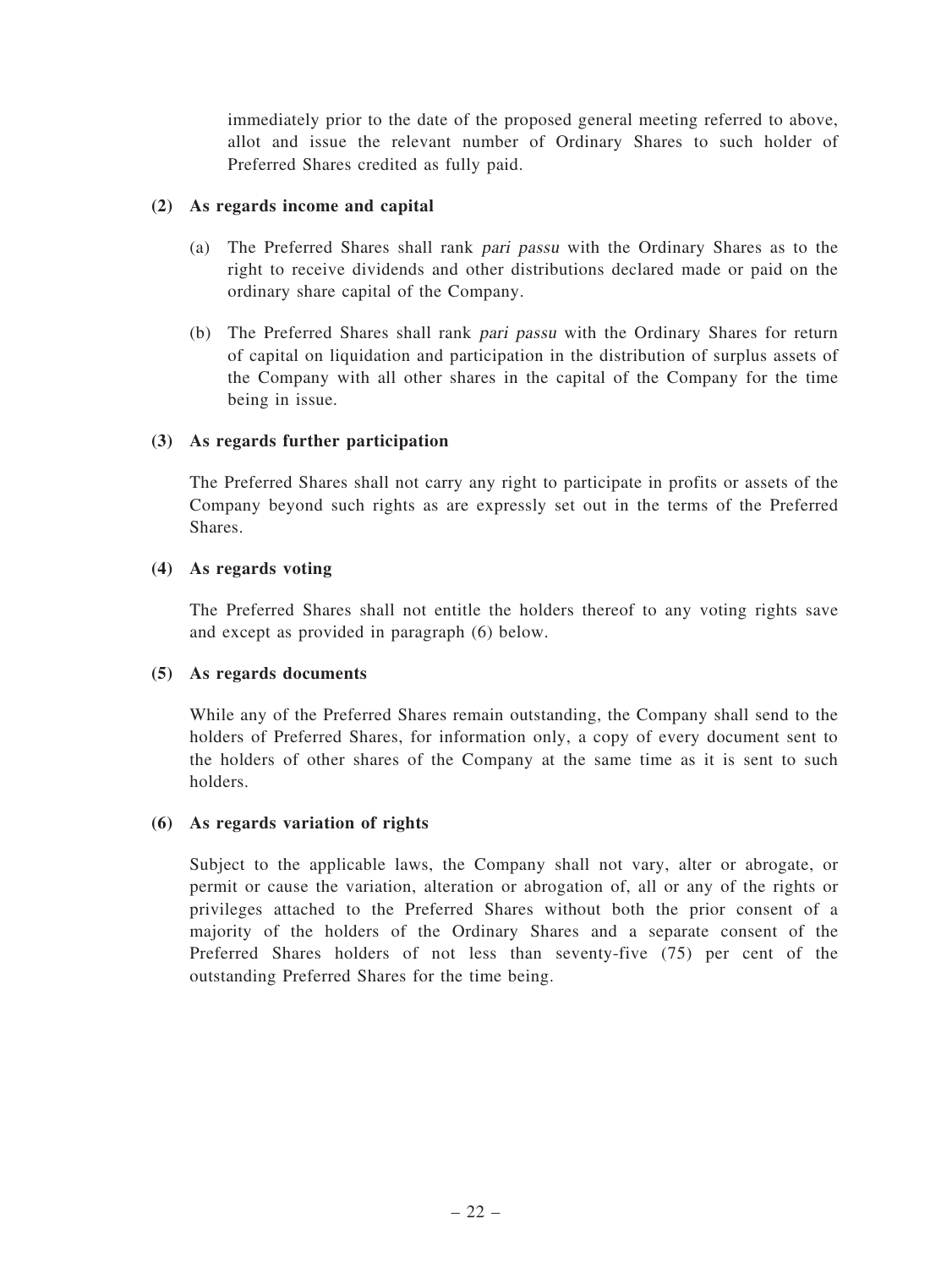immediately prior to the date of the proposed general meeting referred to above, allot and issue the relevant number of Ordinary Shares to such holder of Preferred Shares credited as fully paid.

**(2) As regards income and capital**

(a) The Preferred Shares shall rank *pari passu* with the Ordinary Shares as to the right to receive dividends and other distributions declared made or paid on the ordinary share capital of the Company.

(b) The Preferred Shares shall rank *pari passu* with the Ordinary Shares for return of capital on liquidation and participation in the distribution of surplus assets of the Company with all other shares in the capital of the Company for the time being in issue.

**(3) As regards further participation**

The Preferred Shares shall not carry any right to participate in profits or assets of the Company beyond such rights as are expressly set out in the terms of the Preferred Shares.

**(4) As regards voting**

The Preferred Shares shall not entitle the holders thereof to any voting rights save and except as provided in paragraph (6) below.

**(5) As regards documents**

While any of the Preferred Shares remain outstanding, the Company shall send to the holders of Preferred Shares, for information only, a copy of every document sent to the holders of other shares of the Company at the same time as it is sent to such holders.

**(6) As regards variation of rights**

Subject to the applicable laws, the Company shall not vary, alter or abrogate, or permit or cause the variation, alteration or abrogation of, all or any of the rights or privileges attached to the Preferred Shares without both the prior consent of a majority of the holders of the Ordinary Shares and a separate consent of the Preferred Shares holders of not less than seventy-five (75) per cent of the outstanding Preferred Shares for the time being.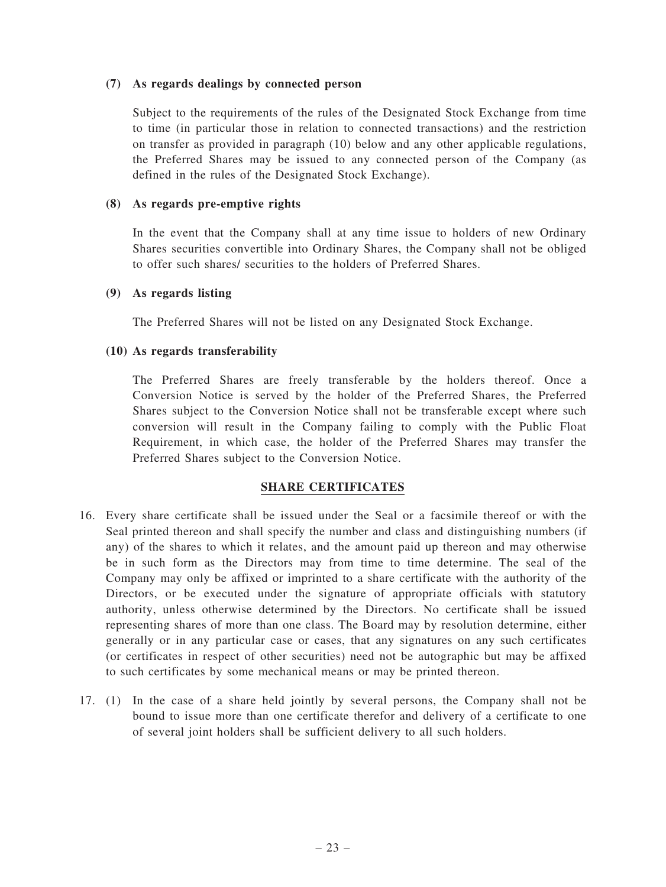**(7) As regards dealings by connected person**

Subject to the requirements of the rules of the Designated Stock Exchange from time to time (in particular those in relation to connected transactions) and the restriction on transfer as provided in paragraph (10) below and any other applicable regulations, the Preferred Shares may be issued to any connected person of the Company (as defined in the rules of the Designated Stock Exchange).

**(8) As regards pre-emptive rights**

In the event that the Company shall at any time issue to holders of new Ordinary Shares securities convertible into Ordinary Shares, the Company shall not be obliged to offer such shares/ securities to the holders of Preferred Shares.

**(9) As regards listing**

The Preferred Shares will not be listed on any Designated Stock Exchange.

**(10) As regards transferability**

The Preferred Shares are freely transferable by the holders thereof. Once a Conversion Notice is served by the holder of the Preferred Shares, the Preferred Shares subject to the Conversion Notice shall not be transferable except where such conversion will result in the Company failing to comply with the Public Float Requirement, in which case, the holder of the Preferred Shares may transfer the Preferred Shares subject to the Conversion Notice.

## SHARE CERTIFICATES

16. Every share certificate shall be issued under the Seal or a facsimile thereof or with the Seal printed thereon and shall specify the number and class and distinguishing numbers (if any) of the shares to which it relates, and the amount paid up thereon and may otherwise be in such form as the Directors may from time to time determine. The seal of the Company may only be affixed or imprinted to a share certificate with the authority of the Directors, or be executed under the signature of appropriate officials with statutory authority, unless otherwise determined by the Directors. No certificate shall be issued representing shares of more than one class. The Board may by resolution determine, either generally or in any particular case or cases, that any signatures on any such certificates (or certificates in respect of other securities) need not be autographic but may be affixed to such certificates by some mechanical means or may be printed thereon.

17. (1) In the case of a share held jointly by several persons, the Company shall not be bound to issue more than one certificate therefor and delivery of a certificate to one of several joint holders shall be sufficient delivery to all such holders.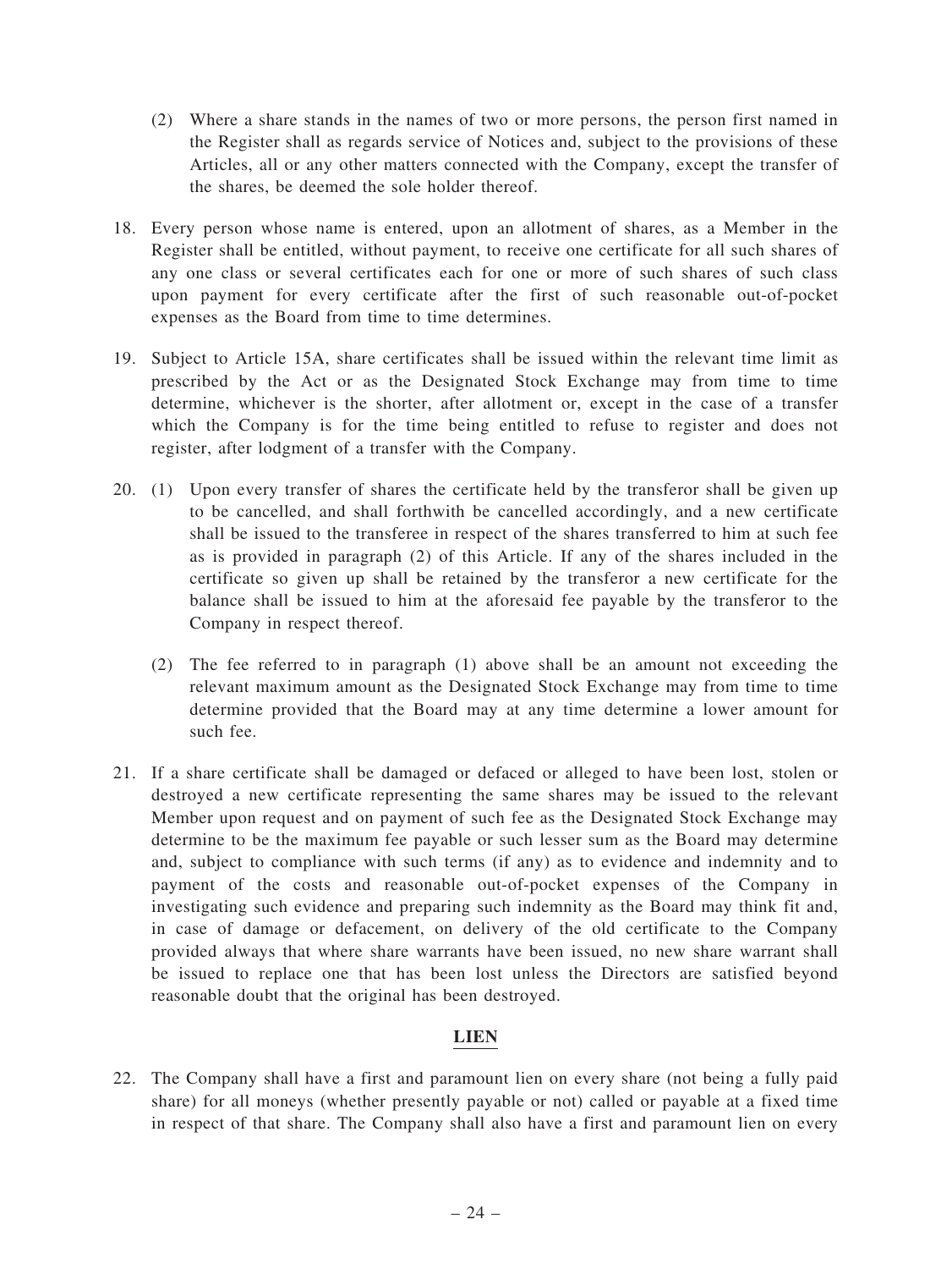(2) Where a share stands in the names of two or more persons, the person first named in the Register shall as regards service of Notices and, subject to the provisions of these Articles, all or any other matters connected with the Company, except the transfer of the shares, be deemed the sole holder thereof.

18. Every person whose name is entered, upon an allotment of shares, as a Member in the Register shall be entitled, without payment, to receive one certificate for all such shares of any one class or several certificates each for one or more of such shares of such class upon payment for every certificate after the first of such reasonable out-of-pocket expenses as the Board from time to time determines.

19. Subject to Article 15A, share certificates shall be issued within the relevant time limit as prescribed by the Act or as the Designated Stock Exchange may from time to time determine, whichever is the shorter, after allotment or, except in the case of a transfer which the Company is for the time being entitled to refuse to register and does not register, after lodgment of a transfer with the Company.

20. (1) Upon every transfer of shares the certificate held by the transferor shall be given up to be cancelled, and shall forthwith be cancelled accordingly, and a new certificate shall be issued to the transferee in respect of the shares transferred to him at such fee as is provided in paragraph (2) of this Article. If any of the shares included in the certificate so given up shall be retained by the transferor a new certificate for the balance shall be issued to him at the aforesaid fee payable by the transferor to the Company in respect thereof.

(2) The fee referred to in paragraph (1) above shall be an amount not exceeding the relevant maximum amount as the Designated Stock Exchange may from time to time determine provided that the Board may at any time determine a lower amount for such fee.

21. If a share certificate shall be damaged or defaced or alleged to have been lost, stolen or destroyed a new certificate representing the same shares may be issued to the relevant Member upon request and on payment of such fee as the Designated Stock Exchange may determine to be the maximum fee payable or such lesser sum as the Board may determine and, subject to compliance with such terms (if any) as to evidence and indemnity and to payment of the costs and reasonable out-of-pocket expenses of the Company in investigating such evidence and preparing such indemnity as the Board may think fit and, in case of damage or defacement, on delivery of the old certificate to the Company provided always that where share warrants have been issued, no new share warrant shall be issued to replace one that has been lost unless the Directors are satisfied beyond reasonable doubt that the original has been destroyed.

## LIEN

22. The Company shall have a first and paramount lien on every share (not being a fully paid share) for all moneys (whether presently payable or not) called or payable at a fixed time in respect of that share. The Company shall also have a first and paramount lien on every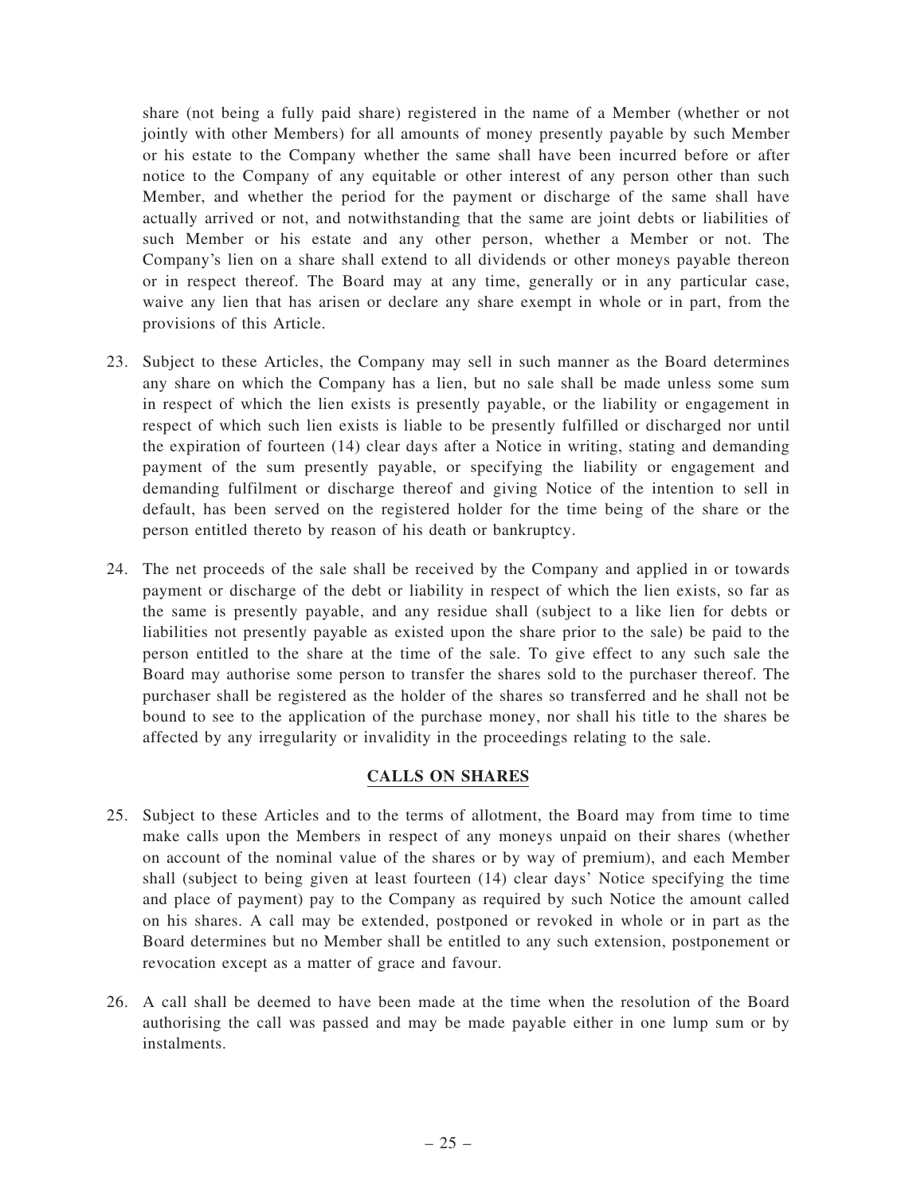share (not being a fully paid share) registered in the name of a Member (whether or not jointly with other Members) for all amounts of money presently payable by such Member or his estate to the Company whether the same shall have been incurred before or after notice to the Company of any equitable or other interest of any person other than such Member, and whether the period for the payment or discharge of the same shall have actually arrived or not, and notwithstanding that the same are joint debts or liabilities of such Member or his estate and any other person, whether a Member or not. The Company's lien on a share shall extend to all dividends or other moneys payable thereon or in respect thereof. The Board may at any time, generally or in any particular case, waive any lien that has arisen or declare any share exempt in whole or in part, from the provisions of this Article.

23. Subject to these Articles, the Company may sell in such manner as the Board determines any share on which the Company has a lien, but no sale shall be made unless some sum in respect of which the lien exists is presently payable, or the liability or engagement in respect of which such lien exists is liable to be presently fulfilled or discharged nor until the expiration of fourteen (14) clear days after a Notice in writing, stating and demanding payment of the sum presently payable, or specifying the liability or engagement and demanding fulfilment or discharge thereof and giving Notice of the intention to sell in default, has been served on the registered holder for the time being of the share or the person entitled thereto by reason of his death or bankruptcy.

24. The net proceeds of the sale shall be received by the Company and applied in or towards payment or discharge of the debt or liability in respect of which the lien exists, so far as the same is presently payable, and any residue shall (subject to a like lien for debts or liabilities not presently payable as existed upon the share prior to the sale) be paid to the person entitled to the share at the time of the sale. To give effect to any such sale the Board may authorise some person to transfer the shares sold to the purchaser thereof. The purchaser shall be registered as the holder of the shares so transferred and he shall not be bound to see to the application of the purchase money, nor shall his title to the shares be affected by any irregularity or invalidity in the proceedings relating to the sale.

## CALLS ON SHARES

25. Subject to these Articles and to the terms of allotment, the Board may from time to time make calls upon the Members in respect of any moneys unpaid on their shares (whether on account of the nominal value of the shares or by way of premium), and each Member shall (subject to being given at least fourteen (14) clear days' Notice specifying the time and place of payment) pay to the Company as required by such Notice the amount called on his shares. A call may be extended, postponed or revoked in whole or in part as the Board determines but no Member shall be entitled to any such extension, postponement or revocation except as a matter of grace and favour.

26. A call shall be deemed to have been made at the time when the resolution of the Board authorising the call was passed and may be made payable either in one lump sum or by instalments.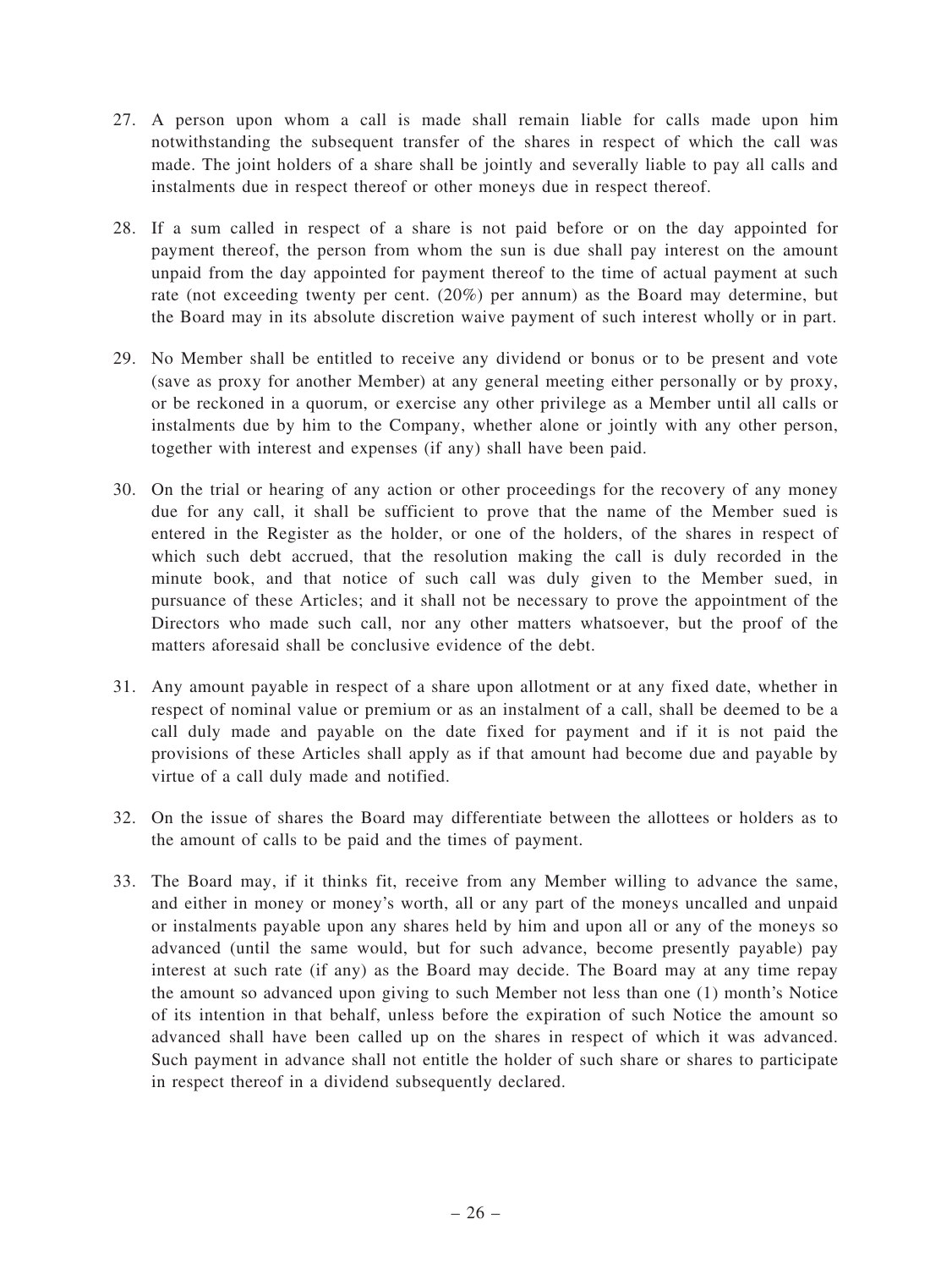27. A person upon whom a call is made shall remain liable for calls made upon him notwithstanding the subsequent transfer of the shares in respect of which the call was made. The joint holders of a share shall be jointly and severally liable to pay all calls and instalments due in respect thereof or other moneys due in respect thereof.

28. If a sum called in respect of a share is not paid before or on the day appointed for payment thereof, the person from whom the sun is due shall pay interest on the amount unpaid from the day appointed for payment thereof to the time of actual payment at such rate (not exceeding twenty per cent. (20%) per annum) as the Board may determine, but the Board may in its absolute discretion waive payment of such interest wholly or in part.

29. No Member shall be entitled to receive any dividend or bonus or to be present and vote (save as proxy for another Member) at any general meeting either personally or by proxy, or be reckoned in a quorum, or exercise any other privilege as a Member until all calls or instalments due by him to the Company, whether alone or jointly with any other person, together with interest and expenses (if any) shall have been paid.

30. On the trial or hearing of any action or other proceedings for the recovery of any money due for any call, it shall be sufficient to prove that the name of the Member sued is entered in the Register as the holder, or one of the holders, of the shares in respect of which such debt accrued, that the resolution making the call is duly recorded in the minute book, and that notice of such call was duly given to the Member sued, in pursuance of these Articles; and it shall not be necessary to prove the appointment of the Directors who made such call, nor any other matters whatsoever, but the proof of the matters aforesaid shall be conclusive evidence of the debt.

31. Any amount payable in respect of a share upon allotment or at any fixed date, whether in respect of nominal value or premium or as an instalment of a call, shall be deemed to be a call duly made and payable on the date fixed for payment and if it is not paid the provisions of these Articles shall apply as if that amount had become due and payable by virtue of a call duly made and notified.

32. On the issue of shares the Board may differentiate between the allottees or holders as to the amount of calls to be paid and the times of payment.

33. The Board may, if it thinks fit, receive from any Member willing to advance the same, and either in money or money's worth, all or any part of the moneys uncalled and unpaid or instalments payable upon any shares held by him and upon all or any of the moneys so advanced (until the same would, but for such advance, become presently payable) pay interest at such rate (if any) as the Board may decide. The Board may at any time repay the amount so advanced upon giving to such Member not less than one (1) month's Notice of its intention in that behalf, unless before the expiration of such Notice the amount so advanced shall have been called up on the shares in respect of which it was advanced. Such payment in advance shall not entitle the holder of such share or shares to participate in respect thereof in a dividend subsequently declared.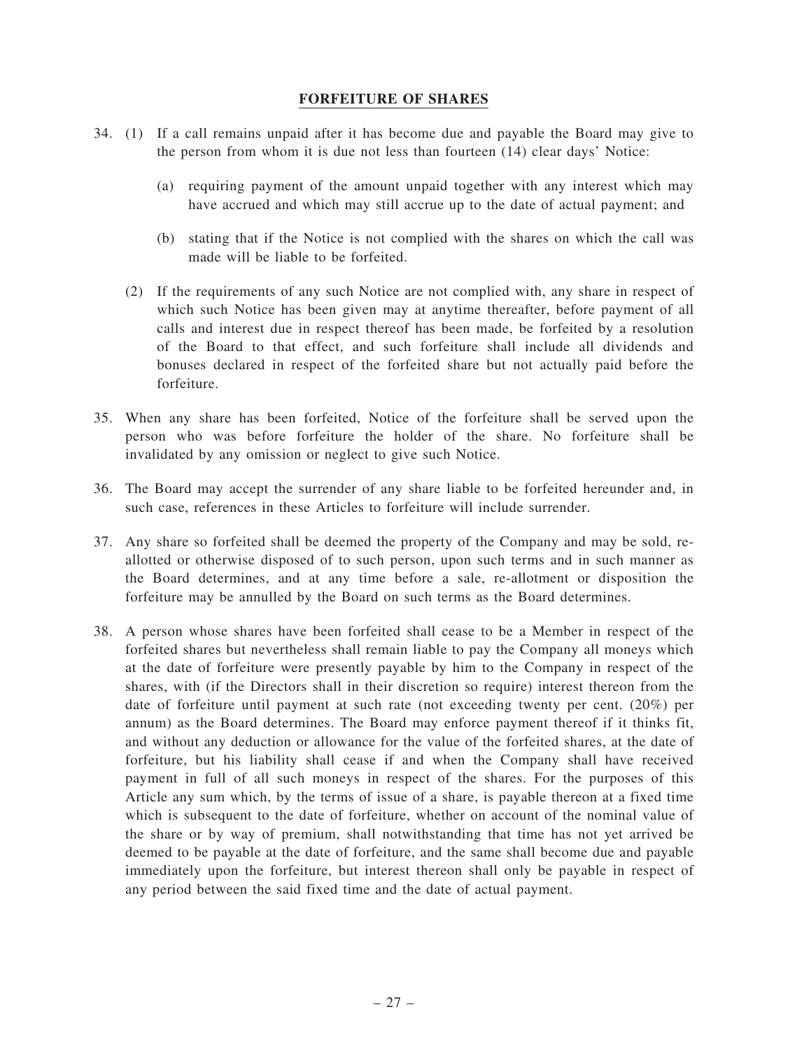## FORFEITURE OF SHARES

34. (1) If a call remains unpaid after it has become due and payable the Board may give to the person from whom it is due not less than fourteen (14) clear days' Notice:

    (a) requiring payment of the amount unpaid together with any interest which may have accrued and which may still accrue up to the date of actual payment; and

    (b) stating that if the Notice is not complied with the shares on which the call was made will be liable to be forfeited.

    (2) If the requirements of any such Notice are not complied with, any share in respect of which such Notice has been given may at anytime thereafter, before payment of all calls and interest due in respect thereof has been made, be forfeited by a resolution of the Board to that effect, and such forfeiture shall include all dividends and bonuses declared in respect of the forfeited share but not actually paid before the forfeiture.

35. When any share has been forfeited, Notice of the forfeiture shall be served upon the person who was before forfeiture the holder of the share. No forfeiture shall be invalidated by any omission or neglect to give such Notice.

36. The Board may accept the surrender of any share liable to be forfeited hereunder and, in such case, references in these Articles to forfeiture will include surrender.

37. Any share so forfeited shall be deemed the property of the Company and may be sold, re-allotted or otherwise disposed of to such person, upon such terms and in such manner as the Board determines, and at any time before a sale, re-allotment or disposition the forfeiture may be annulled by the Board on such terms as the Board determines.

38. A person whose shares have been forfeited shall cease to be a Member in respect of the forfeited shares but nevertheless shall remain liable to pay the Company all moneys which at the date of forfeiture were presently payable by him to the Company in respect of the shares, with (if the Directors shall in their discretion so require) interest thereon from the date of forfeiture until payment at such rate (not exceeding twenty per cent. (20%) per annum) as the Board determines. The Board may enforce payment thereof if it thinks fit, and without any deduction or allowance for the value of the forfeited shares, at the date of forfeiture, but his liability shall cease if and when the Company shall have received payment in full of all such moneys in respect of the shares. For the purposes of this Article any sum which, by the terms of issue of a share, is payable thereon at a fixed time which is subsequent to the date of forfeiture, whether on account of the nominal value of the share or by way of premium, shall notwithstanding that time has not yet arrived be deemed to be payable at the date of forfeiture, and the same shall become due and payable immediately upon the forfeiture, but interest thereon shall only be payable in respect of any period between the said fixed time and the date of actual payment.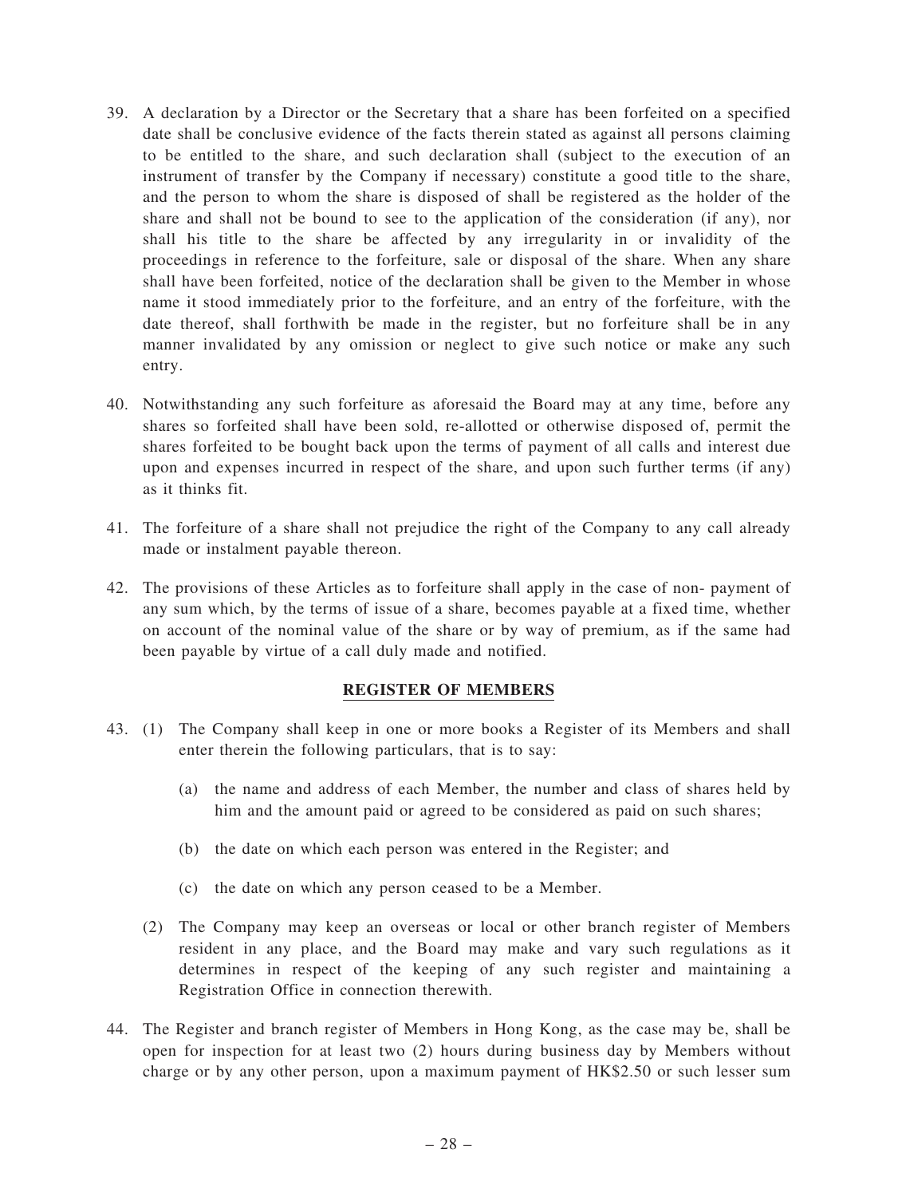39. A declaration by a Director or the Secretary that a share has been forfeited on a specified date shall be conclusive evidence of the facts therein stated as against all persons claiming to be entitled to the share, and such declaration shall (subject to the execution of an instrument of transfer by the Company if necessary) constitute a good title to the share, and the person to whom the share is disposed of shall be registered as the holder of the share and shall not be bound to see to the application of the consideration (if any), nor shall his title to the share be affected by any irregularity in or invalidity of the proceedings in reference to the forfeiture, sale or disposal of the share. When any share shall have been forfeited, notice of the declaration shall be given to the Member in whose name it stood immediately prior to the forfeiture, and an entry of the forfeiture, with the date thereof, shall forthwith be made in the register, but no forfeiture shall be in any manner invalidated by any omission or neglect to give such notice or make any such entry.

40. Notwithstanding any such forfeiture as aforesaid the Board may at any time, before any shares so forfeited shall have been sold, re-allotted or otherwise disposed of, permit the shares forfeited to be bought back upon the terms of payment of all calls and interest due upon and expenses incurred in respect of the share, and upon such further terms (if any) as it thinks fit.

41. The forfeiture of a share shall not prejudice the right of the Company to any call already made or instalment payable thereon.

42. The provisions of these Articles as to forfeiture shall apply in the case of non- payment of any sum which, by the terms of issue of a share, becomes payable at a fixed time, whether on account of the nominal value of the share or by way of premium, as if the same had been payable by virtue of a call duly made and notified.

## REGISTER OF MEMBERS

43. (1) The Company shall keep in one or more books a Register of its Members and shall enter therein the following particulars, that is to say:

    (a) the name and address of each Member, the number and class of shares held by him and the amount paid or agreed to be considered as paid on such shares;

    (b) the date on which each person was entered in the Register; and

    (c) the date on which any person ceased to be a Member.

    (2) The Company may keep an overseas or local or other branch register of Members resident in any place, and the Board may make and vary such regulations as it determines in respect of the keeping of any such register and maintaining a Registration Office in connection therewith.

44. The Register and branch register of Members in Hong Kong, as the case may be, shall be open for inspection for at least two (2) hours during business day by Members without charge or by any other person, upon a maximum payment of HK$2.50 or such lesser sum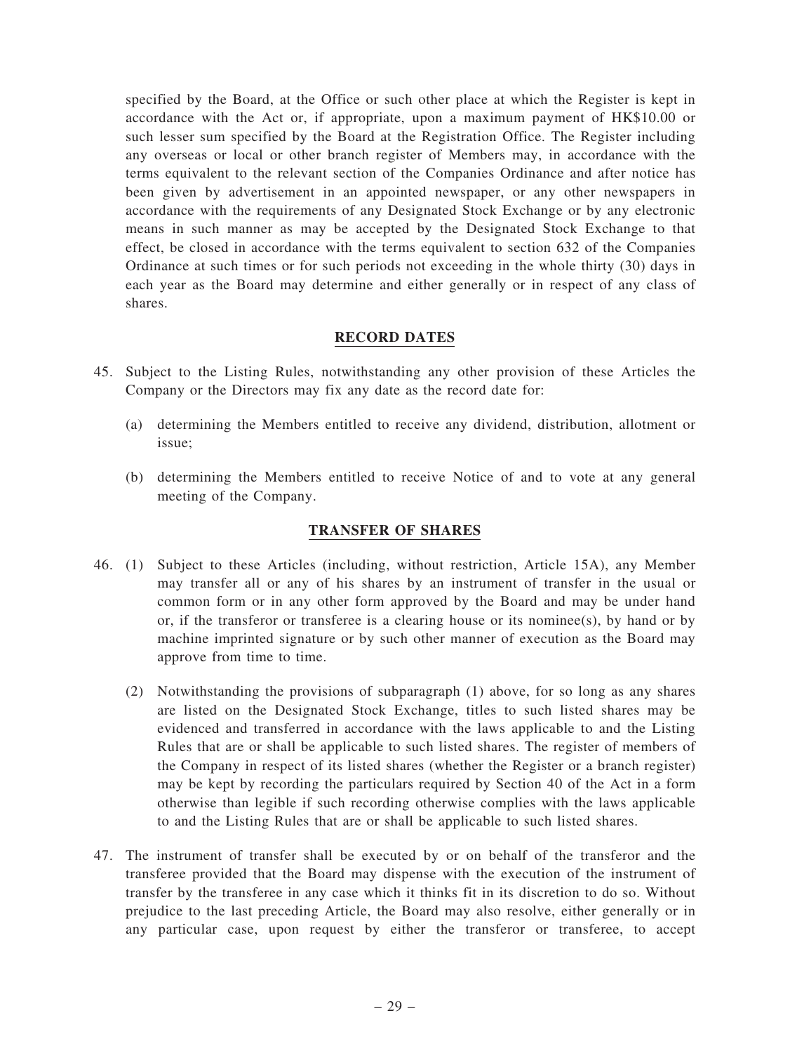specified by the Board, at the Office or such other place at which the Register is kept in accordance with the Act or, if appropriate, upon a maximum payment of HK$10.00 or such lesser sum specified by the Board at the Registration Office. The Register including any overseas or local or other branch register of Members may, in accordance with the terms equivalent to the relevant section of the Companies Ordinance and after notice has been given by advertisement in an appointed newspaper, or any other newspapers in accordance with the requirements of any Designated Stock Exchange or by any electronic means in such manner as may be accepted by the Designated Stock Exchange to that effect, be closed in accordance with the terms equivalent to section 632 of the Companies Ordinance at such times or for such periods not exceeding in the whole thirty (30) days in each year as the Board may determine and either generally or in respect of any class of shares.

## RECORD DATES

45. Subject to the Listing Rules, notwithstanding any other provision of these Articles the Company or the Directors may fix any date as the record date for:

    (a) determining the Members entitled to receive any dividend, distribution, allotment or issue;

    (b) determining the Members entitled to receive Notice of and to vote at any general meeting of the Company.

## TRANSFER OF SHARES

46. (1) Subject to these Articles (including, without restriction, Article 15A), any Member may transfer all or any of his shares by an instrument of transfer in the usual or common form or in any other form approved by the Board and may be under hand or, if the transferor or transferee is a clearing house or its nominee(s), by hand or by machine imprinted signature or by such other manner of execution as the Board may approve from time to time.

    (2) Notwithstanding the provisions of subparagraph (1) above, for so long as any shares are listed on the Designated Stock Exchange, titles to such listed shares may be evidenced and transferred in accordance with the laws applicable to and the Listing Rules that are or shall be applicable to such listed shares. The register of members of the Company in respect of its listed shares (whether the Register or a branch register) may be kept by recording the particulars required by Section 40 of the Act in a form otherwise than legible if such recording otherwise complies with the laws applicable to and the Listing Rules that are or shall be applicable to such listed shares.

47. The instrument of transfer shall be executed by or on behalf of the transferor and the transferee provided that the Board may dispense with the execution of the instrument of transfer by the transferee in any case which it thinks fit in its discretion to do so. Without prejudice to the last preceding Article, the Board may also resolve, either generally or in any particular case, upon request by either the transferor or transferee, to accept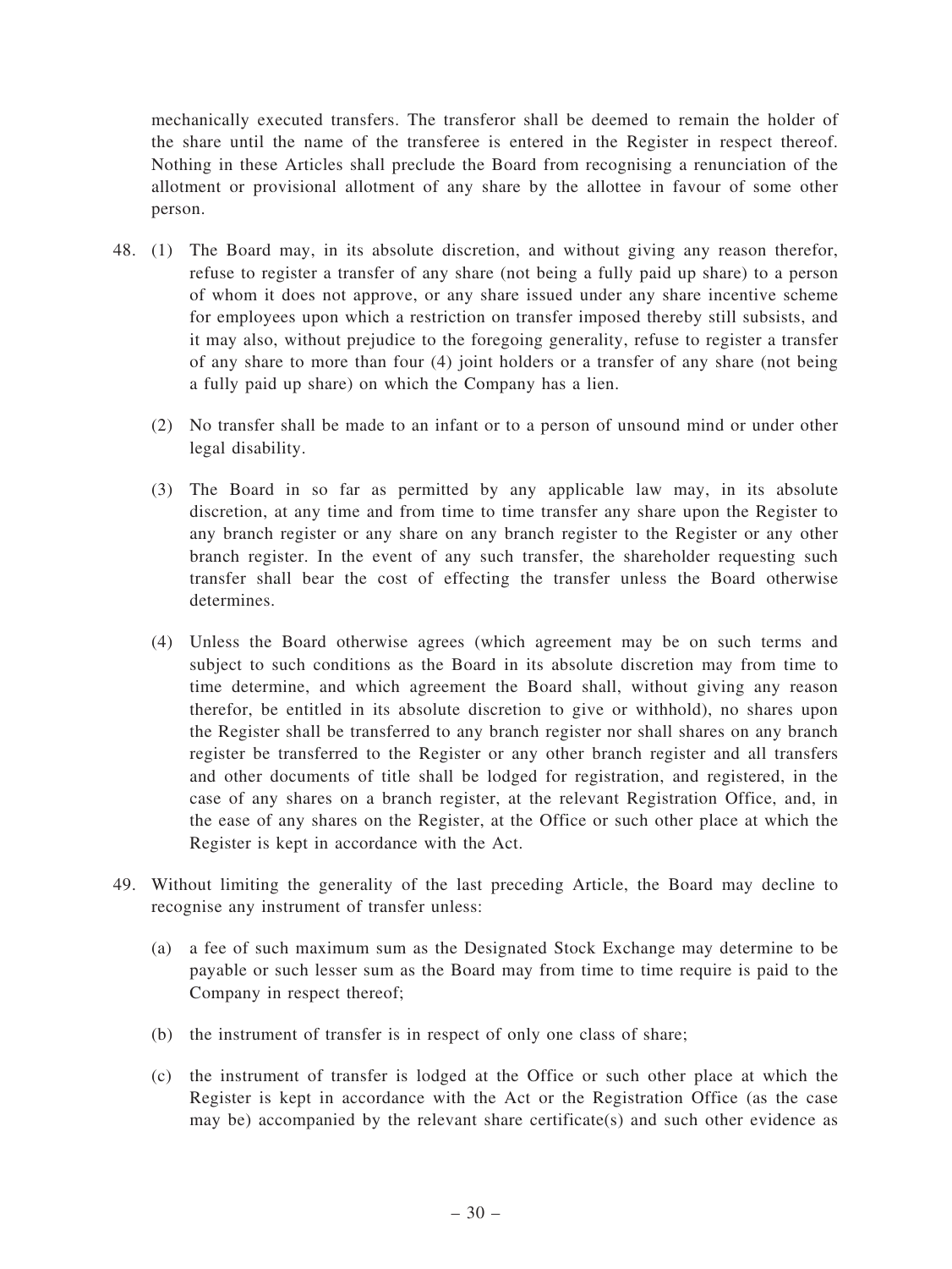mechanically executed transfers. The transferor shall be deemed to remain the holder of the share until the name of the transferee is entered in the Register in respect thereof. Nothing in these Articles shall preclude the Board from recognising a renunciation of the allotment or provisional allotment of any share by the allottee in favour of some other person.

48. (1) The Board may, in its absolute discretion, and without giving any reason therefor, refuse to register a transfer of any share (not being a fully paid up share) to a person of whom it does not approve, or any share issued under any share incentive scheme for employees upon which a restriction on transfer imposed thereby still subsists, and it may also, without prejudice to the foregoing generality, refuse to register a transfer of any share to more than four (4) joint holders or a transfer of any share (not being a fully paid up share) on which the Company has a lien.

    (2) No transfer shall be made to an infant or to a person of unsound mind or under other legal disability.

    (3) The Board in so far as permitted by any applicable law may, in its absolute discretion, at any time and from time to time transfer any share upon the Register to any branch register or any share on any branch register to the Register or any other branch register. In the event of any such transfer, the shareholder requesting such transfer shall bear the cost of effecting the transfer unless the Board otherwise determines.

    (4) Unless the Board otherwise agrees (which agreement may be on such terms and subject to such conditions as the Board in its absolute discretion may from time to time determine, and which agreement the Board shall, without giving any reason therefor, be entitled in its absolute discretion to give or withhold), no shares upon the Register shall be transferred to any branch register nor shall shares on any branch register be transferred to the Register or any other branch register and all transfers and other documents of title shall be lodged for registration, and registered, in the case of any shares on a branch register, at the relevant Registration Office, and, in the ease of any shares on the Register, at the Office or such other place at which the Register is kept in accordance with the Act.

49. Without limiting the generality of the last preceding Article, the Board may decline to recognise any instrument of transfer unless:

    (a) a fee of such maximum sum as the Designated Stock Exchange may determine to be payable or such lesser sum as the Board may from time to time require is paid to the Company in respect thereof;

    (b) the instrument of transfer is in respect of only one class of share;

    (c) the instrument of transfer is lodged at the Office or such other place at which the Register is kept in accordance with the Act or the Registration Office (as the case may be) accompanied by the relevant share certificate(s) and such other evidence as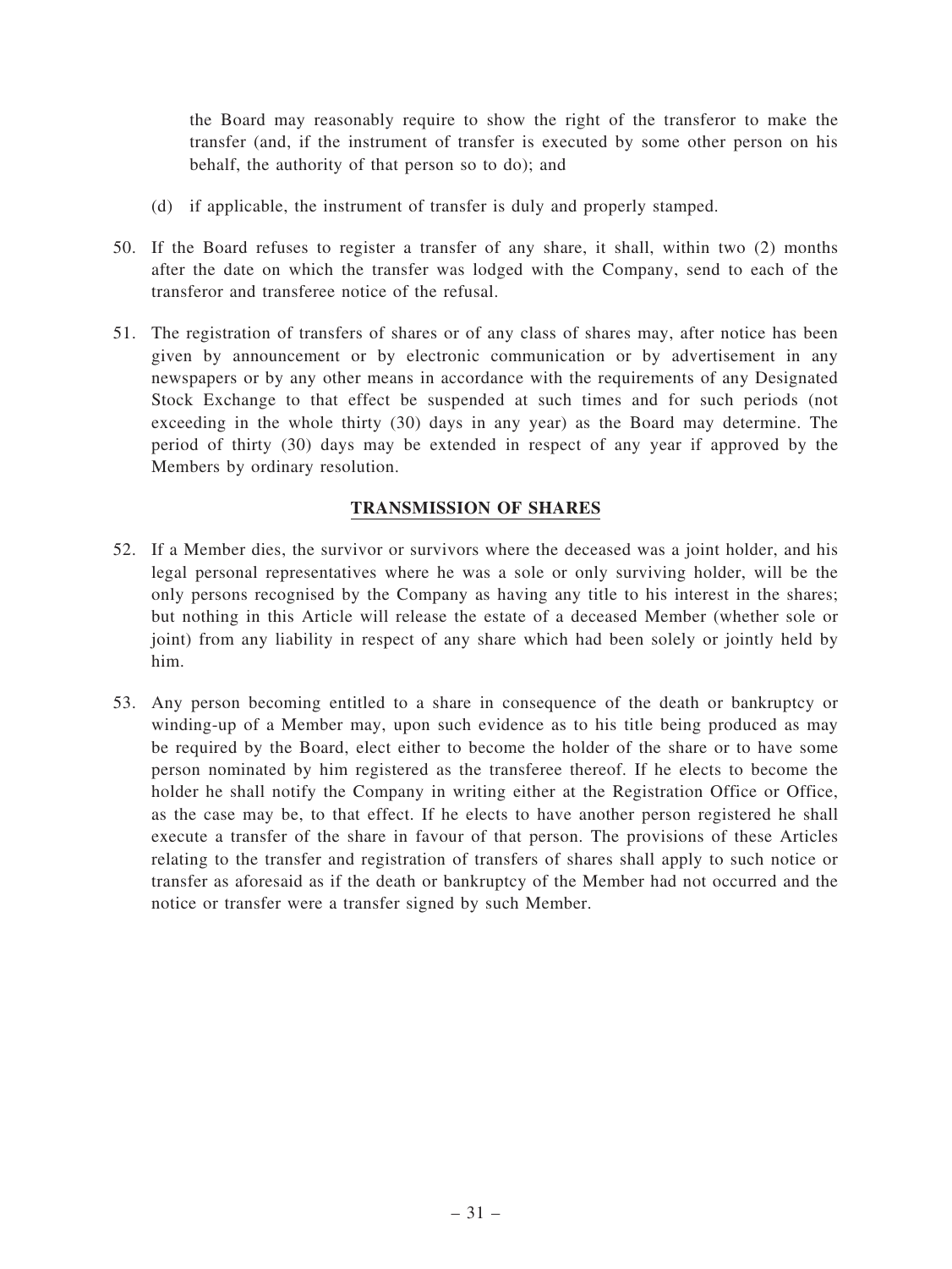the Board may reasonably require to show the right of the transferor to make the transfer (and, if the instrument of transfer is executed by some other person on his behalf, the authority of that person so to do); and

(d) if applicable, the instrument of transfer is duly and properly stamped.

50. If the Board refuses to register a transfer of any share, it shall, within two (2) months after the date on which the transfer was lodged with the Company, send to each of the transferor and transferee notice of the refusal.

51. The registration of transfers of shares or of any class of shares may, after notice has been given by announcement or by electronic communication or by advertisement in any newspapers or by any other means in accordance with the requirements of any Designated Stock Exchange to that effect be suspended at such times and for such periods (not exceeding in the whole thirty (30) days in any year) as the Board may determine. The period of thirty (30) days may be extended in respect of any year if approved by the Members by ordinary resolution.

## TRANSMISSION OF SHARES

52. If a Member dies, the survivor or survivors where the deceased was a joint holder, and his legal personal representatives where he was a sole or only surviving holder, will be the only persons recognised by the Company as having any title to his interest in the shares; but nothing in this Article will release the estate of a deceased Member (whether sole or joint) from any liability in respect of any share which had been solely or jointly held by him.

53. Any person becoming entitled to a share in consequence of the death or bankruptcy or winding-up of a Member may, upon such evidence as to his title being produced as may be required by the Board, elect either to become the holder of the share or to have some person nominated by him registered as the transferee thereof. If he elects to become the holder he shall notify the Company in writing either at the Registration Office or Office, as the case may be, to that effect. If he elects to have another person registered he shall execute a transfer of the share in favour of that person. The provisions of these Articles relating to the transfer and registration of transfers of shares shall apply to such notice or transfer as aforesaid as if the death or bankruptcy of the Member had not occurred and the notice or transfer were a transfer signed by such Member.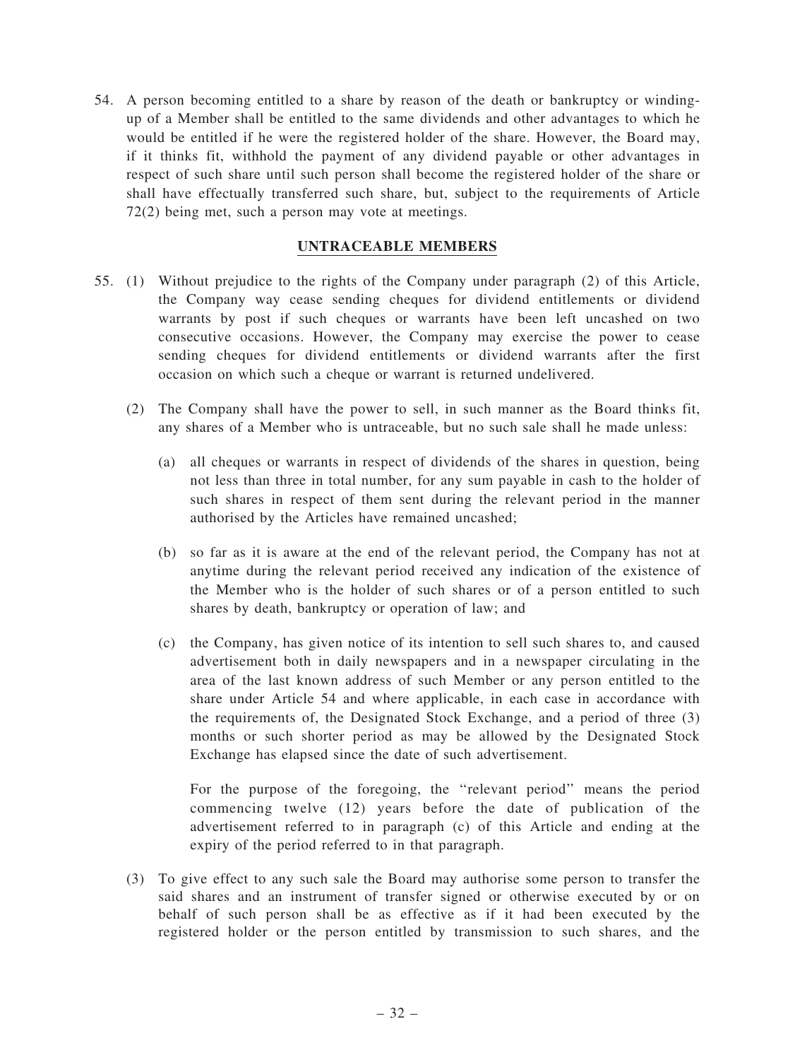54. A person becoming entitled to a share by reason of the death or bankruptcy or winding-up of a Member shall be entitled to the same dividends and other advantages to which he would be entitled if he were the registered holder of the share. However, the Board may, if it thinks fit, withhold the payment of any dividend payable or other advantages in respect of such share until such person shall become the registered holder of the share or shall have effectually transferred such share, but, subject to the requirements of Article 72(2) being met, such a person may vote at meetings.

## UNTRACEABLE MEMBERS

55. (1) Without prejudice to the rights of the Company under paragraph (2) of this Article, the Company way cease sending cheques for dividend entitlements or dividend warrants by post if such cheques or warrants have been left uncashed on two consecutive occasions. However, the Company may exercise the power to cease sending cheques for dividend entitlements or dividend warrants after the first occasion on which such a cheque or warrant is returned undelivered.

    (2) The Company shall have the power to sell, in such manner as the Board thinks fit, any shares of a Member who is untraceable, but no such sale shall he made unless:

    (a) all cheques or warrants in respect of dividends of the shares in question, being not less than three in total number, for any sum payable in cash to the holder of such shares in respect of them sent during the relevant period in the manner authorised by the Articles have remained uncashed;

    (b) so far as it is aware at the end of the relevant period, the Company has not at anytime during the relevant period received any indication of the existence of the Member who is the holder of such shares or of a person entitled to such shares by death, bankruptcy or operation of law; and

    (c) the Company, has given notice of its intention to sell such shares to, and caused advertisement both in daily newspapers and in a newspaper circulating in the area of the last known address of such Member or any person entitled to the share under Article 54 and where applicable, in each case in accordance with the requirements of, the Designated Stock Exchange, and a period of three (3) months or such shorter period as may be allowed by the Designated Stock Exchange has elapsed since the date of such advertisement.

    For the purpose of the foregoing, the "relevant period" means the period commencing twelve (12) years before the date of publication of the advertisement referred to in paragraph (c) of this Article and ending at the expiry of the period referred to in that paragraph.

    (3) To give effect to any such sale the Board may authorise some person to transfer the said shares and an instrument of transfer signed or otherwise executed by or on behalf of such person shall be as effective as if it had been executed by the registered holder or the person entitled by transmission to such shares, and the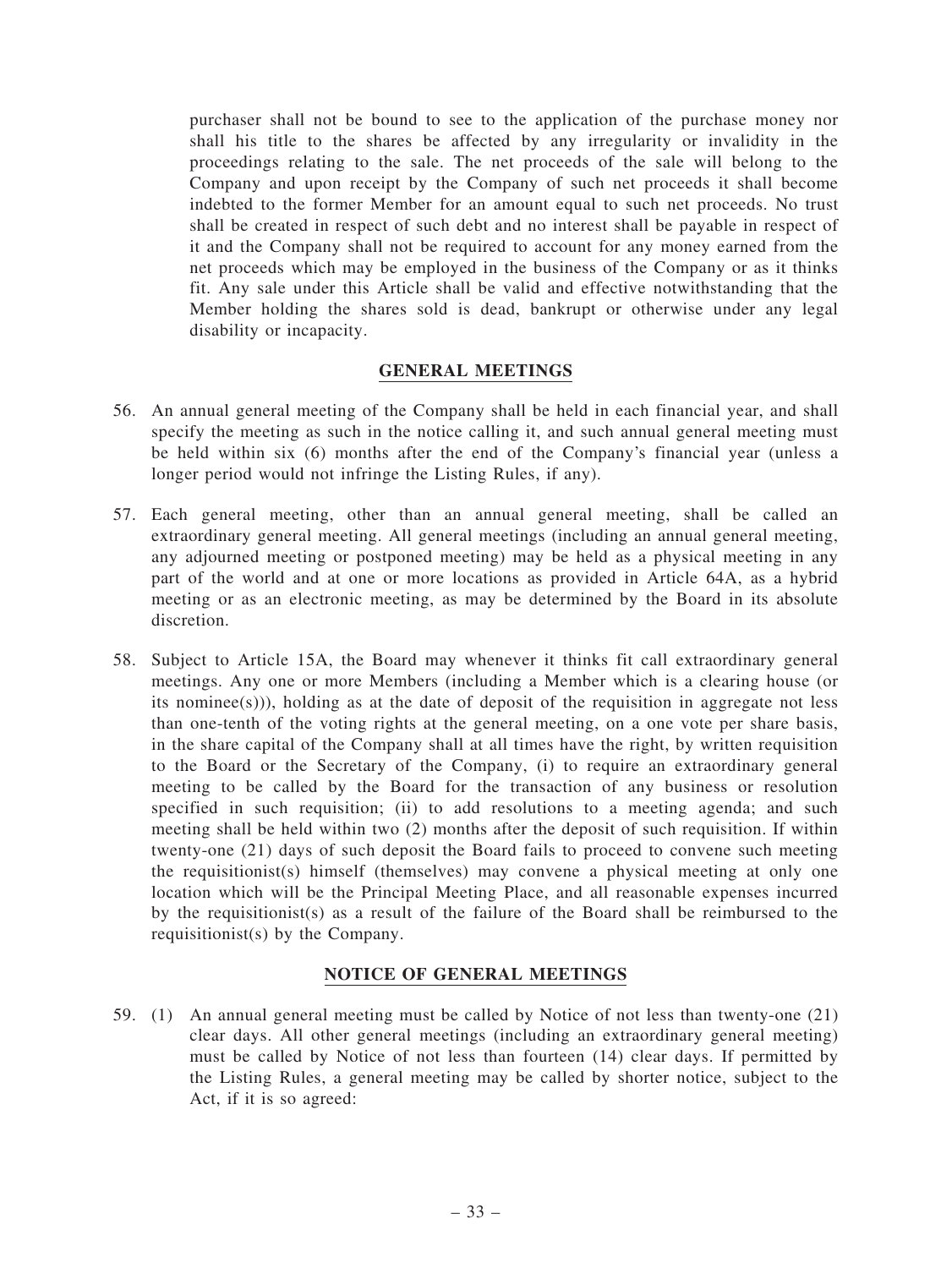purchaser shall not be bound to see to the application of the purchase money nor shall his title to the shares be affected by any irregularity or invalidity in the proceedings relating to the sale. The net proceeds of the sale will belong to the Company and upon receipt by the Company of such net proceeds it shall become indebted to the former Member for an amount equal to such net proceeds. No trust shall be created in respect of such debt and no interest shall be payable in respect of it and the Company shall not be required to account for any money earned from the net proceeds which may be employed in the business of the Company or as it thinks fit. Any sale under this Article shall be valid and effective notwithstanding that the Member holding the shares sold is dead, bankrupt or otherwise under any legal disability or incapacity.

## GENERAL MEETINGS

56. An annual general meeting of the Company shall be held in each financial year, and shall specify the meeting as such in the notice calling it, and such annual general meeting must be held within six (6) months after the end of the Company's financial year (unless a longer period would not infringe the Listing Rules, if any).

57. Each general meeting, other than an annual general meeting, shall be called an extraordinary general meeting. All general meetings (including an annual general meeting, any adjourned meeting or postponed meeting) may be held as a physical meeting in any part of the world and at one or more locations as provided in Article 64A, as a hybrid meeting or as an electronic meeting, as may be determined by the Board in its absolute discretion.

58. Subject to Article 15A, the Board may whenever it thinks fit call extraordinary general meetings. Any one or more Members (including a Member which is a clearing house (or its nominee(s))), holding as at the date of deposit of the requisition in aggregate not less than one-tenth of the voting rights at the general meeting, on a one vote per share basis, in the share capital of the Company shall at all times have the right, by written requisition to the Board or the Secretary of the Company, (i) to require an extraordinary general meeting to be called by the Board for the transaction of any business or resolution specified in such requisition; (ii) to add resolutions to a meeting agenda; and such meeting shall be held within two (2) months after the deposit of such requisition. If within twenty-one (21) days of such deposit the Board fails to proceed to convene such meeting the requisitionist(s) himself (themselves) may convene a physical meeting at only one location which will be the Principal Meeting Place, and all reasonable expenses incurred by the requisitionist(s) as a result of the failure of the Board shall be reimbursed to the requisitionist(s) by the Company.

## NOTICE OF GENERAL MEETINGS

59. (1) An annual general meeting must be called by Notice of not less than twenty-one (21) clear days. All other general meetings (including an extraordinary general meeting) must be called by Notice of not less than fourteen (14) clear days. If permitted by the Listing Rules, a general meeting may be called by shorter notice, subject to the Act, if it is so agreed: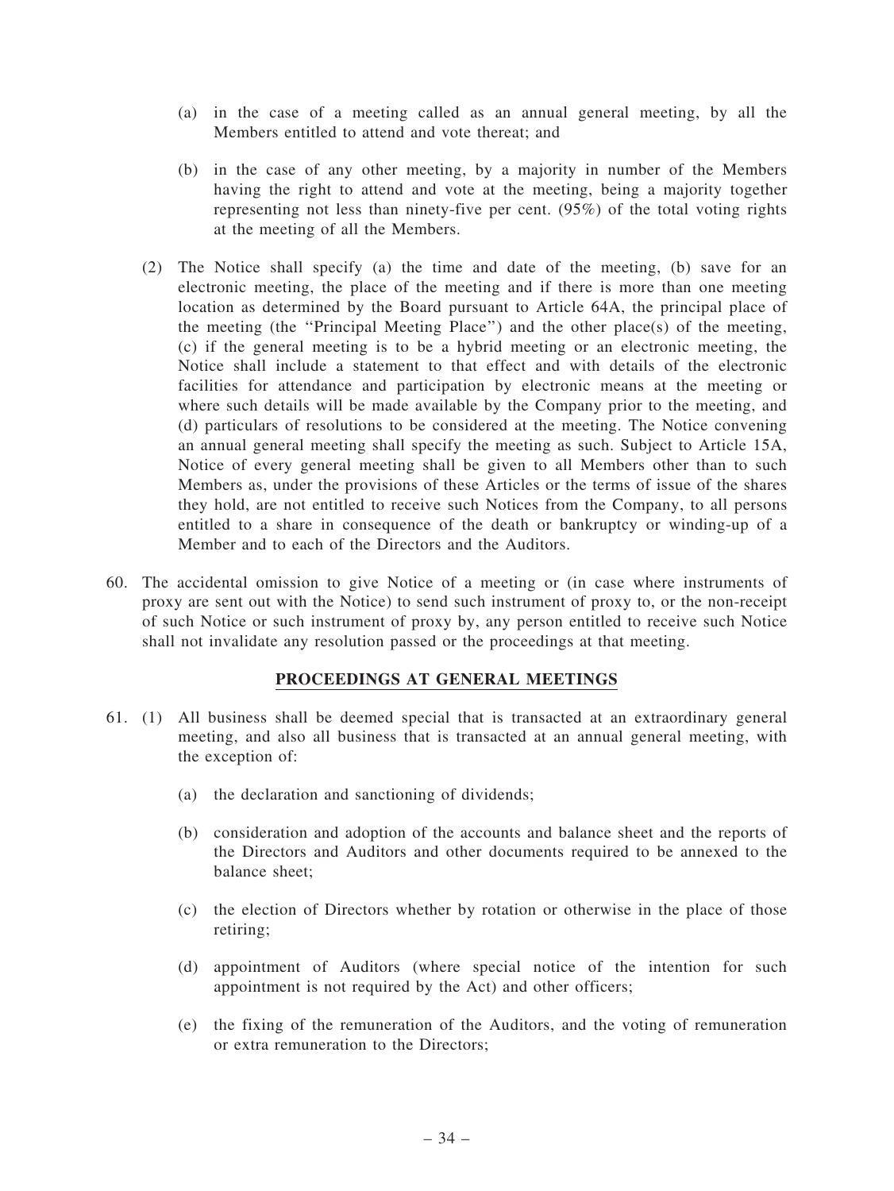(a) in the case of a meeting called as an annual general meeting, by all the Members entitled to attend and vote thereat; and

(b) in the case of any other meeting, by a majority in number of the Members having the right to attend and vote at the meeting, being a majority together representing not less than ninety-five per cent. (95%) of the total voting rights at the meeting of all the Members.

(2) The Notice shall specify (a) the time and date of the meeting, (b) save for an electronic meeting, the place of the meeting and if there is more than one meeting location as determined by the Board pursuant to Article 64A, the principal place of the meeting (the "Principal Meeting Place") and the other place(s) of the meeting, (c) if the general meeting is to be a hybrid meeting or an electronic meeting, the Notice shall include a statement to that effect and with details of the electronic facilities for attendance and participation by electronic means at the meeting or where such details will be made available by the Company prior to the meeting, and (d) particulars of resolutions to be considered at the meeting. The Notice convening an annual general meeting shall specify the meeting as such. Subject to Article 15A, Notice of every general meeting shall be given to all Members other than to such Members as, under the provisions of these Articles or the terms of issue of the shares they hold, are not entitled to receive such Notices from the Company, to all persons entitled to a share in consequence of the death or bankruptcy or winding-up of a Member and to each of the Directors and the Auditors.

60. The accidental omission to give Notice of a meeting or (in case where instruments of proxy are sent out with the Notice) to send such instrument of proxy to, or the non-receipt of such Notice or such instrument of proxy by, any person entitled to receive such Notice shall not invalidate any resolution passed or the proceedings at that meeting.

## PROCEEDINGS AT GENERAL MEETINGS

61. (1) All business shall be deemed special that is transacted at an extraordinary general meeting, and also all business that is transacted at an annual general meeting, with the exception of:

(a) the declaration and sanctioning of dividends;

(b) consideration and adoption of the accounts and balance sheet and the reports of the Directors and Auditors and other documents required to be annexed to the balance sheet;

(c) the election of Directors whether by rotation or otherwise in the place of those retiring;

(d) appointment of Auditors (where special notice of the intention for such appointment is not required by the Act) and other officers;

(e) the fixing of the remuneration of the Auditors, and the voting of remuneration or extra remuneration to the Directors;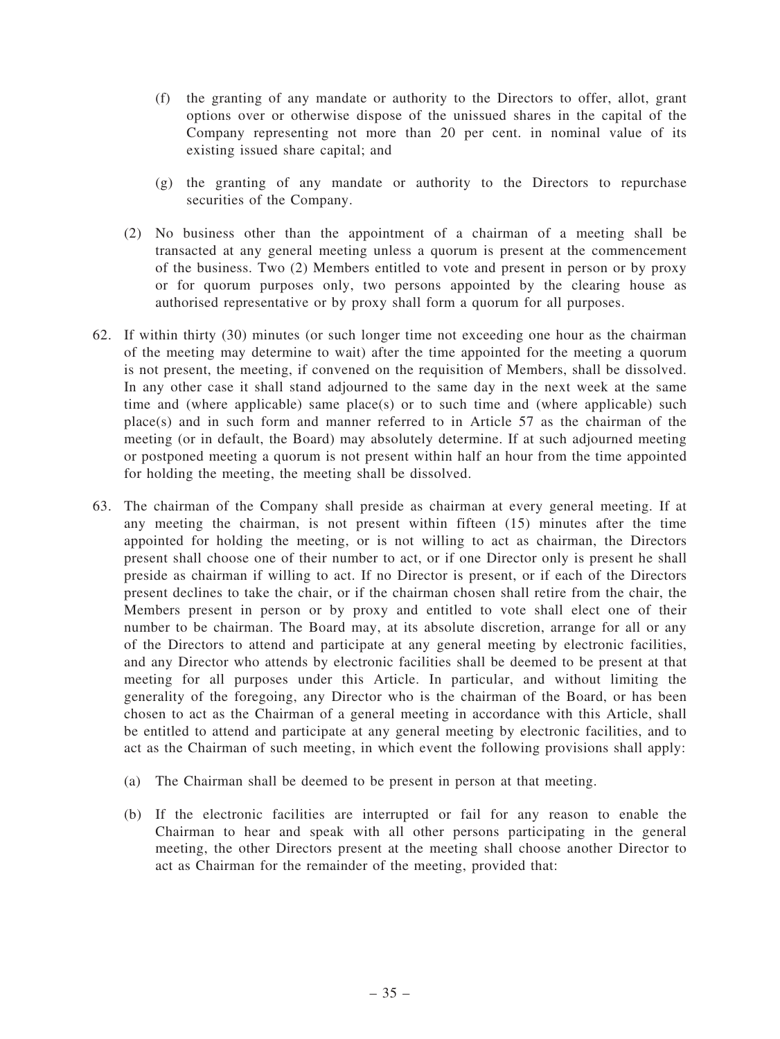(f) the granting of any mandate or authority to the Directors to offer, allot, grant options over or otherwise dispose of the unissued shares in the capital of the Company representing not more than 20 per cent. in nominal value of its existing issued share capital; and

(g) the granting of any mandate or authority to the Directors to repurchase securities of the Company.

(2) No business other than the appointment of a chairman of a meeting shall be transacted at any general meeting unless a quorum is present at the commencement of the business. Two (2) Members entitled to vote and present in person or by proxy or for quorum purposes only, two persons appointed by the clearing house as authorised representative or by proxy shall form a quorum for all purposes.

62. If within thirty (30) minutes (or such longer time not exceeding one hour as the chairman of the meeting may determine to wait) after the time appointed for the meeting a quorum is not present, the meeting, if convened on the requisition of Members, shall be dissolved. In any other case it shall stand adjourned to the same day in the next week at the same time and (where applicable) same place(s) or to such time and (where applicable) such place(s) and in such form and manner referred to in Article 57 as the chairman of the meeting (or in default, the Board) may absolutely determine. If at such adjourned meeting or postponed meeting a quorum is not present within half an hour from the time appointed for holding the meeting, the meeting shall be dissolved.

63. The chairman of the Company shall preside as chairman at every general meeting. If at any meeting the chairman, is not present within fifteen (15) minutes after the time appointed for holding the meeting, or is not willing to act as chairman, the Directors present shall choose one of their number to act, or if one Director only is present he shall preside as chairman if willing to act. If no Director is present, or if each of the Directors present declines to take the chair, or if the chairman chosen shall retire from the chair, the Members present in person or by proxy and entitled to vote shall elect one of their number to be chairman. The Board may, at its absolute discretion, arrange for all or any of the Directors to attend and participate at any general meeting by electronic facilities, and any Director who attends by electronic facilities shall be deemed to be present at that meeting for all purposes under this Article. In particular, and without limiting the generality of the foregoing, any Director who is the chairman of the Board, or has been chosen to act as the Chairman of a general meeting in accordance with this Article, shall be entitled to attend and participate at any general meeting by electronic facilities, and to act as the Chairman of such meeting, in which event the following provisions shall apply:

(a) The Chairman shall be deemed to be present in person at that meeting.

(b) If the electronic facilities are interrupted or fail for any reason to enable the Chairman to hear and speak with all other persons participating in the general meeting, the other Directors present at the meeting shall choose another Director to act as Chairman for the remainder of the meeting, provided that: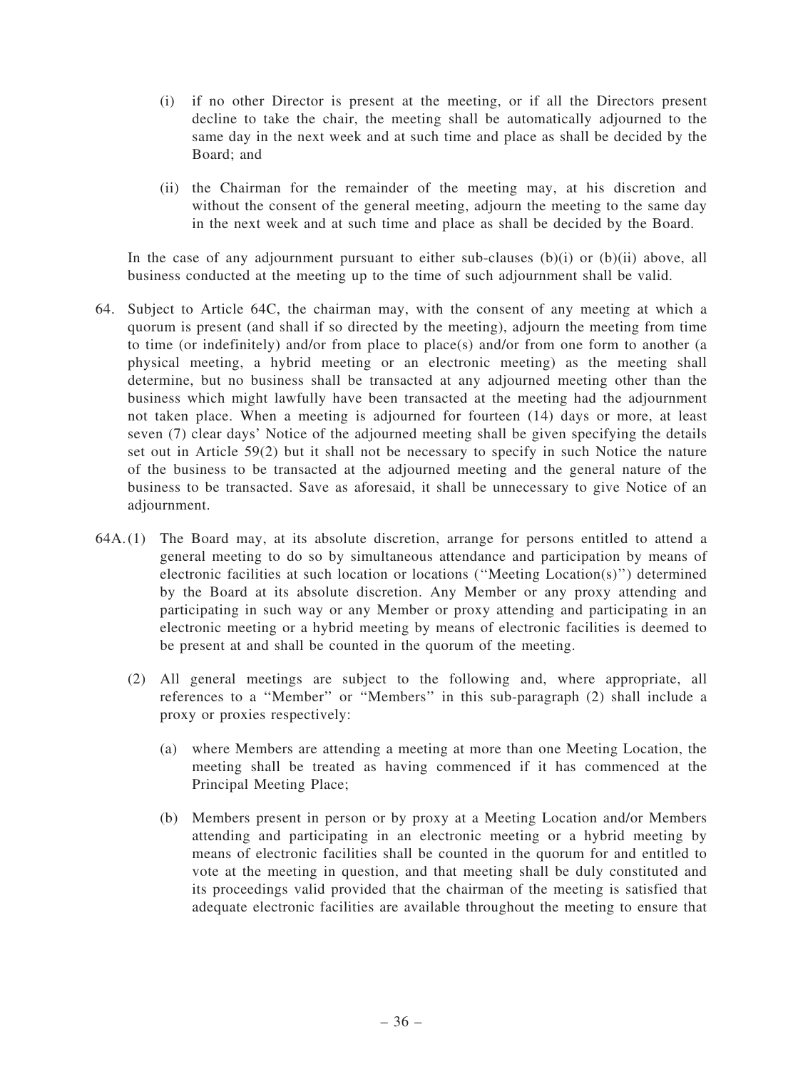(i) if no other Director is present at the meeting, or if all the Directors present decline to take the chair, the meeting shall be automatically adjourned to the same day in the next week and at such time and place as shall be decided by the Board; and

(ii) the Chairman for the remainder of the meeting may, at his discretion and without the consent of the general meeting, adjourn the meeting to the same day in the next week and at such time and place as shall be decided by the Board.

In the case of any adjournment pursuant to either sub-clauses (b)(i) or (b)(ii) above, all business conducted at the meeting up to the time of such adjournment shall be valid.

64. Subject to Article 64C, the chairman may, with the consent of any meeting at which a quorum is present (and shall if so directed by the meeting), adjourn the meeting from time to time (or indefinitely) and/or from place to place(s) and/or from one form to another (a physical meeting, a hybrid meeting or an electronic meeting) as the meeting shall determine, but no business shall be transacted at any adjourned meeting other than the business which might lawfully have been transacted at the meeting had the adjournment not taken place. When a meeting is adjourned for fourteen (14) days or more, at least seven (7) clear days' Notice of the adjourned meeting shall be given specifying the details set out in Article 59(2) but it shall not be necessary to specify in such Notice the nature of the business to be transacted at the adjourned meeting and the general nature of the business to be transacted. Save as aforesaid, it shall be unnecessary to give Notice of an adjournment.

64A. (1) The Board may, at its absolute discretion, arrange for persons entitled to attend a general meeting to do so by simultaneous attendance and participation by means of electronic facilities at such location or locations ("Meeting Location(s)") determined by the Board at its absolute discretion. Any Member or any proxy attending and participating in such way or any Member or proxy attending and participating in an electronic meeting or a hybrid meeting by means of electronic facilities is deemed to be present at and shall be counted in the quorum of the meeting.

(2) All general meetings are subject to the following and, where appropriate, all references to a "Member" or "Members" in this sub-paragraph (2) shall include a proxy or proxies respectively:

(a) where Members are attending a meeting at more than one Meeting Location, the meeting shall be treated as having commenced if it has commenced at the Principal Meeting Place;

(b) Members present in person or by proxy at a Meeting Location and/or Members attending and participating in an electronic meeting or a hybrid meeting by means of electronic facilities shall be counted in the quorum for and entitled to vote at the meeting in question, and that meeting shall be duly constituted and its proceedings valid provided that the chairman of the meeting is satisfied that adequate electronic facilities are available throughout the meeting to ensure that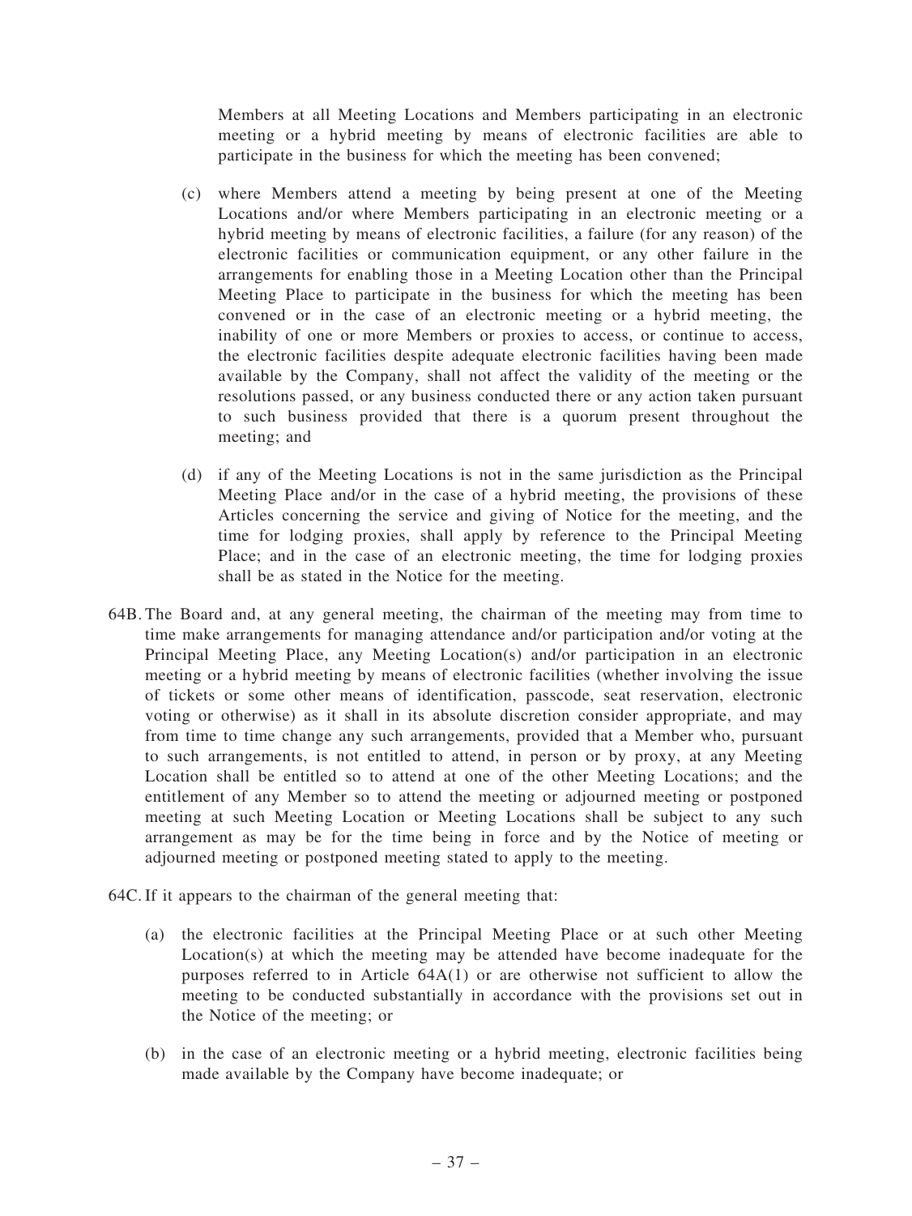Members at all Meeting Locations and Members participating in an electronic meeting or a hybrid meeting by means of electronic facilities are able to participate in the business for which the meeting has been convened;

(c) where Members attend a meeting by being present at one of the Meeting Locations and/or where Members participating in an electronic meeting or a hybrid meeting by means of electronic facilities, a failure (for any reason) of the electronic facilities or communication equipment, or any other failure in the arrangements for enabling those in a Meeting Location other than the Principal Meeting Place to participate in the business for which the meeting has been convened or in the case of an electronic meeting or a hybrid meeting, the inability of one or more Members or proxies to access, or continue to access, the electronic facilities despite adequate electronic facilities having been made available by the Company, shall not affect the validity of the meeting or the resolutions passed, or any business conducted there or any action taken pursuant to such business provided that there is a quorum present throughout the meeting; and

(d) if any of the Meeting Locations is not in the same jurisdiction as the Principal Meeting Place and/or in the case of a hybrid meeting, the provisions of these Articles concerning the service and giving of Notice for the meeting, and the time for lodging proxies, shall apply by reference to the Principal Meeting Place; and in the case of an electronic meeting, the time for lodging proxies shall be as stated in the Notice for the meeting.

64B. The Board and, at any general meeting, the chairman of the meeting may from time to time make arrangements for managing attendance and/or participation and/or voting at the Principal Meeting Place, any Meeting Location(s) and/or participation in an electronic meeting or a hybrid meeting by means of electronic facilities (whether involving the issue of tickets or some other means of identification, passcode, seat reservation, electronic voting or otherwise) as it shall in its absolute discretion consider appropriate, and may from time to time change any such arrangements, provided that a Member who, pursuant to such arrangements, is not entitled to attend, in person or by proxy, at any Meeting Location shall be entitled so to attend at one of the other Meeting Locations; and the entitlement of any Member so to attend the meeting or adjourned meeting or postponed meeting at such Meeting Location or Meeting Locations shall be subject to any such arrangement as may be for the time being in force and by the Notice of meeting or adjourned meeting or postponed meeting stated to apply to the meeting.

64C. If it appears to the chairman of the general meeting that:

(a) the electronic facilities at the Principal Meeting Place or at such other Meeting Location(s) at which the meeting may be attended have become inadequate for the purposes referred to in Article 64A(1) or are otherwise not sufficient to allow the meeting to be conducted substantially in accordance with the provisions set out in the Notice of the meeting; or

(b) in the case of an electronic meeting or a hybrid meeting, electronic facilities being made available by the Company have become inadequate; or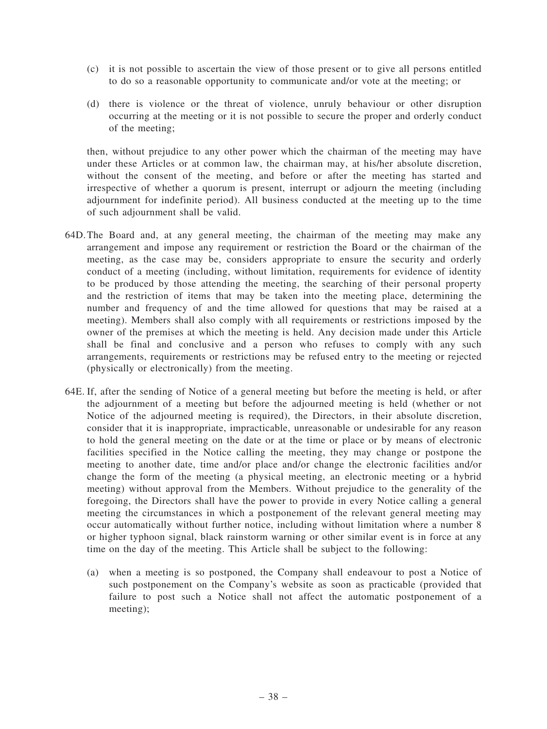(c) it is not possible to ascertain the view of those present or to give all persons entitled to do so a reasonable opportunity to communicate and/or vote at the meeting; or

(d) there is violence or the threat of violence, unruly behaviour or other disruption occurring at the meeting or it is not possible to secure the proper and orderly conduct of the meeting;

then, without prejudice to any other power which the chairman of the meeting may have under these Articles or at common law, the chairman may, at his/her absolute discretion, without the consent of the meeting, and before or after the meeting has started and irrespective of whether a quorum is present, interrupt or adjourn the meeting (including adjournment for indefinite period). All business conducted at the meeting up to the time of such adjournment shall be valid.

64D. The Board and, at any general meeting, the chairman of the meeting may make any arrangement and impose any requirement or restriction the Board or the chairman of the meeting, as the case may be, considers appropriate to ensure the security and orderly conduct of a meeting (including, without limitation, requirements for evidence of identity to be produced by those attending the meeting, the searching of their personal property and the restriction of items that may be taken into the meeting place, determining the number and frequency of and the time allowed for questions that may be raised at a meeting). Members shall also comply with all requirements or restrictions imposed by the owner of the premises at which the meeting is held. Any decision made under this Article shall be final and conclusive and a person who refuses to comply with any such arrangements, requirements or restrictions may be refused entry to the meeting or rejected (physically or electronically) from the meeting.

64E. If, after the sending of Notice of a general meeting but before the meeting is held, or after the adjournment of a meeting but before the adjourned meeting is held (whether or not Notice of the adjourned meeting is required), the Directors, in their absolute discretion, consider that it is inappropriate, impracticable, unreasonable or undesirable for any reason to hold the general meeting on the date or at the time or place or by means of electronic facilities specified in the Notice calling the meeting, they may change or postpone the meeting to another date, time and/or place and/or change the electronic facilities and/or change the form of the meeting (a physical meeting, an electronic meeting or a hybrid meeting) without approval from the Members. Without prejudice to the generality of the foregoing, the Directors shall have the power to provide in every Notice calling a general meeting the circumstances in which a postponement of the relevant general meeting may occur automatically without further notice, including without limitation where a number 8 or higher typhoon signal, black rainstorm warning or other similar event is in force at any time on the day of the meeting. This Article shall be subject to the following:

(a) when a meeting is so postponed, the Company shall endeavour to post a Notice of such postponement on the Company's website as soon as practicable (provided that failure to post such a Notice shall not affect the automatic postponement of a meeting);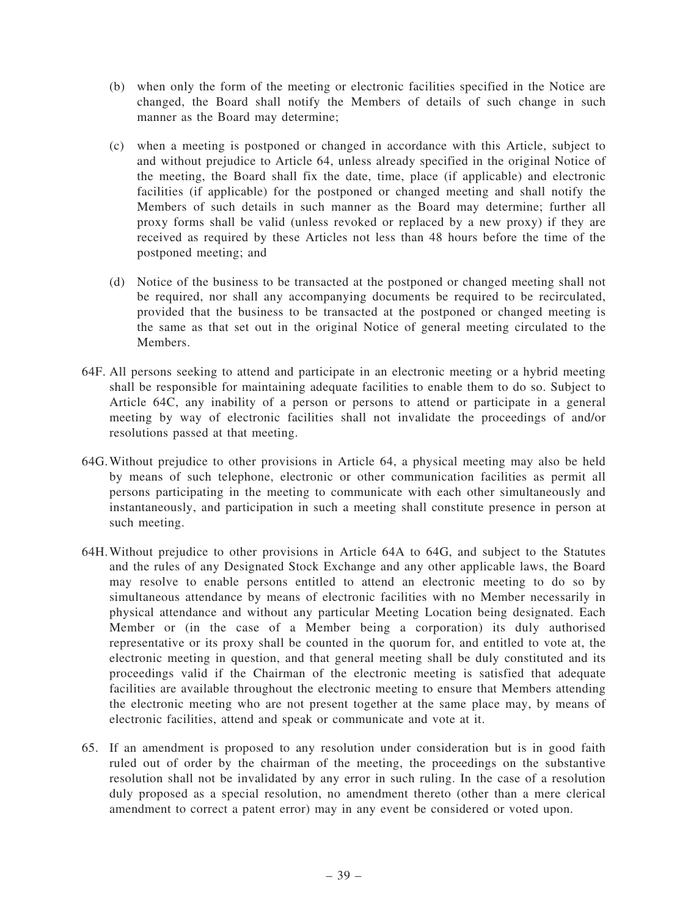(b) when only the form of the meeting or electronic facilities specified in the Notice are changed, the Board shall notify the Members of details of such change in such manner as the Board may determine;

(c) when a meeting is postponed or changed in accordance with this Article, subject to and without prejudice to Article 64, unless already specified in the original Notice of the meeting, the Board shall fix the date, time, place (if applicable) and electronic facilities (if applicable) for the postponed or changed meeting and shall notify the Members of such details in such manner as the Board may determine; further all proxy forms shall be valid (unless revoked or replaced by a new proxy) if they are received as required by these Articles not less than 48 hours before the time of the postponed meeting; and

(d) Notice of the business to be transacted at the postponed or changed meeting shall not be required, nor shall any accompanying documents be required to be recirculated, provided that the business to be transacted at the postponed or changed meeting is the same as that set out in the original Notice of general meeting circulated to the Members.

64F. All persons seeking to attend and participate in an electronic meeting or a hybrid meeting shall be responsible for maintaining adequate facilities to enable them to do so. Subject to Article 64C, any inability of a person or persons to attend or participate in a general meeting by way of electronic facilities shall not invalidate the proceedings of and/or resolutions passed at that meeting.

64G. Without prejudice to other provisions in Article 64, a physical meeting may also be held by means of such telephone, electronic or other communication facilities as permit all persons participating in the meeting to communicate with each other simultaneously and instantaneously, and participation in such a meeting shall constitute presence in person at such meeting.

64H. Without prejudice to other provisions in Article 64A to 64G, and subject to the Statutes and the rules of any Designated Stock Exchange and any other applicable laws, the Board may resolve to enable persons entitled to attend an electronic meeting to do so by simultaneous attendance by means of electronic facilities with no Member necessarily in physical attendance and without any particular Meeting Location being designated. Each Member or (in the case of a Member being a corporation) its duly authorised representative or its proxy shall be counted in the quorum for, and entitled to vote at, the electronic meeting in question, and that general meeting shall be duly constituted and its proceedings valid if the Chairman of the electronic meeting is satisfied that adequate facilities are available throughout the electronic meeting to ensure that Members attending the electronic meeting who are not present together at the same place may, by means of electronic facilities, attend and speak or communicate and vote at it.

65. If an amendment is proposed to any resolution under consideration but is in good faith ruled out of order by the chairman of the meeting, the proceedings on the substantive resolution shall not be invalidated by any error in such ruling. In the case of a resolution duly proposed as a special resolution, no amendment thereto (other than a mere clerical amendment to correct a patent error) may in any event be considered or voted upon.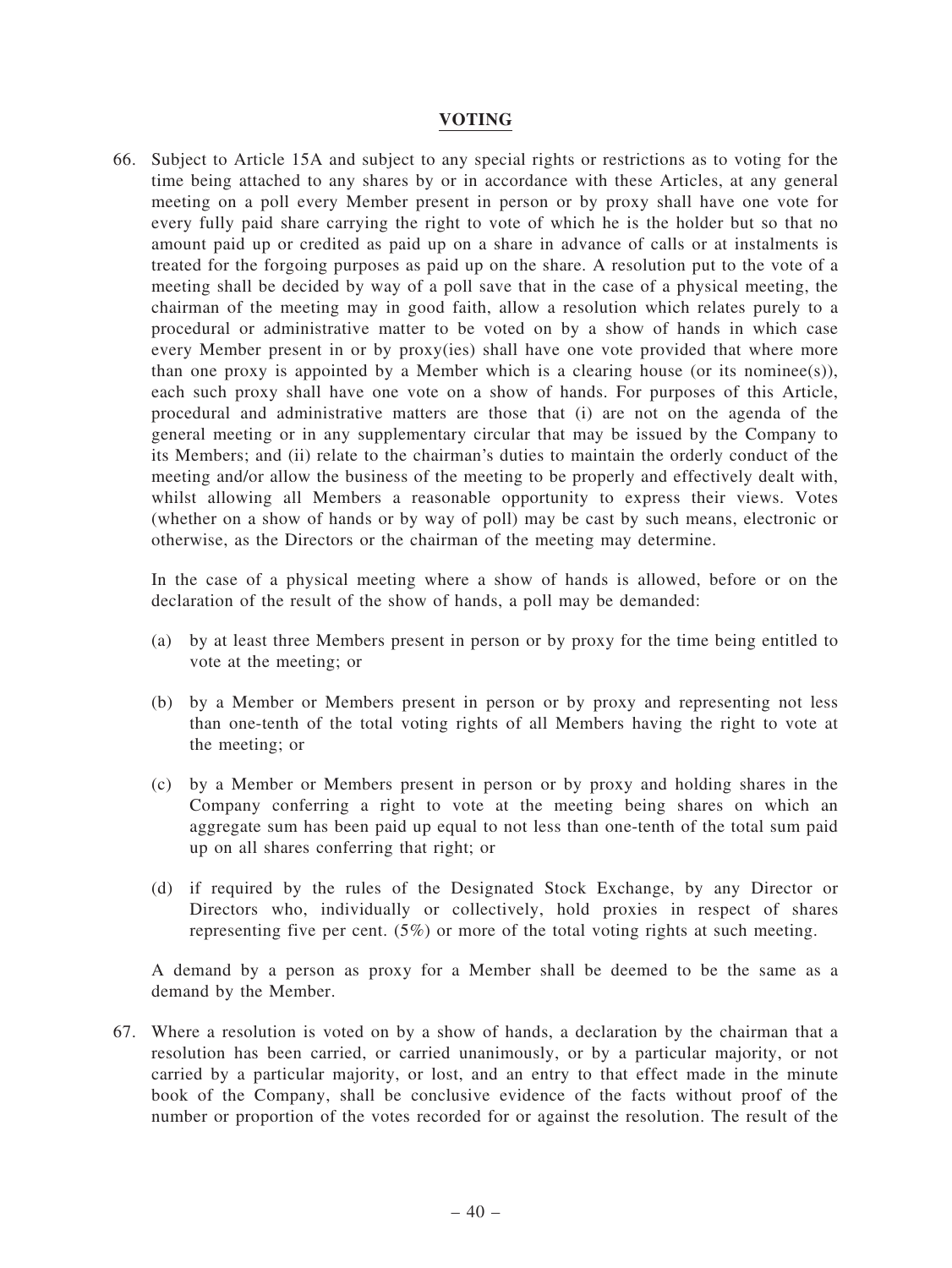## VOTING

66. Subject to Article 15A and subject to any special rights or restrictions as to voting for the time being attached to any shares by or in accordance with these Articles, at any general meeting on a poll every Member present in person or by proxy shall have one vote for every fully paid share carrying the right to vote of which he is the holder but so that no amount paid up or credited as paid up on a share in advance of calls or at instalments is treated for the forgoing purposes as paid up on the share. A resolution put to the vote of a meeting shall be decided by way of a poll save that in the case of a physical meeting, the chairman of the meeting may in good faith, allow a resolution which relates purely to a procedural or administrative matter to be voted on by a show of hands in which case every Member present in or by proxy(ies) shall have one vote provided that where more than one proxy is appointed by a Member which is a clearing house (or its nominee(s)), each such proxy shall have one vote on a show of hands. For purposes of this Article, procedural and administrative matters are those that (i) are not on the agenda of the general meeting or in any supplementary circular that may be issued by the Company to its Members; and (ii) relate to the chairman's duties to maintain the orderly conduct of the meeting and/or allow the business of the meeting to be properly and effectively dealt with, whilst allowing all Members a reasonable opportunity to express their views. Votes (whether on a show of hands or by way of poll) may be cast by such means, electronic or otherwise, as the Directors or the chairman of the meeting may determine.

    In the case of a physical meeting where a show of hands is allowed, before or on the declaration of the result of the show of hands, a poll may be demanded:

    (a) by at least three Members present in person or by proxy for the time being entitled to vote at the meeting; or

    (b) by a Member or Members present in person or by proxy and representing not less than one-tenth of the total voting rights of all Members having the right to vote at the meeting; or

    (c) by a Member or Members present in person or by proxy and holding shares in the Company conferring a right to vote at the meeting being shares on which an aggregate sum has been paid up equal to not less than one-tenth of the total sum paid up on all shares conferring that right; or

    (d) if required by the rules of the Designated Stock Exchange, by any Director or Directors who, individually or collectively, hold proxies in respect of shares representing five per cent. (5%) or more of the total voting rights at such meeting.

    A demand by a person as proxy for a Member shall be deemed to be the same as a demand by the Member.

67. Where a resolution is voted on by a show of hands, a declaration by the chairman that a resolution has been carried, or carried unanimously, or by a particular majority, or not carried by a particular majority, or lost, and an entry to that effect made in the minute book of the Company, shall be conclusive evidence of the facts without proof of the number or proportion of the votes recorded for or against the resolution. The result of the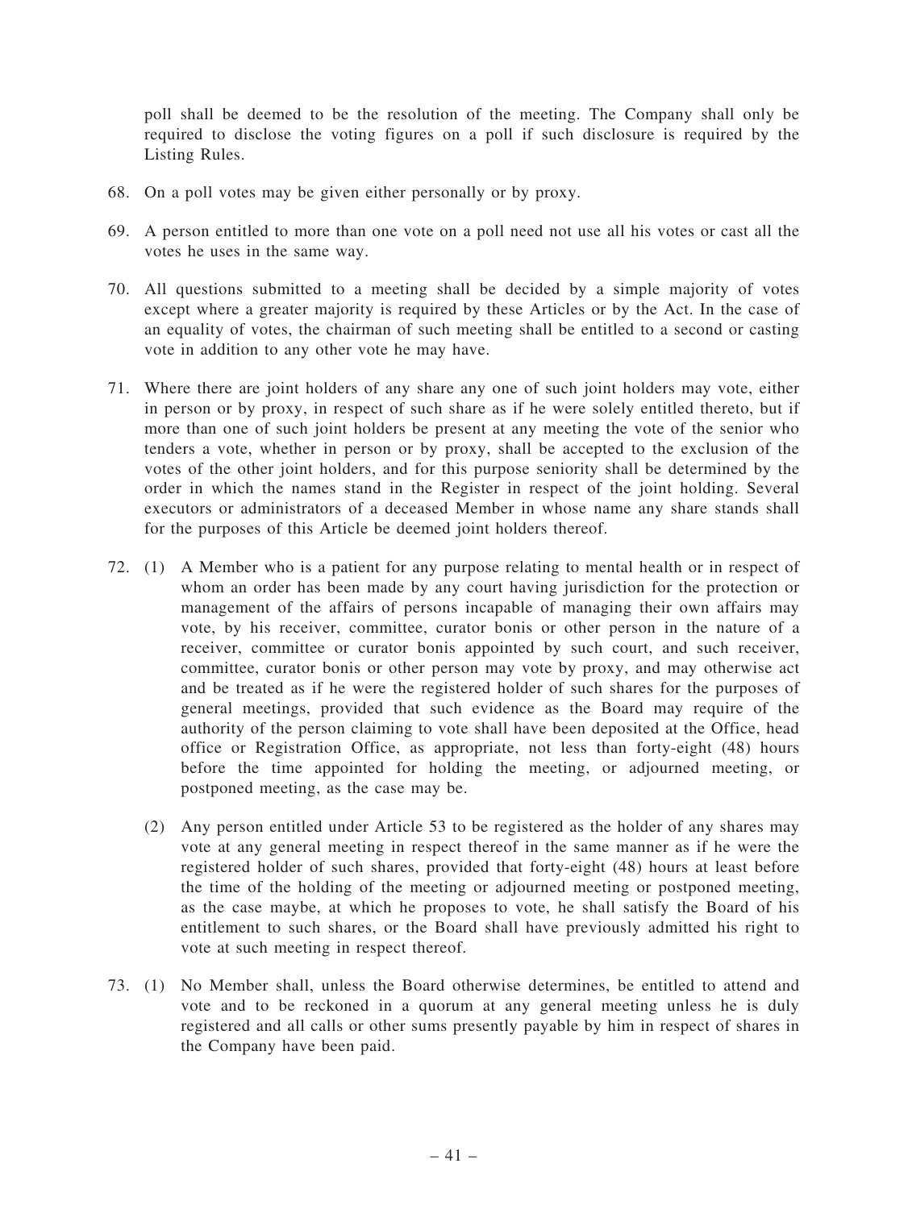poll shall be deemed to be the resolution of the meeting. The Company shall only be required to disclose the voting figures on a poll if such disclosure is required by the Listing Rules.

68. On a poll votes may be given either personally or by proxy.

69. A person entitled to more than one vote on a poll need not use all his votes or cast all the votes he uses in the same way.

70. All questions submitted to a meeting shall be decided by a simple majority of votes except where a greater majority is required by these Articles or by the Act. In the case of an equality of votes, the chairman of such meeting shall be entitled to a second or casting vote in addition to any other vote he may have.

71. Where there are joint holders of any share any one of such joint holders may vote, either in person or by proxy, in respect of such share as if he were solely entitled thereto, but if more than one of such joint holders be present at any meeting the vote of the senior who tenders a vote, whether in person or by proxy, shall be accepted to the exclusion of the votes of the other joint holders, and for this purpose seniority shall be determined by the order in which the names stand in the Register in respect of the joint holding. Several executors or administrators of a deceased Member in whose name any share stands shall for the purposes of this Article be deemed joint holders thereof.

72. (1) A Member who is a patient for any purpose relating to mental health or in respect of whom an order has been made by any court having jurisdiction for the protection or management of the affairs of persons incapable of managing their own affairs may vote, by his receiver, committee, curator bonis or other person in the nature of a receiver, committee or curator bonis appointed by such court, and such receiver, committee, curator bonis or other person may vote by proxy, and may otherwise act and be treated as if he were the registered holder of such shares for the purposes of general meetings, provided that such evidence as the Board may require of the authority of the person claiming to vote shall have been deposited at the Office, head office or Registration Office, as appropriate, not less than forty-eight (48) hours before the time appointed for holding the meeting, or adjourned meeting, or postponed meeting, as the case may be.

    (2) Any person entitled under Article 53 to be registered as the holder of any shares may vote at any general meeting in respect thereof in the same manner as if he were the registered holder of such shares, provided that forty-eight (48) hours at least before the time of the holding of the meeting or adjourned meeting or postponed meeting, as the case maybe, at which he proposes to vote, he shall satisfy the Board of his entitlement to such shares, or the Board shall have previously admitted his right to vote at such meeting in respect thereof.

73. (1) No Member shall, unless the Board otherwise determines, be entitled to attend and vote and to be reckoned in a quorum at any general meeting unless he is duly registered and all calls or other sums presently payable by him in respect of shares in the Company have been paid.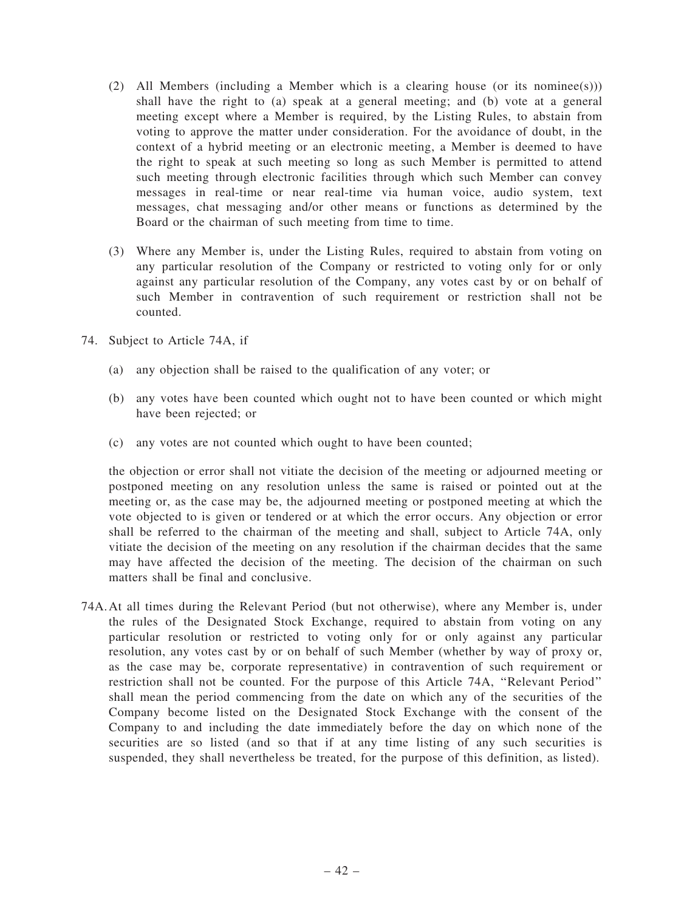(2) All Members (including a Member which is a clearing house (or its nominee(s))) shall have the right to (a) speak at a general meeting; and (b) vote at a general meeting except where a Member is required, by the Listing Rules, to abstain from voting to approve the matter under consideration. For the avoidance of doubt, in the context of a hybrid meeting or an electronic meeting, a Member is deemed to have the right to speak at such meeting so long as such Member is permitted to attend such meeting through electronic facilities through which such Member can convey messages in real-time or near real-time via human voice, audio system, text messages, chat messaging and/or other means or functions as determined by the Board or the chairman of such meeting from time to time.

(3) Where any Member is, under the Listing Rules, required to abstain from voting on any particular resolution of the Company or restricted to voting only for or only against any particular resolution of the Company, any votes cast by or on behalf of such Member in contravention of such requirement or restriction shall not be counted.

74. Subject to Article 74A, if

(a) any objection shall be raised to the qualification of any voter; or

(b) any votes have been counted which ought not to have been counted or which might have been rejected; or

(c) any votes are not counted which ought to have been counted;

the objection or error shall not vitiate the decision of the meeting or adjourned meeting or postponed meeting on any resolution unless the same is raised or pointed out at the meeting or, as the case may be, the adjourned meeting or postponed meeting at which the vote objected to is given or tendered or at which the error occurs. Any objection or error shall be referred to the chairman of the meeting and shall, subject to Article 74A, only vitiate the decision of the meeting on any resolution if the chairman decides that the same may have affected the decision of the meeting. The decision of the chairman on such matters shall be final and conclusive.

74A. At all times during the Relevant Period (but not otherwise), where any Member is, under the rules of the Designated Stock Exchange, required to abstain from voting on any particular resolution or restricted to voting only for or only against any particular resolution, any votes cast by or on behalf of such Member (whether by way of proxy or, as the case may be, corporate representative) in contravention of such requirement or restriction shall not be counted. For the purpose of this Article 74A, "Relevant Period" shall mean the period commencing from the date on which any of the securities of the Company become listed on the Designated Stock Exchange with the consent of the Company to and including the date immediately before the day on which none of the securities are so listed (and so that if at any time listing of any such securities is suspended, they shall nevertheless be treated, for the purpose of this definition, as listed).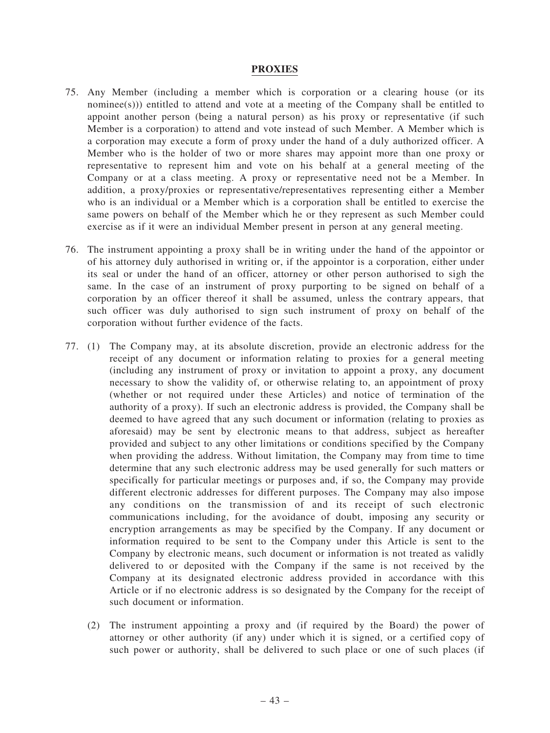## PROXIES

75. Any Member (including a member which is corporation or a clearing house (or its nominee(s))) entitled to attend and vote at a meeting of the Company shall be entitled to appoint another person (being a natural person) as his proxy or representative (if such Member is a corporation) to attend and vote instead of such Member. A Member which is a corporation may execute a form of proxy under the hand of a duly authorized officer. A Member who is the holder of two or more shares may appoint more than one proxy or representative to represent him and vote on his behalf at a general meeting of the Company or at a class meeting. A proxy or representative need not be a Member. In addition, a proxy/proxies or representative/representatives representing either a Member who is an individual or a Member which is a corporation shall be entitled to exercise the same powers on behalf of the Member which he or they represent as such Member could exercise as if it were an individual Member present in person at any general meeting.

76. The instrument appointing a proxy shall be in writing under the hand of the appointor or of his attorney duly authorised in writing or, if the appointor is a corporation, either under its seal or under the hand of an officer, attorney or other person authorised to sigh the same. In the case of an instrument of proxy purporting to be signed on behalf of a corporation by an officer thereof it shall be assumed, unless the contrary appears, that such officer was duly authorised to sign such instrument of proxy on behalf of the corporation without further evidence of the facts.

77. (1) The Company may, at its absolute discretion, provide an electronic address for the receipt of any document or information relating to proxies for a general meeting (including any instrument of proxy or invitation to appoint a proxy, any document necessary to show the validity of, or otherwise relating to, an appointment of proxy (whether or not required under these Articles) and notice of termination of the authority of a proxy). If such an electronic address is provided, the Company shall be deemed to have agreed that any such document or information (relating to proxies as aforesaid) may be sent by electronic means to that address, subject as hereafter provided and subject to any other limitations or conditions specified by the Company when providing the address. Without limitation, the Company may from time to time determine that any such electronic address may be used generally for such matters or specifically for particular meetings or purposes and, if so, the Company may provide different electronic addresses for different purposes. The Company may also impose any conditions on the transmission of and its receipt of such electronic communications including, for the avoidance of doubt, imposing any security or encryption arrangements as may be specified by the Company. If any document or information required to be sent to the Company under this Article is sent to the Company by electronic means, such document or information is not treated as validly delivered to or deposited with the Company if the same is not received by the Company at its designated electronic address provided in accordance with this Article or if no electronic address is so designated by the Company for the receipt of such document or information.

    (2) The instrument appointing a proxy and (if required by the Board) the power of attorney or other authority (if any) under which it is signed, or a certified copy of such power or authority, shall be delivered to such place or one of such places (if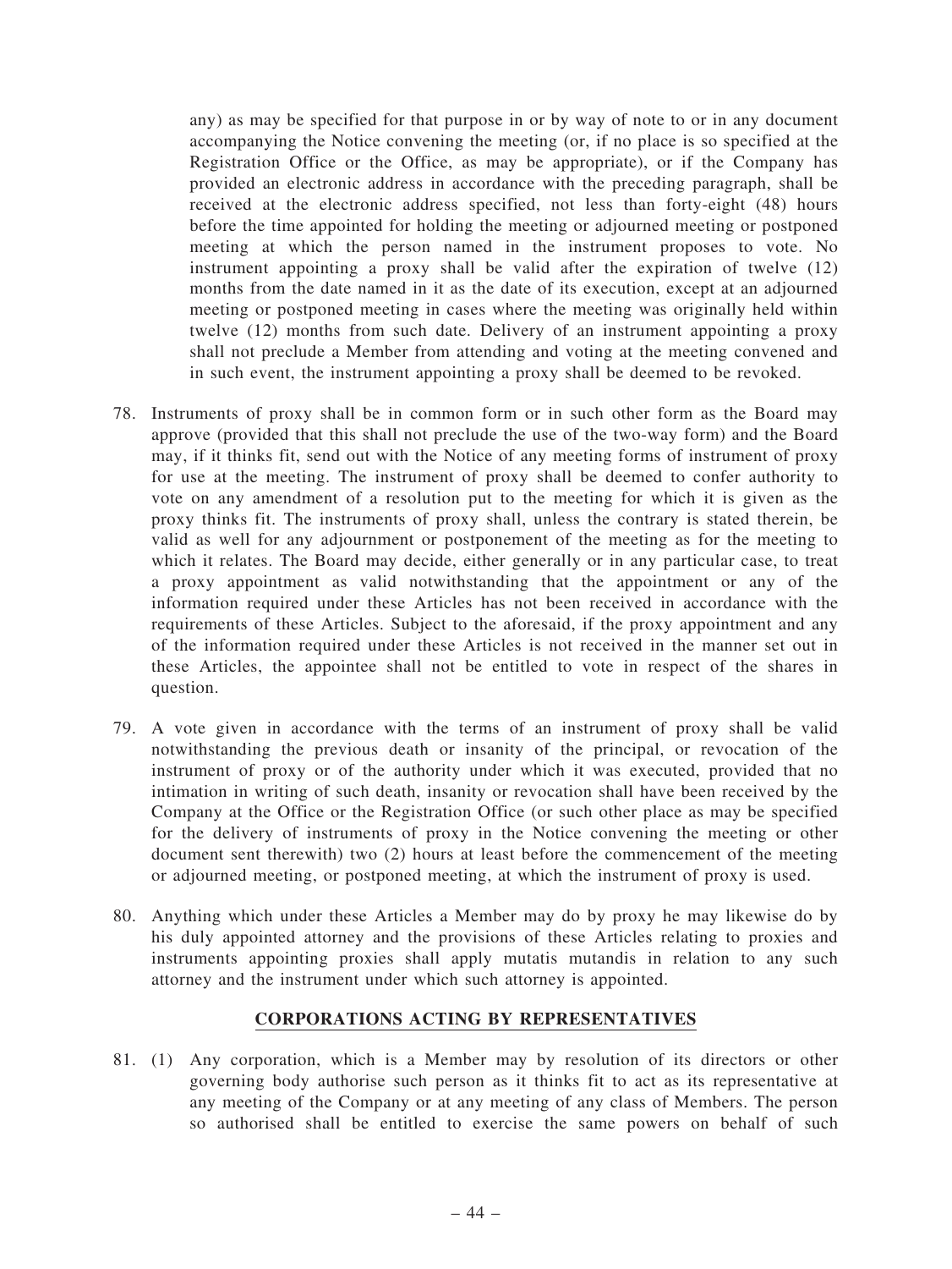any) as may be specified for that purpose in or by way of note to or in any document accompanying the Notice convening the meeting (or, if no place is so specified at the Registration Office or the Office, as may be appropriate), or if the Company has provided an electronic address in accordance with the preceding paragraph, shall be received at the electronic address specified, not less than forty-eight (48) hours before the time appointed for holding the meeting or adjourned meeting or postponed meeting at which the person named in the instrument proposes to vote. No instrument appointing a proxy shall be valid after the expiration of twelve (12) months from the date named in it as the date of its execution, except at an adjourned meeting or postponed meeting in cases where the meeting was originally held within twelve (12) months from such date. Delivery of an instrument appointing a proxy shall not preclude a Member from attending and voting at the meeting convened and in such event, the instrument appointing a proxy shall be deemed to be revoked.

78. Instruments of proxy shall be in common form or in such other form as the Board may approve (provided that this shall not preclude the use of the two-way form) and the Board may, if it thinks fit, send out with the Notice of any meeting forms of instrument of proxy for use at the meeting. The instrument of proxy shall be deemed to confer authority to vote on any amendment of a resolution put to the meeting for which it is given as the proxy thinks fit. The instruments of proxy shall, unless the contrary is stated therein, be valid as well for any adjournment or postponement of the meeting as for the meeting to which it relates. The Board may decide, either generally or in any particular case, to treat a proxy appointment as valid notwithstanding that the appointment or any of the information required under these Articles has not been received in accordance with the requirements of these Articles. Subject to the aforesaid, if the proxy appointment and any of the information required under these Articles is not received in the manner set out in these Articles, the appointee shall not be entitled to vote in respect of the shares in question.

79. A vote given in accordance with the terms of an instrument of proxy shall be valid notwithstanding the previous death or insanity of the principal, or revocation of the instrument of proxy or of the authority under which it was executed, provided that no intimation in writing of such death, insanity or revocation shall have been received by the Company at the Office or the Registration Office (or such other place as may be specified for the delivery of instruments of proxy in the Notice convening the meeting or other document sent therewith) two (2) hours at least before the commencement of the meeting or adjourned meeting, or postponed meeting, at which the instrument of proxy is used.

80. Anything which under these Articles a Member may do by proxy he may likewise do by his duly appointed attorney and the provisions of these Articles relating to proxies and instruments appointing proxies shall apply mutatis mutandis in relation to any such attorney and the instrument under which such attorney is appointed.

## CORPORATIONS ACTING BY REPRESENTATIVES

81. (1) Any corporation, which is a Member may by resolution of its directors or other governing body authorise such person as it thinks fit to act as its representative at any meeting of the Company or at any meeting of any class of Members. The person so authorised shall be entitled to exercise the same powers on behalf of such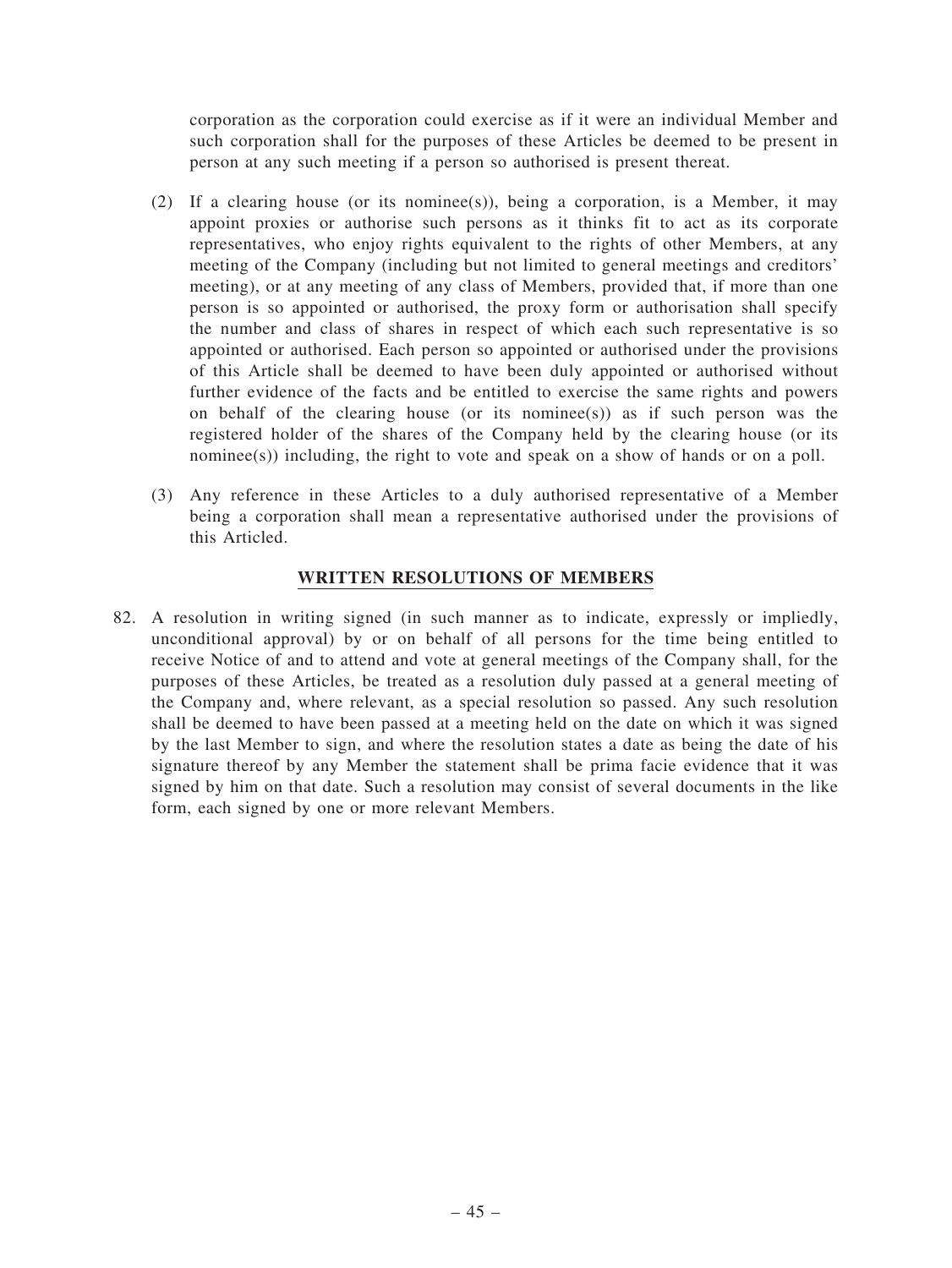corporation as the corporation could exercise as if it were an individual Member and such corporation shall for the purposes of these Articles be deemed to be present in person at any such meeting if a person so authorised is present thereat.

(2) If a clearing house (or its nominee(s)), being a corporation, is a Member, it may appoint proxies or authorise such persons as it thinks fit to act as its corporate representatives, who enjoy rights equivalent to the rights of other Members, at any meeting of the Company (including but not limited to general meetings and creditors' meeting), or at any meeting of any class of Members, provided that, if more than one person is so appointed or authorised, the proxy form or authorisation shall specify the number and class of shares in respect of which each such representative is so appointed or authorised. Each person so appointed or authorised under the provisions of this Article shall be deemed to have been duly appointed or authorised without further evidence of the facts and be entitled to exercise the same rights and powers on behalf of the clearing house (or its nominee(s)) as if such person was the registered holder of the shares of the Company held by the clearing house (or its nominee(s)) including, the right to vote and speak on a show of hands or on a poll.

(3) Any reference in these Articles to a duly authorised representative of a Member being a corporation shall mean a representative authorised under the provisions of this Articled.

## WRITTEN RESOLUTIONS OF MEMBERS

82. A resolution in writing signed (in such manner as to indicate, expressly or impliedly, unconditional approval) by or on behalf of all persons for the time being entitled to receive Notice of and to attend and vote at general meetings of the Company shall, for the purposes of these Articles, be treated as a resolution duly passed at a general meeting of the Company and, where relevant, as a special resolution so passed. Any such resolution shall be deemed to have been passed at a meeting held on the date on which it was signed by the last Member to sign, and where the resolution states a date as being the date of his signature thereof by any Member the statement shall be prima facie evidence that it was signed by him on that date. Such a resolution may consist of several documents in the like form, each signed by one or more relevant Members.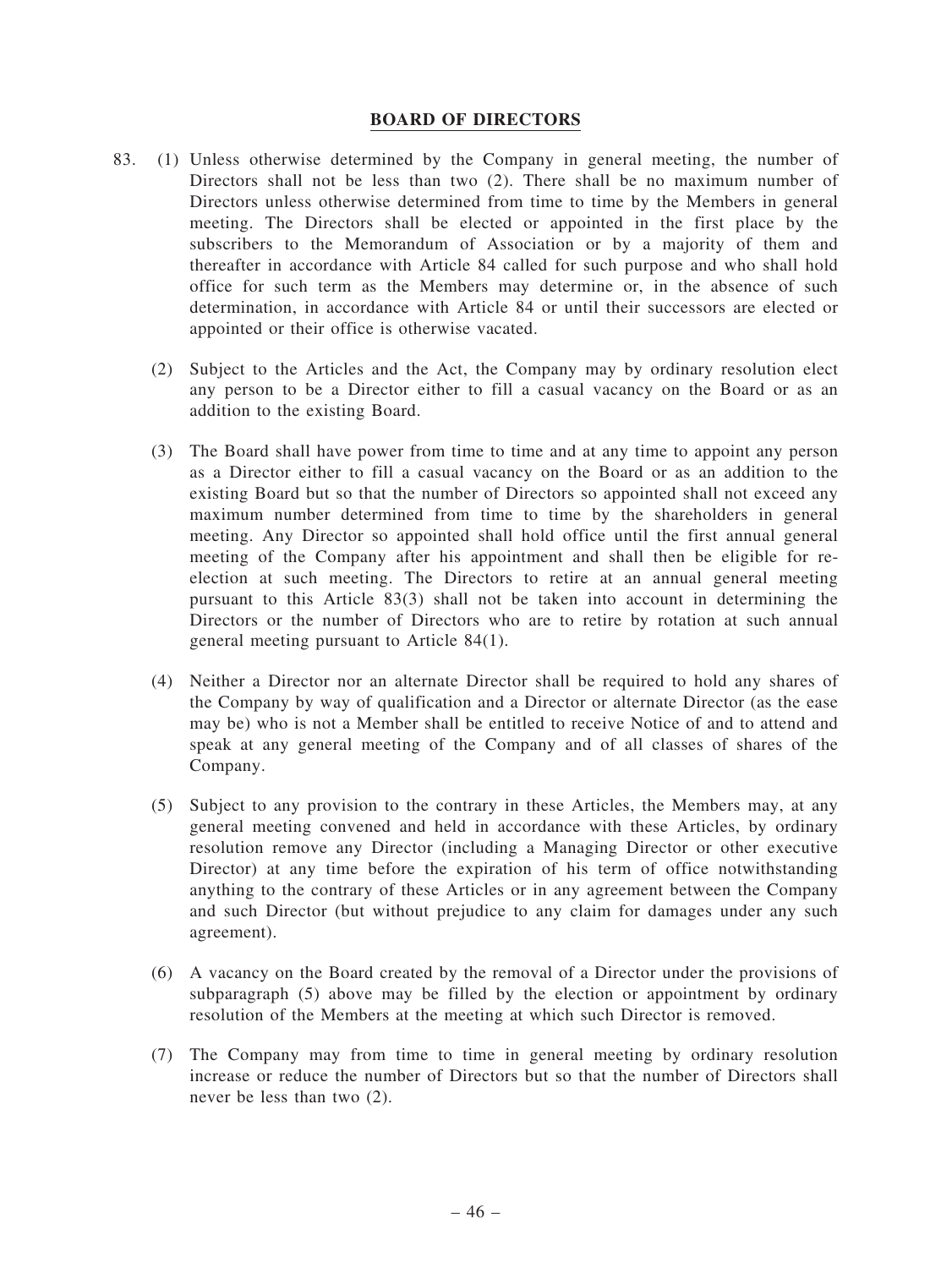## BOARD OF DIRECTORS

83. (1) Unless otherwise determined by the Company in general meeting, the number of Directors shall not be less than two (2). There shall be no maximum number of Directors unless otherwise determined from time to time by the Members in general meeting. The Directors shall be elected or appointed in the first place by the subscribers to the Memorandum of Association or by a majority of them and thereafter in accordance with Article 84 called for such purpose and who shall hold office for such term as the Members may determine or, in the absence of such determination, in accordance with Article 84 or until their successors are elected or appointed or their office is otherwise vacated.

(2) Subject to the Articles and the Act, the Company may by ordinary resolution elect any person to be a Director either to fill a casual vacancy on the Board or as an addition to the existing Board.

(3) The Board shall have power from time to time and at any time to appoint any person as a Director either to fill a casual vacancy on the Board or as an addition to the existing Board but so that the number of Directors so appointed shall not exceed any maximum number determined from time to time by the shareholders in general meeting. Any Director so appointed shall hold office until the first annual general meeting of the Company after his appointment and shall then be eligible for re-election at such meeting. The Directors to retire at an annual general meeting pursuant to this Article 83(3) shall not be taken into account in determining the Directors or the number of Directors who are to retire by rotation at such annual general meeting pursuant to Article 84(1).

(4) Neither a Director nor an alternate Director shall be required to hold any shares of the Company by way of qualification and a Director or alternate Director (as the ease may be) who is not a Member shall be entitled to receive Notice of and to attend and speak at any general meeting of the Company and of all classes of shares of the Company.

(5) Subject to any provision to the contrary in these Articles, the Members may, at any general meeting convened and held in accordance with these Articles, by ordinary resolution remove any Director (including a Managing Director or other executive Director) at any time before the expiration of his term of office notwithstanding anything to the contrary of these Articles or in any agreement between the Company and such Director (but without prejudice to any claim for damages under any such agreement).

(6) A vacancy on the Board created by the removal of a Director under the provisions of subparagraph (5) above may be filled by the election or appointment by ordinary resolution of the Members at the meeting at which such Director is removed.

(7) The Company may from time to time in general meeting by ordinary resolution increase or reduce the number of Directors but so that the number of Directors shall never be less than two (2).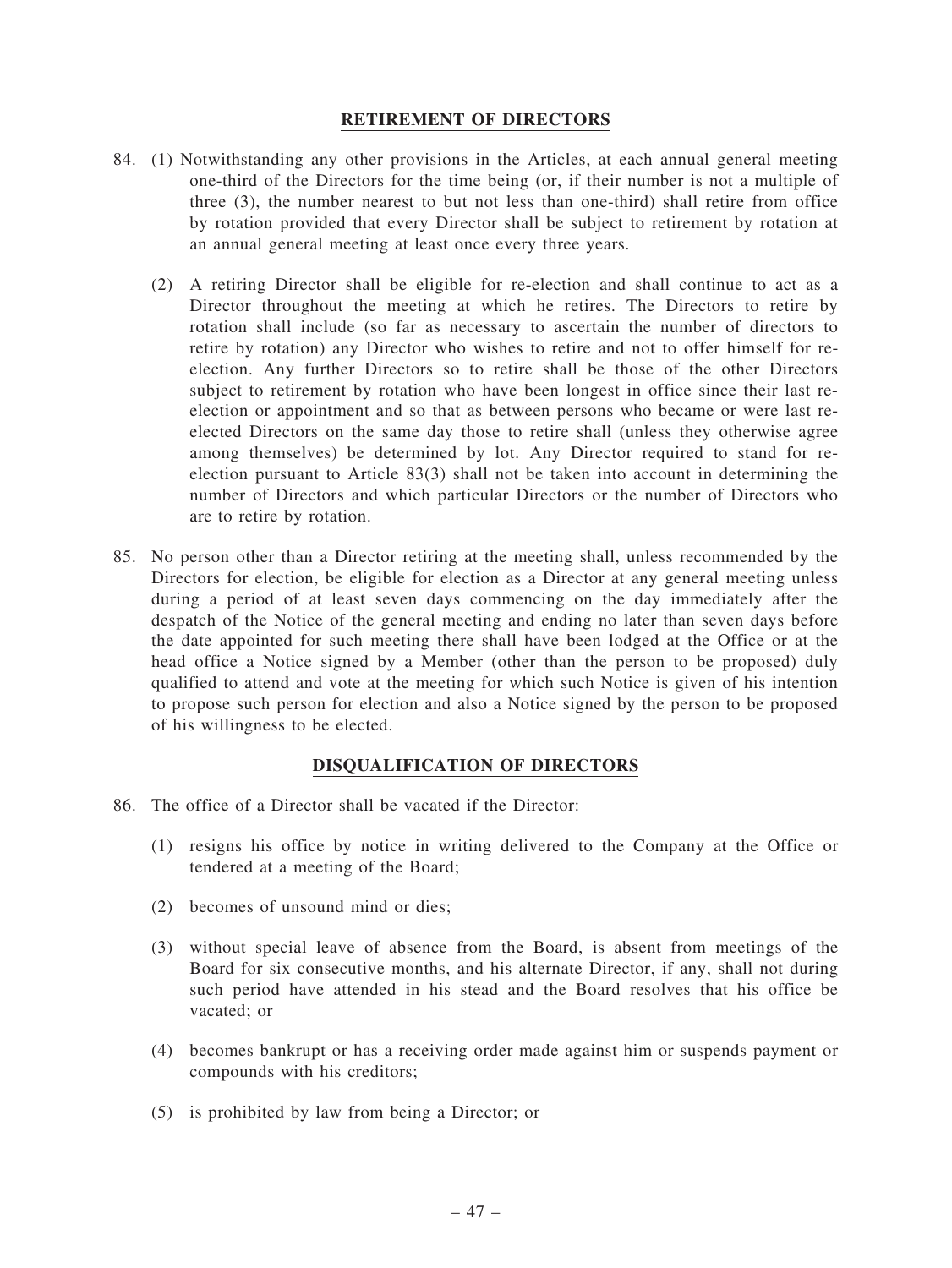## RETIREMENT OF DIRECTORS

84. (1) Notwithstanding any other provisions in the Articles, at each annual general meeting one-third of the Directors for the time being (or, if their number is not a multiple of three (3), the number nearest to but not less than one-third) shall retire from office by rotation provided that every Director shall be subject to retirement by rotation at an annual general meeting at least once every three years.

    (2) A retiring Director shall be eligible for re-election and shall continue to act as a Director throughout the meeting at which he retires. The Directors to retire by rotation shall include (so far as necessary to ascertain the number of directors to retire by rotation) any Director who wishes to retire and not to offer himself for re-election. Any further Directors so to retire shall be those of the other Directors subject to retirement by rotation who have been longest in office since their last re-election or appointment and so that as between persons who became or were last re-elected Directors on the same day those to retire shall (unless they otherwise agree among themselves) be determined by lot. Any Director required to stand for re-election pursuant to Article 83(3) shall not be taken into account in determining the number of Directors and which particular Directors or the number of Directors who are to retire by rotation.

85. No person other than a Director retiring at the meeting shall, unless recommended by the Directors for election, be eligible for election as a Director at any general meeting unless during a period of at least seven days commencing on the day immediately after the despatch of the Notice of the general meeting and ending no later than seven days before the date appointed for such meeting there shall have been lodged at the Office or at the head office a Notice signed by a Member (other than the person to be proposed) duly qualified to attend and vote at the meeting for which such Notice is given of his intention to propose such person for election and also a Notice signed by the person to be proposed of his willingness to be elected.

## DISQUALIFICATION OF DIRECTORS

86. The office of a Director shall be vacated if the Director:

    (1) resigns his office by notice in writing delivered to the Company at the Office or tendered at a meeting of the Board;

    (2) becomes of unsound mind or dies;

    (3) without special leave of absence from the Board, is absent from meetings of the Board for six consecutive months, and his alternate Director, if any, shall not during such period have attended in his stead and the Board resolves that his office be vacated; or

    (4) becomes bankrupt or has a receiving order made against him or suspends payment or compounds with his creditors;

    (5) is prohibited by law from being a Director; or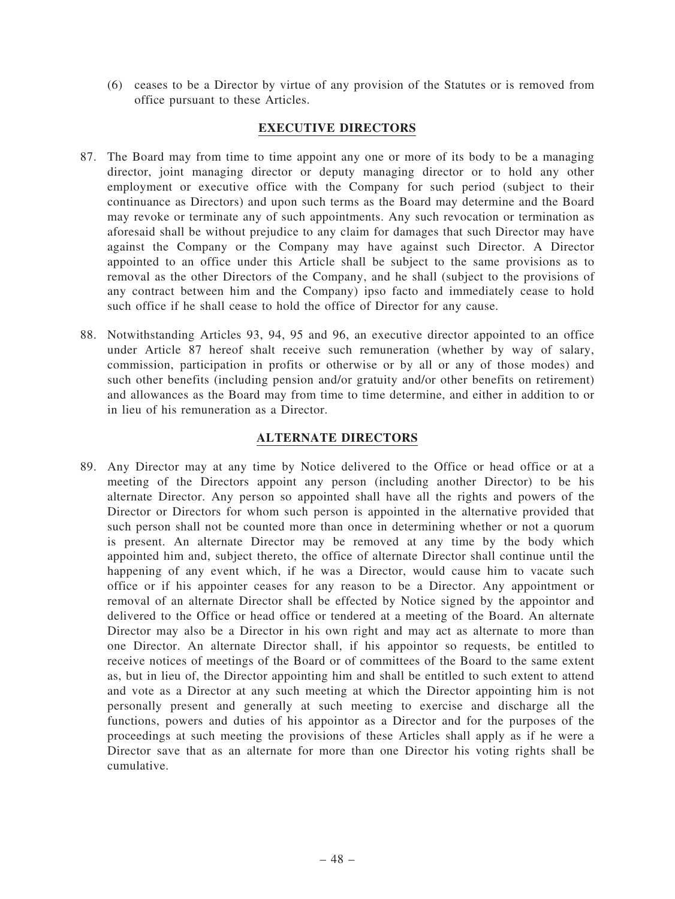(6) ceases to be a Director by virtue of any provision of the Statutes or is removed from office pursuant to these Articles.

## EXECUTIVE DIRECTORS

87. The Board may from time to time appoint any one or more of its body to be a managing director, joint managing director or deputy managing director or to hold any other employment or executive office with the Company for such period (subject to their continuance as Directors) and upon such terms as the Board may determine and the Board may revoke or terminate any of such appointments. Any such revocation or termination as aforesaid shall be without prejudice to any claim for damages that such Director may have against the Company or the Company may have against such Director. A Director appointed to an office under this Article shall be subject to the same provisions as to removal as the other Directors of the Company, and he shall (subject to the provisions of any contract between him and the Company) ipso facto and immediately cease to hold such office if he shall cease to hold the office of Director for any cause.

88. Notwithstanding Articles 93, 94, 95 and 96, an executive director appointed to an office under Article 87 hereof shalt receive such remuneration (whether by way of salary, commission, participation in profits or otherwise or by all or any of those modes) and such other benefits (including pension and/or gratuity and/or other benefits on retirement) and allowances as the Board may from time to time determine, and either in addition to or in lieu of his remuneration as a Director.

## ALTERNATE DIRECTORS

89. Any Director may at any time by Notice delivered to the Office or head office or at a meeting of the Directors appoint any person (including another Director) to be his alternate Director. Any person so appointed shall have all the rights and powers of the Director or Directors for whom such person is appointed in the alternative provided that such person shall not be counted more than once in determining whether or not a quorum is present. An alternate Director may be removed at any time by the body which appointed him and, subject thereto, the office of alternate Director shall continue until the happening of any event which, if he was a Director, would cause him to vacate such office or if his appointer ceases for any reason to be a Director. Any appointment or removal of an alternate Director shall be effected by Notice signed by the appointor and delivered to the Office or head office or tendered at a meeting of the Board. An alternate Director may also be a Director in his own right and may act as alternate to more than one Director. An alternate Director shall, if his appointor so requests, be entitled to receive notices of meetings of the Board or of committees of the Board to the same extent as, but in lieu of, the Director appointing him and shall be entitled to such extent to attend and vote as a Director at any such meeting at which the Director appointing him is not personally present and generally at such meeting to exercise and discharge all the functions, powers and duties of his appointor as a Director and for the purposes of the proceedings at such meeting the provisions of these Articles shall apply as if he were a Director save that as an alternate for more than one Director his voting rights shall be cumulative.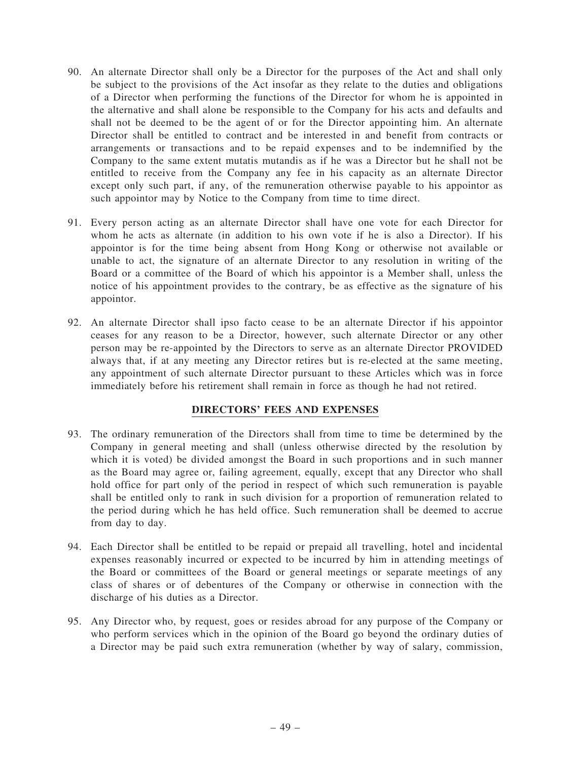90. An alternate Director shall only be a Director for the purposes of the Act and shall only be subject to the provisions of the Act insofar as they relate to the duties and obligations of a Director when performing the functions of the Director for whom he is appointed in the alternative and shall alone be responsible to the Company for his acts and defaults and shall not be deemed to be the agent of or for the Director appointing him. An alternate Director shall be entitled to contract and be interested in and benefit from contracts or arrangements or transactions and to be repaid expenses and to be indemnified by the Company to the same extent mutatis mutandis as if he was a Director but he shall not be entitled to receive from the Company any fee in his capacity as an alternate Director except only such part, if any, of the remuneration otherwise payable to his appointor as such appointor may by Notice to the Company from time to time direct.

91. Every person acting as an alternate Director shall have one vote for each Director for whom he acts as alternate (in addition to his own vote if he is also a Director). If his appointor is for the time being absent from Hong Kong or otherwise not available or unable to act, the signature of an alternate Director to any resolution in writing of the Board or a committee of the Board of which his appointor is a Member shall, unless the notice of his appointment provides to the contrary, be as effective as the signature of his appointor.

92. An alternate Director shall ipso facto cease to be an alternate Director if his appointor ceases for any reason to be a Director, however, such alternate Director or any other person may be re-appointed by the Directors to serve as an alternate Director PROVIDED always that, if at any meeting any Director retires but is re-elected at the same meeting, any appointment of such alternate Director pursuant to these Articles which was in force immediately before his retirement shall remain in force as though he had not retired.

## DIRECTORS' FEES AND EXPENSES

93. The ordinary remuneration of the Directors shall from time to time be determined by the Company in general meeting and shall (unless otherwise directed by the resolution by which it is voted) be divided amongst the Board in such proportions and in such manner as the Board may agree or, failing agreement, equally, except that any Director who shall hold office for part only of the period in respect of which such remuneration is payable shall be entitled only to rank in such division for a proportion of remuneration related to the period during which he has held office. Such remuneration shall be deemed to accrue from day to day.

94. Each Director shall be entitled to be repaid or prepaid all travelling, hotel and incidental expenses reasonably incurred or expected to be incurred by him in attending meetings of the Board or committees of the Board or general meetings or separate meetings of any class of shares or of debentures of the Company or otherwise in connection with the discharge of his duties as a Director.

95. Any Director who, by request, goes or resides abroad for any purpose of the Company or who perform services which in the opinion of the Board go beyond the ordinary duties of a Director may be paid such extra remuneration (whether by way of salary, commission,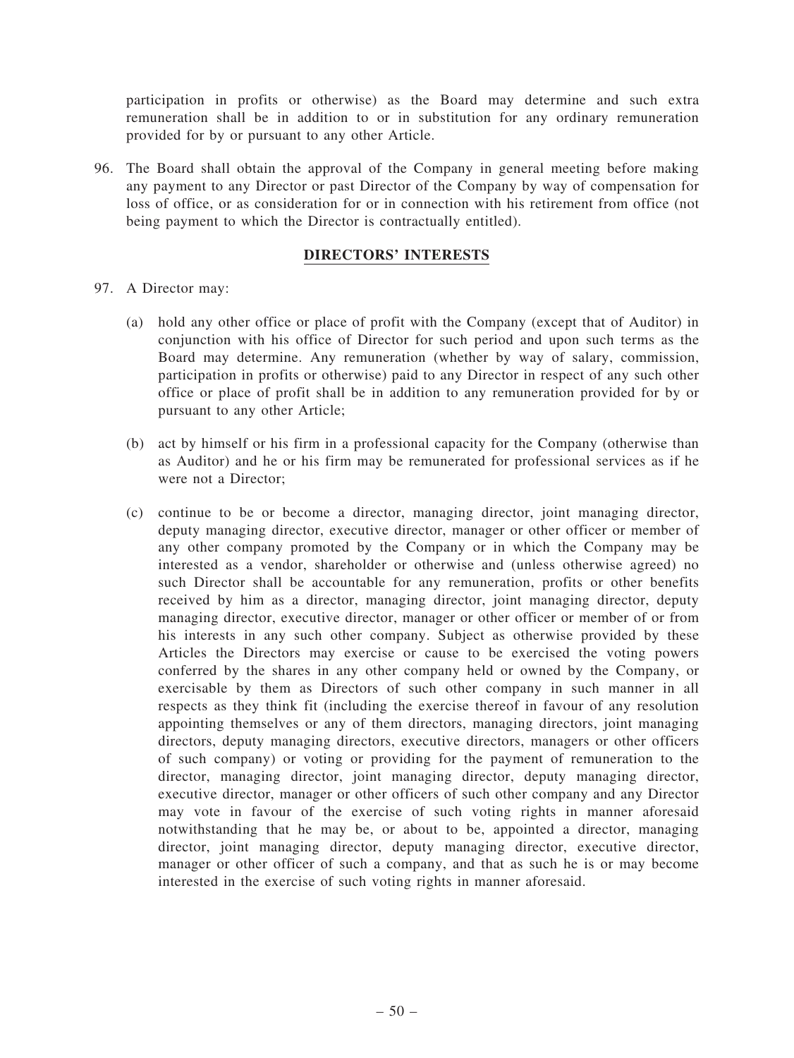participation in profits or otherwise) as the Board may determine and such extra remuneration shall be in addition to or in substitution for any ordinary remuneration provided for by or pursuant to any other Article.

96. The Board shall obtain the approval of the Company in general meeting before making any payment to any Director or past Director of the Company by way of compensation for loss of office, or as consideration for or in connection with his retirement from office (not being payment to which the Director is contractually entitled).

## DIRECTORS' INTERESTS

97. A Director may:

    (a) hold any other office or place of profit with the Company (except that of Auditor) in conjunction with his office of Director for such period and upon such terms as the Board may determine. Any remuneration (whether by way of salary, commission, participation in profits or otherwise) paid to any Director in respect of any such other office or place of profit shall be in addition to any remuneration provided for by or pursuant to any other Article;

    (b) act by himself or his firm in a professional capacity for the Company (otherwise than as Auditor) and he or his firm may be remunerated for professional services as if he were not a Director;

    (c) continue to be or become a director, managing director, joint managing director, deputy managing director, executive director, manager or other officer or member of any other company promoted by the Company or in which the Company may be interested as a vendor, shareholder or otherwise and (unless otherwise agreed) no such Director shall be accountable for any remuneration, profits or other benefits received by him as a director, managing director, joint managing director, deputy managing director, executive director, manager or other officer or member of or from his interests in any such other company. Subject as otherwise provided by these Articles the Directors may exercise or cause to be exercised the voting powers conferred by the shares in any other company held or owned by the Company, or exercisable by them as Directors of such other company in such manner in all respects as they think fit (including the exercise thereof in favour of any resolution appointing themselves or any of them directors, managing directors, joint managing directors, deputy managing directors, executive directors, managers or other officers of such company) or voting or providing for the payment of remuneration to the director, managing director, joint managing director, deputy managing director, executive director, manager or other officers of such other company and any Director may vote in favour of the exercise of such voting rights in manner aforesaid notwithstanding that he may be, or about to be, appointed a director, managing director, joint managing director, deputy managing director, executive director, manager or other officer of such a company, and that as such he is or may become interested in the exercise of such voting rights in manner aforesaid.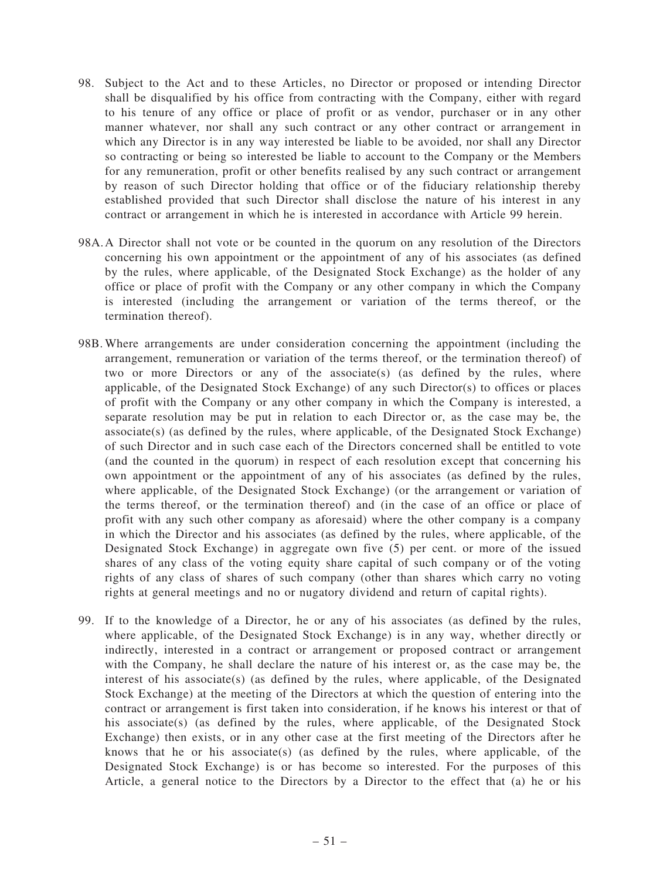98. Subject to the Act and to these Articles, no Director or proposed or intending Director shall be disqualified by his office from contracting with the Company, either with regard to his tenure of any office or place of profit or as vendor, purchaser or in any other manner whatever, nor shall any such contract or any other contract or arrangement in which any Director is in any way interested be liable to be avoided, nor shall any Director so contracting or being so interested be liable to account to the Company or the Members for any remuneration, profit or other benefits realised by any such contract or arrangement by reason of such Director holding that office or of the fiduciary relationship thereby established provided that such Director shall disclose the nature of his interest in any contract or arrangement in which he is interested in accordance with Article 99 herein.

98A. A Director shall not vote or be counted in the quorum on any resolution of the Directors concerning his own appointment or the appointment of any of his associates (as defined by the rules, where applicable, of the Designated Stock Exchange) as the holder of any office or place of profit with the Company or any other company in which the Company is interested (including the arrangement or variation of the terms thereof, or the termination thereof).

98B. Where arrangements are under consideration concerning the appointment (including the arrangement, remuneration or variation of the terms thereof, or the termination thereof) of two or more Directors or any of the associate(s) (as defined by the rules, where applicable, of the Designated Stock Exchange) of any such Director(s) to offices or places of profit with the Company or any other company in which the Company is interested, a separate resolution may be put in relation to each Director or, as the case may be, the associate(s) (as defined by the rules, where applicable, of the Designated Stock Exchange) of such Director and in such case each of the Directors concerned shall be entitled to vote (and the counted in the quorum) in respect of each resolution except that concerning his own appointment or the appointment of any of his associates (as defined by the rules, where applicable, of the Designated Stock Exchange) (or the arrangement or variation of the terms thereof, or the termination thereof) and (in the case of an office or place of profit with any such other company as aforesaid) where the other company is a company in which the Director and his associates (as defined by the rules, where applicable, of the Designated Stock Exchange) in aggregate own five (5) per cent. or more of the issued shares of any class of the voting equity share capital of such company or of the voting rights of any class of shares of such company (other than shares which carry no voting rights at general meetings and no or nugatory dividend and return of capital rights).

99. If to the knowledge of a Director, he or any of his associates (as defined by the rules, where applicable, of the Designated Stock Exchange) is in any way, whether directly or indirectly, interested in a contract or arrangement or proposed contract or arrangement with the Company, he shall declare the nature of his interest or, as the case may be, the interest of his associate(s) (as defined by the rules, where applicable, of the Designated Stock Exchange) at the meeting of the Directors at which the question of entering into the contract or arrangement is first taken into consideration, if he knows his interest or that of his associate(s) (as defined by the rules, where applicable, of the Designated Stock Exchange) then exists, or in any other case at the first meeting of the Directors after he knows that he or his associate(s) (as defined by the rules, where applicable, of the Designated Stock Exchange) is or has become so interested. For the purposes of this Article, a general notice to the Directors by a Director to the effect that (a) he or his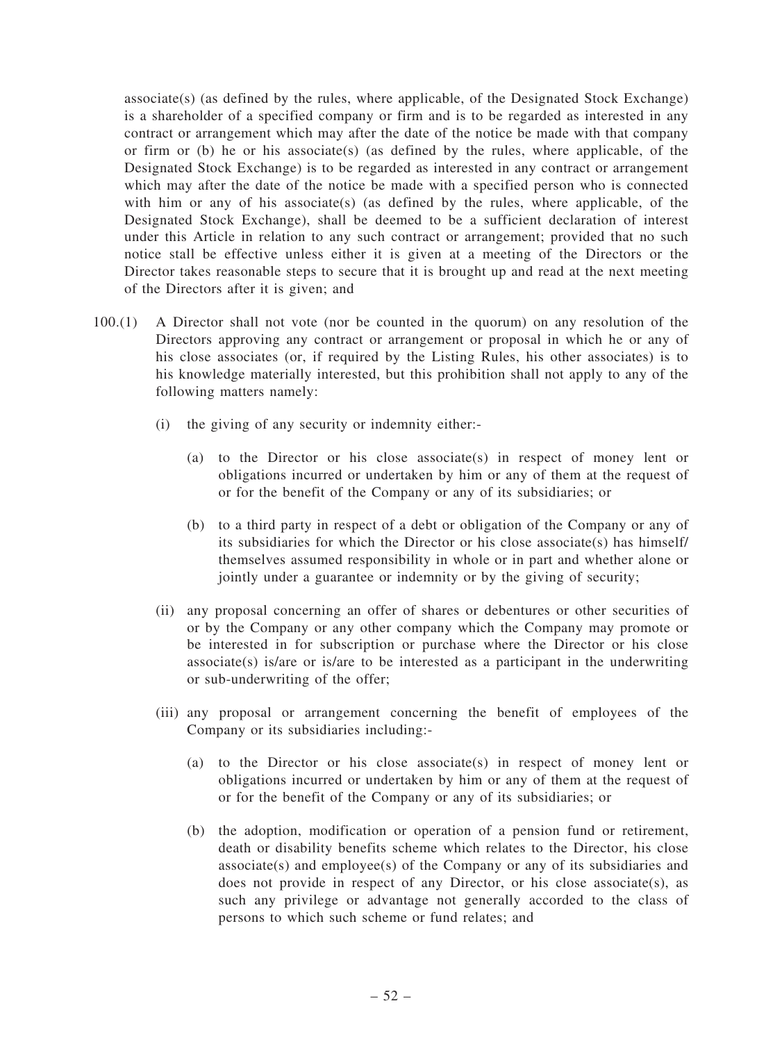associate(s) (as defined by the rules, where applicable, of the Designated Stock Exchange) is a shareholder of a specified company or firm and is to be regarded as interested in any contract or arrangement which may after the date of the notice be made with that company or firm or (b) he or his associate(s) (as defined by the rules, where applicable, of the Designated Stock Exchange) is to be regarded as interested in any contract or arrangement which may after the date of the notice be made with a specified person who is connected with him or any of his associate(s) (as defined by the rules, where applicable, of the Designated Stock Exchange), shall be deemed to be a sufficient declaration of interest under this Article in relation to any such contract or arrangement; provided that no such notice stall be effective unless either it is given at a meeting of the Directors or the Director takes reasonable steps to secure that it is brought up and read at the next meeting of the Directors after it is given; and

100.(1) A Director shall not vote (nor be counted in the quorum) on any resolution of the Directors approving any contract or arrangement or proposal in which he or any of his close associates (or, if required by the Listing Rules, his other associates) is to his knowledge materially interested, but this prohibition shall not apply to any of the following matters namely:

(i) the giving of any security or indemnity either:-

(a) to the Director or his close associate(s) in respect of money lent or obligations incurred or undertaken by him or any of them at the request of or for the benefit of the Company or any of its subsidiaries; or

(b) to a third party in respect of a debt or obligation of the Company or any of its subsidiaries for which the Director or his close associate(s) has himself/themselves assumed responsibility in whole or in part and whether alone or jointly under a guarantee or indemnity or by the giving of security;

(ii) any proposal concerning an offer of shares or debentures or other securities of or by the Company or any other company which the Company may promote or be interested in for subscription or purchase where the Director or his close associate(s) is/are or is/are to be interested as a participant in the underwriting or sub-underwriting of the offer;

(iii) any proposal or arrangement concerning the benefit of employees of the Company or its subsidiaries including:-

(a) to the Director or his close associate(s) in respect of money lent or obligations incurred or undertaken by him or any of them at the request of or for the benefit of the Company or any of its subsidiaries; or

(b) the adoption, modification or operation of a pension fund or retirement, death or disability benefits scheme which relates to the Director, his close associate(s) and employee(s) of the Company or any of its subsidiaries and does not provide in respect of any Director, or his close associate(s), as such any privilege or advantage not generally accorded to the class of persons to which such scheme or fund relates; and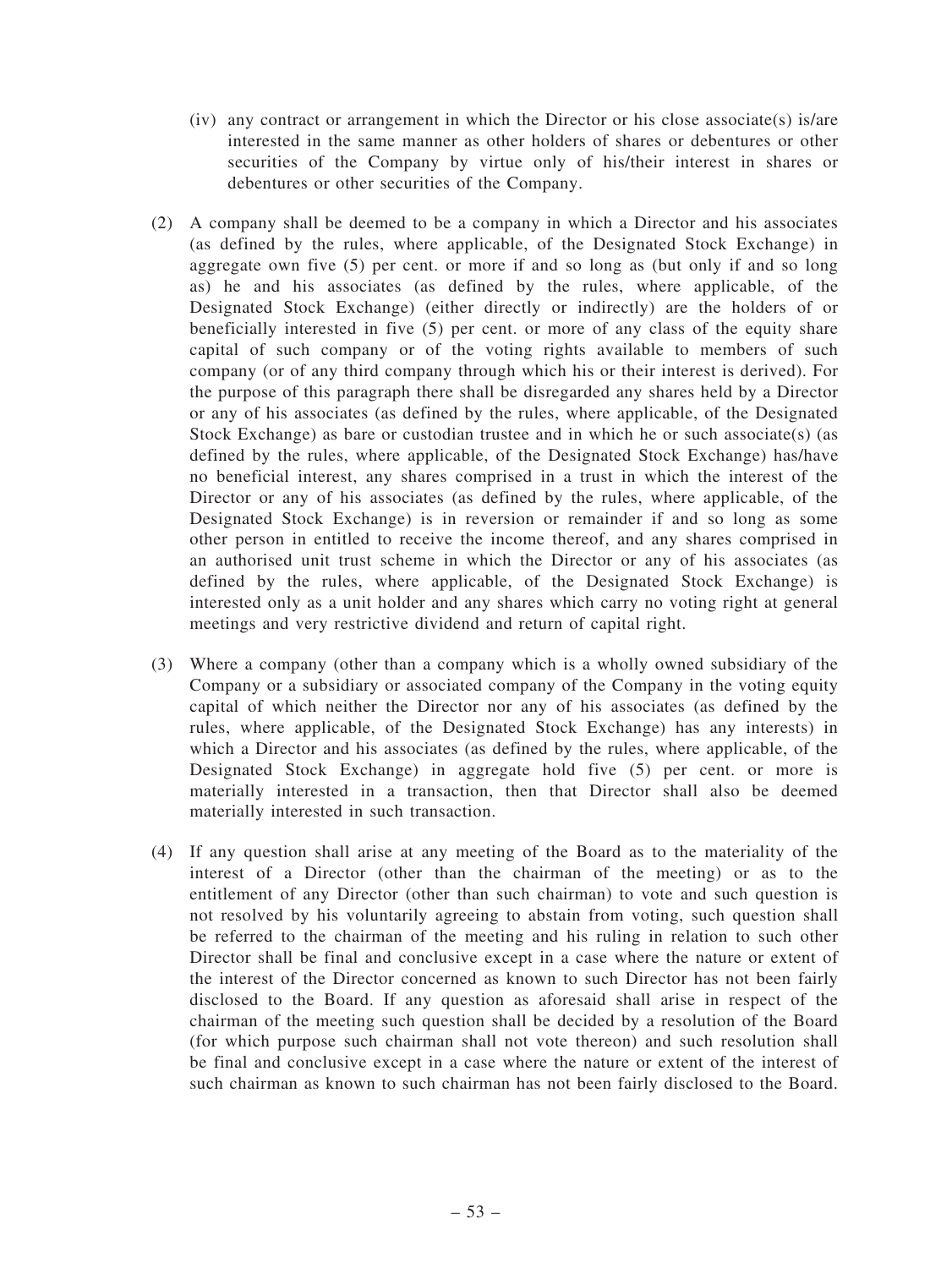(iv) any contract or arrangement in which the Director or his close associate(s) is/are interested in the same manner as other holders of shares or debentures or other securities of the Company by virtue only of his/their interest in shares or debentures or other securities of the Company.

(2) A company shall be deemed to be a company in which a Director and his associates (as defined by the rules, where applicable, of the Designated Stock Exchange) in aggregate own five (5) per cent. or more if and so long as (but only if and so long as) he and his associates (as defined by the rules, where applicable, of the Designated Stock Exchange) (either directly or indirectly) are the holders of or beneficially interested in five (5) per cent. or more of any class of the equity share capital of such company or of the voting rights available to members of such company (or of any third company through which his or their interest is derived). For the purpose of this paragraph there shall be disregarded any shares held by a Director or any of his associates (as defined by the rules, where applicable, of the Designated Stock Exchange) as bare or custodian trustee and in which he or such associate(s) (as defined by the rules, where applicable, of the Designated Stock Exchange) has/have no beneficial interest, any shares comprised in a trust in which the interest of the Director or any of his associates (as defined by the rules, where applicable, of the Designated Stock Exchange) is in reversion or remainder if and so long as some other person in entitled to receive the income thereof, and any shares comprised in an authorised unit trust scheme in which the Director or any of his associates (as defined by the rules, where applicable, of the Designated Stock Exchange) is interested only as a unit holder and any shares which carry no voting right at general meetings and very restrictive dividend and return of capital right.

(3) Where a company (other than a company which is a wholly owned subsidiary of the Company or a subsidiary or associated company of the Company in the voting equity capital of which neither the Director nor any of his associates (as defined by the rules, where applicable, of the Designated Stock Exchange) has any interests) in which a Director and his associates (as defined by the rules, where applicable, of the Designated Stock Exchange) in aggregate hold five (5) per cent. or more is materially interested in a transaction, then that Director shall also be deemed materially interested in such transaction.

(4) If any question shall arise at any meeting of the Board as to the materiality of the interest of a Director (other than the chairman of the meeting) or as to the entitlement of any Director (other than such chairman) to vote and such question is not resolved by his voluntarily agreeing to abstain from voting, such question shall be referred to the chairman of the meeting and his ruling in relation to such other Director shall be final and conclusive except in a case where the nature or extent of the interest of the Director concerned as known to such Director has not been fairly disclosed to the Board. If any question as aforesaid shall arise in respect of the chairman of the meeting such question shall be decided by a resolution of the Board (for which purpose such chairman shall not vote thereon) and such resolution shall be final and conclusive except in a case where the nature or extent of the interest of such chairman as known to such chairman has not been fairly disclosed to the Board.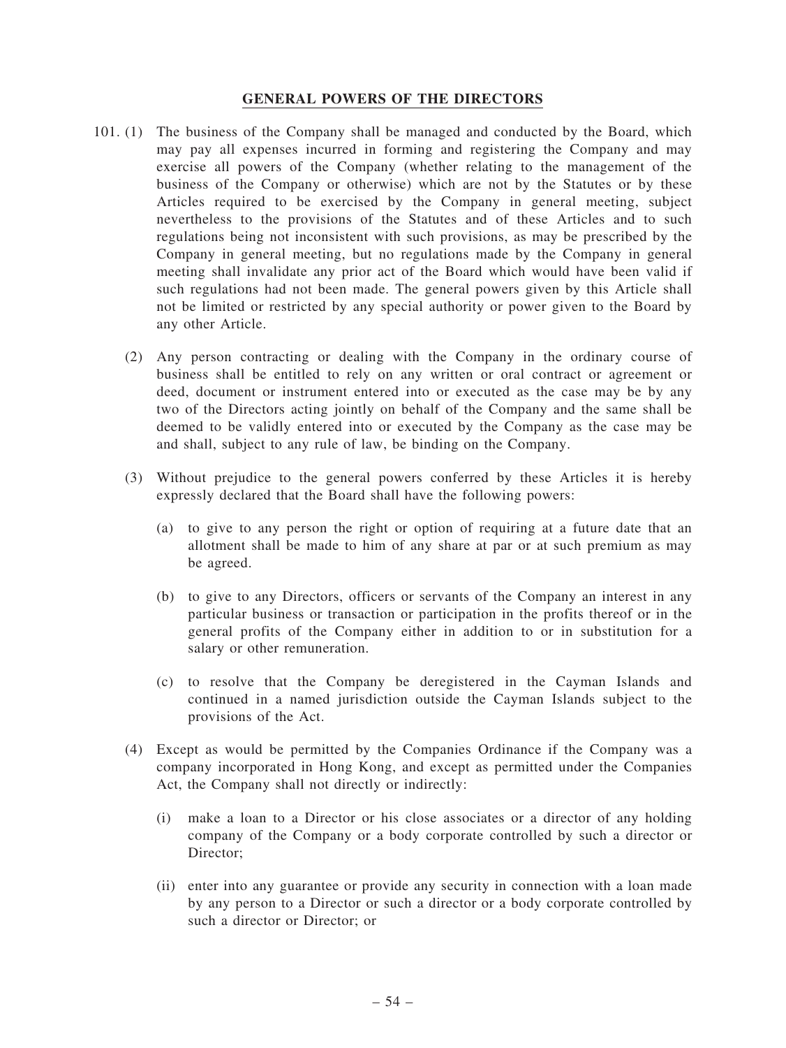**GENERAL POWERS OF THE DIRECTORS**

101. (1) The business of the Company shall be managed and conducted by the Board, which may pay all expenses incurred in forming and registering the Company and may exercise all powers of the Company (whether relating to the management of the business of the Company or otherwise) which are not by the Statutes or by these Articles required to be exercised by the Company in general meeting, subject nevertheless to the provisions of the Statutes and of these Articles and to such regulations being not inconsistent with such provisions, as may be prescribed by the Company in general meeting, but no regulations made by the Company in general meeting shall invalidate any prior act of the Board which would have been valid if such regulations had not been made. The general powers given by this Article shall not be limited or restricted by any special authority or power given to the Board by any other Article.

(2) Any person contracting or dealing with the Company in the ordinary course of business shall be entitled to rely on any written or oral contract or agreement or deed, document or instrument entered into or executed as the case may be by any two of the Directors acting jointly on behalf of the Company and the same shall be deemed to be validly entered into or executed by the Company as the case may be and shall, subject to any rule of law, be binding on the Company.

(3) Without prejudice to the general powers conferred by these Articles it is hereby expressly declared that the Board shall have the following powers:

(a) to give to any person the right or option of requiring at a future date that an allotment shall be made to him of any share at par or at such premium as may be agreed.

(b) to give to any Directors, officers or servants of the Company an interest in any particular business or transaction or participation in the profits thereof or in the general profits of the Company either in addition to or in substitution for a salary or other remuneration.

(c) to resolve that the Company be deregistered in the Cayman Islands and continued in a named jurisdiction outside the Cayman Islands subject to the provisions of the Act.

(4) Except as would be permitted by the Companies Ordinance if the Company was a company incorporated in Hong Kong, and except as permitted under the Companies Act, the Company shall not directly or indirectly:

(i) make a loan to a Director or his close associates or a director of any holding company of the Company or a body corporate controlled by such a director or Director;

(ii) enter into any guarantee or provide any security in connection with a loan made by any person to a Director or such a director or a body corporate controlled by such a director or Director; or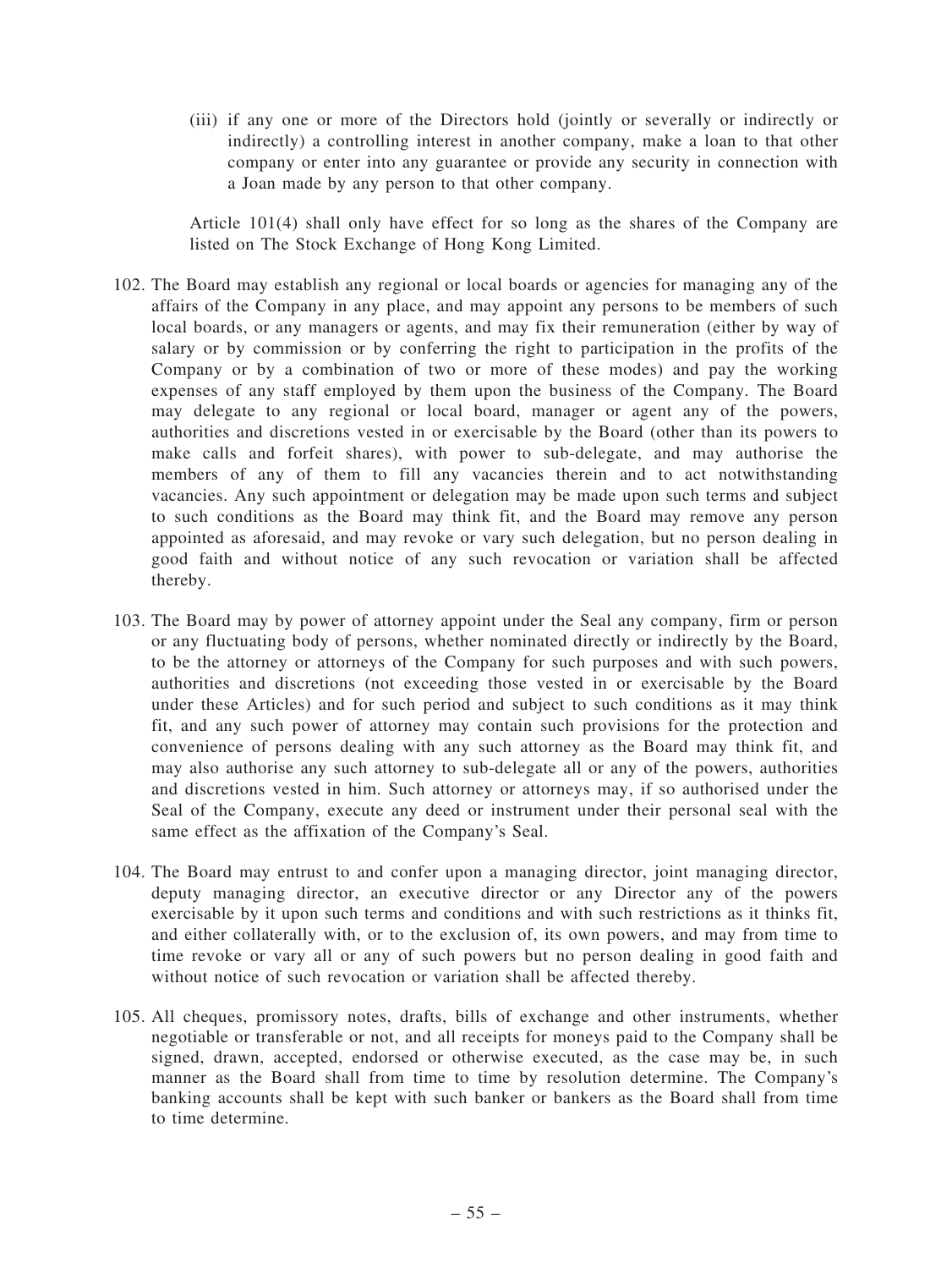(iii) if any one or more of the Directors hold (jointly or severally or indirectly or indirectly) a controlling interest in another company, make a loan to that other company or enter into any guarantee or provide any security in connection with a Joan made by any person to that other company.

Article 101(4) shall only have effect for so long as the shares of the Company are listed on The Stock Exchange of Hong Kong Limited.

102. The Board may establish any regional or local boards or agencies for managing any of the affairs of the Company in any place, and may appoint any persons to be members of such local boards, or any managers or agents, and may fix their remuneration (either by way of salary or by commission or by conferring the right to participation in the profits of the Company or by a combination of two or more of these modes) and pay the working expenses of any staff employed by them upon the business of the Company. The Board may delegate to any regional or local board, manager or agent any of the powers, authorities and discretions vested in or exercisable by the Board (other than its powers to make calls and forfeit shares), with power to sub-delegate, and may authorise the members of any of them to fill any vacancies therein and to act notwithstanding vacancies. Any such appointment or delegation may be made upon such terms and subject to such conditions as the Board may think fit, and the Board may remove any person appointed as aforesaid, and may revoke or vary such delegation, but no person dealing in good faith and without notice of any such revocation or variation shall be affected thereby.

103. The Board may by power of attorney appoint under the Seal any company, firm or person or any fluctuating body of persons, whether nominated directly or indirectly by the Board, to be the attorney or attorneys of the Company for such purposes and with such powers, authorities and discretions (not exceeding those vested in or exercisable by the Board under these Articles) and for such period and subject to such conditions as it may think fit, and any such power of attorney may contain such provisions for the protection and convenience of persons dealing with any such attorney as the Board may think fit, and may also authorise any such attorney to sub-delegate all or any of the powers, authorities and discretions vested in him. Such attorney or attorneys may, if so authorised under the Seal of the Company, execute any deed or instrument under their personal seal with the same effect as the affixation of the Company's Seal.

104. The Board may entrust to and confer upon a managing director, joint managing director, deputy managing director, an executive director or any Director any of the powers exercisable by it upon such terms and conditions and with such restrictions as it thinks fit, and either collaterally with, or to the exclusion of, its own powers, and may from time to time revoke or vary all or any of such powers but no person dealing in good faith and without notice of such revocation or variation shall be affected thereby.

105. All cheques, promissory notes, drafts, bills of exchange and other instruments, whether negotiable or transferable or not, and all receipts for moneys paid to the Company shall be signed, drawn, accepted, endorsed or otherwise executed, as the case may be, in such manner as the Board shall from time to time by resolution determine. The Company's banking accounts shall be kept with such banker or bankers as the Board shall from time to time determine.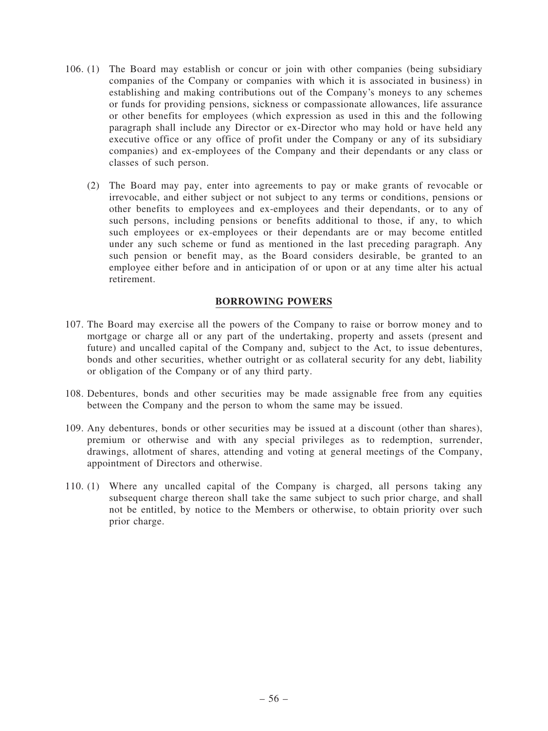106. (1) The Board may establish or concur or join with other companies (being subsidiary companies of the Company or companies with which it is associated in business) in establishing and making contributions out of the Company's moneys to any schemes or funds for providing pensions, sickness or compassionate allowances, life assurance or other benefits for employees (which expression as used in this and the following paragraph shall include any Director or ex-Director who may hold or have held any executive office or any office of profit under the Company or any of its subsidiary companies) and ex-employees of the Company and their dependants or any class or classes of such person.

(2) The Board may pay, enter into agreements to pay or make grants of revocable or irrevocable, and either subject or not subject to any terms or conditions, pensions or other benefits to employees and ex-employees and their dependants, or to any of such persons, including pensions or benefits additional to those, if any, to which such employees or ex-employees or their dependants are or may become entitled under any such scheme or fund as mentioned in the last preceding paragraph. Any such pension or benefit may, as the Board considers desirable, be granted to an employee either before and in anticipation of or upon or at any time alter his actual retirement.

## BORROWING POWERS

107. The Board may exercise all the powers of the Company to raise or borrow money and to mortgage or charge all or any part of the undertaking, property and assets (present and future) and uncalled capital of the Company and, subject to the Act, to issue debentures, bonds and other securities, whether outright or as collateral security for any debt, liability or obligation of the Company or of any third party.

108. Debentures, bonds and other securities may be made assignable free from any equities between the Company and the person to whom the same may be issued.

109. Any debentures, bonds or other securities may be issued at a discount (other than shares), premium or otherwise and with any special privileges as to redemption, surrender, drawings, allotment of shares, attending and voting at general meetings of the Company, appointment of Directors and otherwise.

110. (1) Where any uncalled capital of the Company is charged, all persons taking any subsequent charge thereon shall take the same subject to such prior charge, and shall not be entitled, by notice to the Members or otherwise, to obtain priority over such prior charge.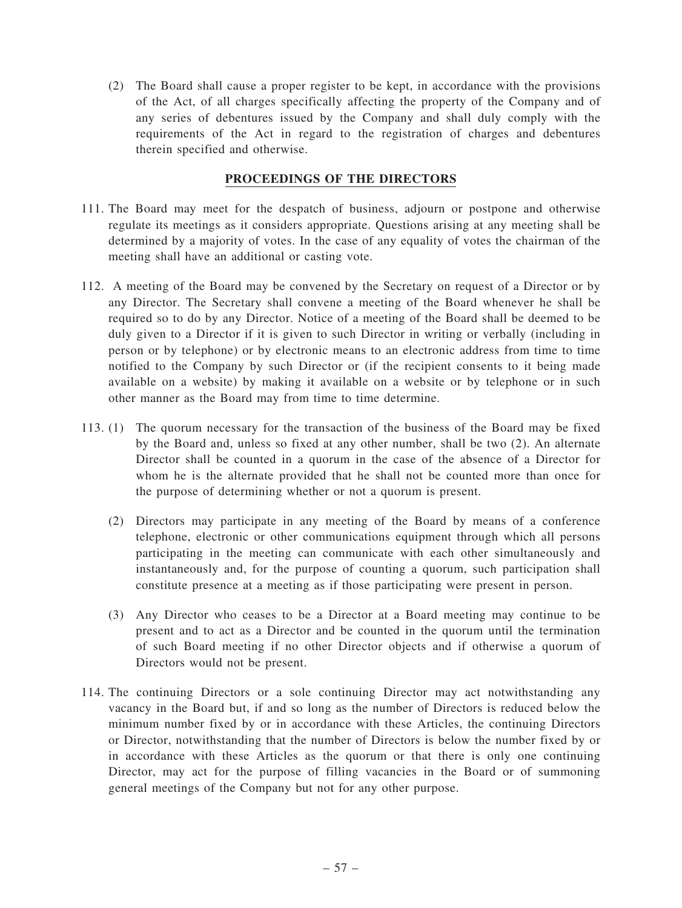(2) The Board shall cause a proper register to be kept, in accordance with the provisions of the Act, of all charges specifically affecting the property of the Company and of any series of debentures issued by the Company and shall duly comply with the requirements of the Act in regard to the registration of charges and debentures therein specified and otherwise.

## PROCEEDINGS OF THE DIRECTORS

111. The Board may meet for the despatch of business, adjourn or postpone and otherwise regulate its meetings as it considers appropriate. Questions arising at any meeting shall be determined by a majority of votes. In the case of any equality of votes the chairman of the meeting shall have an additional or casting vote.

112. A meeting of the Board may be convened by the Secretary on request of a Director or by any Director. The Secretary shall convene a meeting of the Board whenever he shall be required so to do by any Director. Notice of a meeting of the Board shall be deemed to be duly given to a Director if it is given to such Director in writing or verbally (including in person or by telephone) or by electronic means to an electronic address from time to time notified to the Company by such Director or (if the recipient consents to it being made available on a website) by making it available on a website or by telephone or in such other manner as the Board may from time to time determine.

113. (1) The quorum necessary for the transaction of the business of the Board may be fixed by the Board and, unless so fixed at any other number, shall be two (2). An alternate Director shall be counted in a quorum in the case of the absence of a Director for whom he is the alternate provided that he shall not be counted more than once for the purpose of determining whether or not a quorum is present.

(2) Directors may participate in any meeting of the Board by means of a conference telephone, electronic or other communications equipment through which all persons participating in the meeting can communicate with each other simultaneously and instantaneously and, for the purpose of counting a quorum, such participation shall constitute presence at a meeting as if those participating were present in person.

(3) Any Director who ceases to be a Director at a Board meeting may continue to be present and to act as a Director and be counted in the quorum until the termination of such Board meeting if no other Director objects and if otherwise a quorum of Directors would not be present.

114. The continuing Directors or a sole continuing Director may act notwithstanding any vacancy in the Board but, if and so long as the number of Directors is reduced below the minimum number fixed by or in accordance with these Articles, the continuing Directors or Director, notwithstanding that the number of Directors is below the number fixed by or in accordance with these Articles as the quorum or that there is only one continuing Director, may act for the purpose of filling vacancies in the Board or of summoning general meetings of the Company but not for any other purpose.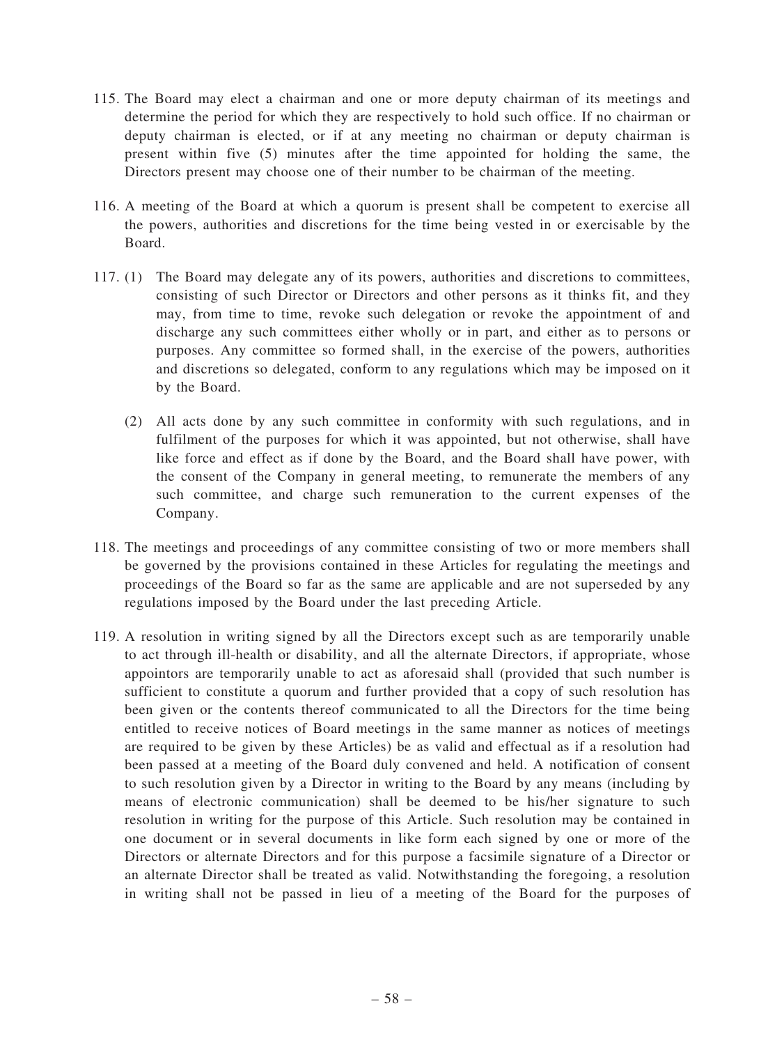115. The Board may elect a chairman and one or more deputy chairman of its meetings and determine the period for which they are respectively to hold such office. If no chairman or deputy chairman is elected, or if at any meeting no chairman or deputy chairman is present within five (5) minutes after the time appointed for holding the same, the Directors present may choose one of their number to be chairman of the meeting.

116. A meeting of the Board at which a quorum is present shall be competent to exercise all the powers, authorities and discretions for the time being vested in or exercisable by the Board.

117. (1) The Board may delegate any of its powers, authorities and discretions to committees, consisting of such Director or Directors and other persons as it thinks fit, and they may, from time to time, revoke such delegation or revoke the appointment of and discharge any such committees either wholly or in part, and either as to persons or purposes. Any committee so formed shall, in the exercise of the powers, authorities and discretions so delegated, conform to any regulations which may be imposed on it by the Board.

(2) All acts done by any such committee in conformity with such regulations, and in fulfilment of the purposes for which it was appointed, but not otherwise, shall have like force and effect as if done by the Board, and the Board shall have power, with the consent of the Company in general meeting, to remunerate the members of any such committee, and charge such remuneration to the current expenses of the Company.

118. The meetings and proceedings of any committee consisting of two or more members shall be governed by the provisions contained in these Articles for regulating the meetings and proceedings of the Board so far as the same are applicable and are not superseded by any regulations imposed by the Board under the last preceding Article.

119. A resolution in writing signed by all the Directors except such as are temporarily unable to act through ill-health or disability, and all the alternate Directors, if appropriate, whose appointors are temporarily unable to act as aforesaid shall (provided that such number is sufficient to constitute a quorum and further provided that a copy of such resolution has been given or the contents thereof communicated to all the Directors for the time being entitled to receive notices of Board meetings in the same manner as notices of meetings are required to be given by these Articles) be as valid and effectual as if a resolution had been passed at a meeting of the Board duly convened and held. A notification of consent to such resolution given by a Director in writing to the Board by any means (including by means of electronic communication) shall be deemed to be his/her signature to such resolution in writing for the purpose of this Article. Such resolution may be contained in one document or in several documents in like form each signed by one or more of the Directors or alternate Directors and for this purpose a facsimile signature of a Director or an alternate Director shall be treated as valid. Notwithstanding the foregoing, a resolution in writing shall not be passed in lieu of a meeting of the Board for the purposes of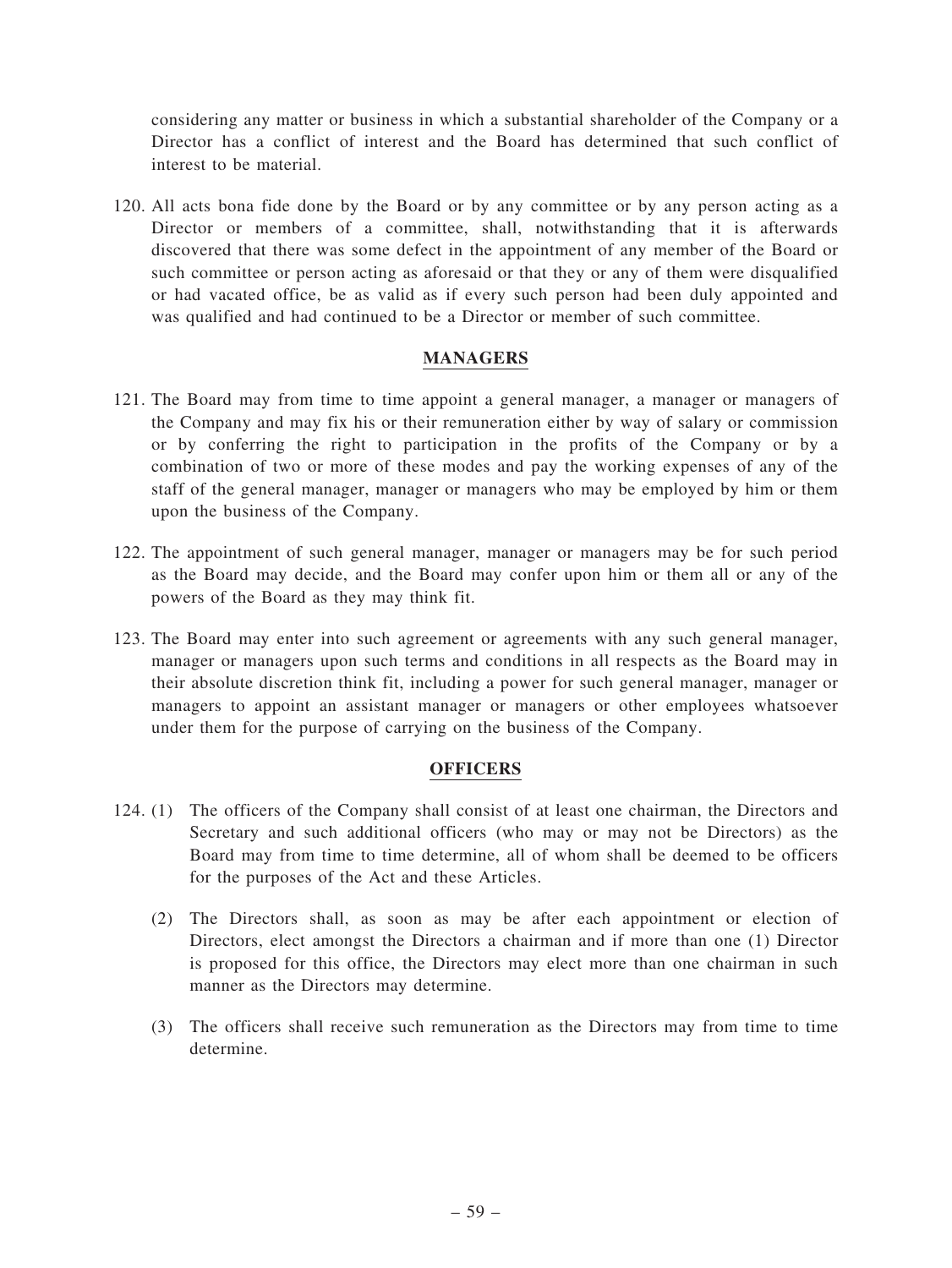considering any matter or business in which a substantial shareholder of the Company or a Director has a conflict of interest and the Board has determined that such conflict of interest to be material.

120. All acts bona fide done by the Board or by any committee or by any person acting as a Director or members of a committee, shall, notwithstanding that it is afterwards discovered that there was some defect in the appointment of any member of the Board or such committee or person acting as aforesaid or that they or any of them were disqualified or had vacated office, be as valid as if every such person had been duly appointed and was qualified and had continued to be a Director or member of such committee.

## MANAGERS

121. The Board may from time to time appoint a general manager, a manager or managers of the Company and may fix his or their remuneration either by way of salary or commission or by conferring the right to participation in the profits of the Company or by a combination of two or more of these modes and pay the working expenses of any of the staff of the general manager, manager or managers who may be employed by him or them upon the business of the Company.

122. The appointment of such general manager, manager or managers may be for such period as the Board may decide, and the Board may confer upon him or them all or any of the powers of the Board as they may think fit.

123. The Board may enter into such agreement or agreements with any such general manager, manager or managers upon such terms and conditions in all respects as the Board may in their absolute discretion think fit, including a power for such general manager, manager or managers to appoint an assistant manager or managers or other employees whatsoever under them for the purpose of carrying on the business of the Company.

## OFFICERS

124. (1) The officers of the Company shall consist of at least one chairman, the Directors and Secretary and such additional officers (who may or may not be Directors) as the Board may from time to time determine, all of whom shall be deemed to be officers for the purposes of the Act and these Articles.

(2) The Directors shall, as soon as may be after each appointment or election of Directors, elect amongst the Directors a chairman and if more than one (1) Director is proposed for this office, the Directors may elect more than one chairman in such manner as the Directors may determine.

(3) The officers shall receive such remuneration as the Directors may from time to time determine.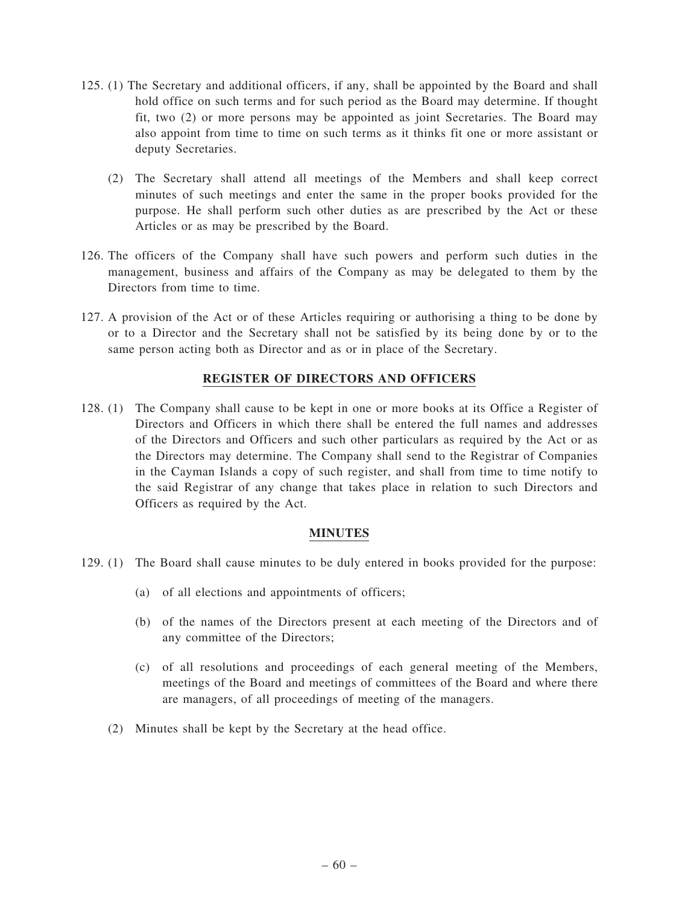125. (1) The Secretary and additional officers, if any, shall be appointed by the Board and shall hold office on such terms and for such period as the Board may determine. If thought fit, two (2) or more persons may be appointed as joint Secretaries. The Board may also appoint from time to time on such terms as it thinks fit one or more assistant or deputy Secretaries.

(2) The Secretary shall attend all meetings of the Members and shall keep correct minutes of such meetings and enter the same in the proper books provided for the purpose. He shall perform such other duties as are prescribed by the Act or these Articles or as may be prescribed by the Board.

126. The officers of the Company shall have such powers and perform such duties in the management, business and affairs of the Company as may be delegated to them by the Directors from time to time.

127. A provision of the Act or of these Articles requiring or authorising a thing to be done by or to a Director and the Secretary shall not be satisfied by its being done by or to the same person acting both as Director and as or in place of the Secretary.

## REGISTER OF DIRECTORS AND OFFICERS

128. (1) The Company shall cause to be kept in one or more books at its Office a Register of Directors and Officers in which there shall be entered the full names and addresses of the Directors and Officers and such other particulars as required by the Act or as the Directors may determine. The Company shall send to the Registrar of Companies in the Cayman Islands a copy of such register, and shall from time to time notify to the said Registrar of any change that takes place in relation to such Directors and Officers as required by the Act.

## MINUTES

129. (1) The Board shall cause minutes to be duly entered in books provided for the purpose:

(a) of all elections and appointments of officers;

(b) of the names of the Directors present at each meeting of the Directors and of any committee of the Directors;

(c) of all resolutions and proceedings of each general meeting of the Members, meetings of the Board and meetings of committees of the Board and where there are managers, of all proceedings of meeting of the managers.

(2) Minutes shall be kept by the Secretary at the head office.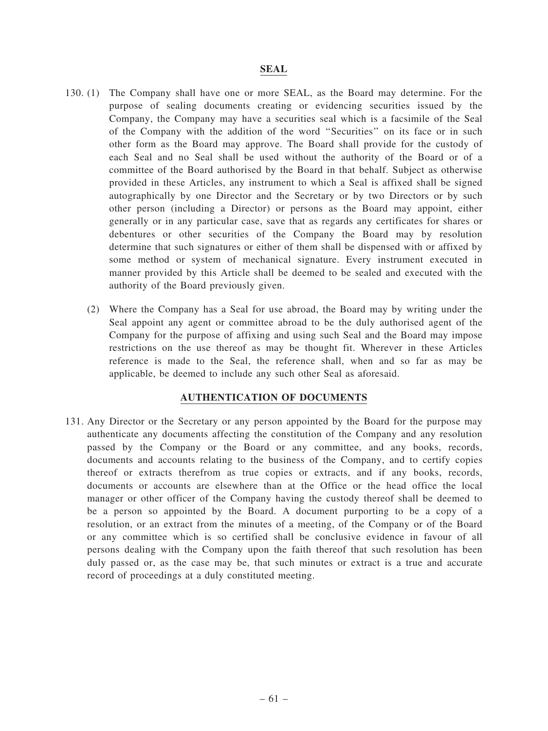## SEAL

130. (1) The Company shall have one or more SEAL, as the Board may determine. For the purpose of sealing documents creating or evidencing securities issued by the Company, the Company may have a securities seal which is a facsimile of the Seal of the Company with the addition of the word "Securities" on its face or in such other form as the Board may approve. The Board shall provide for the custody of each Seal and no Seal shall be used without the authority of the Board or of a committee of the Board authorised by the Board in that behalf. Subject as otherwise provided in these Articles, any instrument to which a Seal is affixed shall be signed autographically by one Director and the Secretary or by two Directors or by such other person (including a Director) or persons as the Board may appoint, either generally or in any particular case, save that as regards any certificates for shares or debentures or other securities of the Company the Board may by resolution determine that such signatures or either of them shall be dispensed with or affixed by some method or system of mechanical signature. Every instrument executed in manner provided by this Article shall be deemed to be sealed and executed with the authority of the Board previously given.

(2) Where the Company has a Seal for use abroad, the Board may by writing under the Seal appoint any agent or committee abroad to be the duly authorised agent of the Company for the purpose of affixing and using such Seal and the Board may impose restrictions on the use thereof as may be thought fit. Wherever in these Articles reference is made to the Seal, the reference shall, when and so far as may be applicable, be deemed to include any such other Seal as aforesaid.

## AUTHENTICATION OF DOCUMENTS

131. Any Director or the Secretary or any person appointed by the Board for the purpose may authenticate any documents affecting the constitution of the Company and any resolution passed by the Company or the Board or any committee, and any books, records, documents and accounts relating to the business of the Company, and to certify copies thereof or extracts therefrom as true copies or extracts, and if any books, records, documents or accounts are elsewhere than at the Office or the head office the local manager or other officer of the Company having the custody thereof shall be deemed to be a person so appointed by the Board. A document purporting to be a copy of a resolution, or an extract from the minutes of a meeting, of the Company or of the Board or any committee which is so certified shall be conclusive evidence in favour of all persons dealing with the Company upon the faith thereof that such resolution has been duly passed or, as the case may be, that such minutes or extract is a true and accurate record of proceedings at a duly constituted meeting.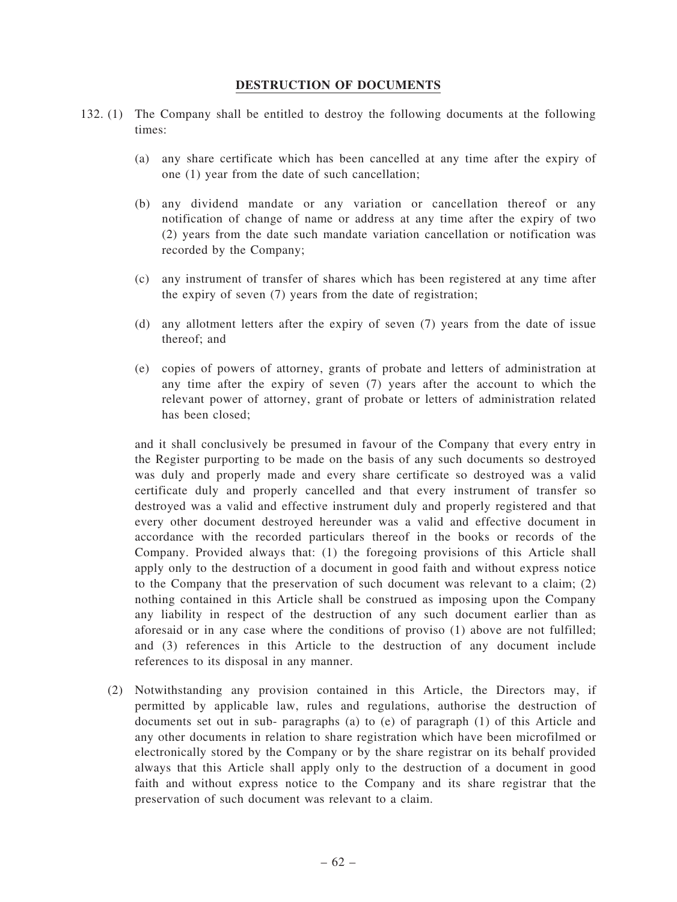## DESTRUCTION OF DOCUMENTS

132. (1) The Company shall be entitled to destroy the following documents at the following times:

   (a) any share certificate which has been cancelled at any time after the expiry of one (1) year from the date of such cancellation;

   (b) any dividend mandate or any variation or cancellation thereof or any notification of change of name or address at any time after the expiry of two (2) years from the date such mandate variation cancellation or notification was recorded by the Company;

   (c) any instrument of transfer of shares which has been registered at any time after the expiry of seven (7) years from the date of registration;

   (d) any allotment letters after the expiry of seven (7) years from the date of issue thereof; and

   (e) copies of powers of attorney, grants of probate and letters of administration at any time after the expiry of seven (7) years after the account to which the relevant power of attorney, grant of probate or letters of administration related has been closed;

   and it shall conclusively be presumed in favour of the Company that every entry in the Register purporting to be made on the basis of any such documents so destroyed was duly and properly made and every share certificate so destroyed was a valid certificate duly and properly cancelled and that every instrument of transfer so destroyed was a valid and effective instrument duly and properly registered and that every other document destroyed hereunder was a valid and effective document in accordance with the recorded particulars thereof in the books or records of the Company. Provided always that: (1) the foregoing provisions of this Article shall apply only to the destruction of a document in good faith and without express notice to the Company that the preservation of such document was relevant to a claim; (2) nothing contained in this Article shall be construed as imposing upon the Company any liability in respect of the destruction of any such document earlier than as aforesaid or in any case where the conditions of proviso (1) above are not fulfilled; and (3) references in this Article to the destruction of any document include references to its disposal in any manner.

(2) Notwithstanding any provision contained in this Article, the Directors may, if permitted by applicable law, rules and regulations, authorise the destruction of documents set out in sub- paragraphs (a) to (e) of paragraph (1) of this Article and any other documents in relation to share registration which have been microfilmed or electronically stored by the Company or by the share registrar on its behalf provided always that this Article shall apply only to the destruction of a document in good faith and without express notice to the Company and its share registrar that the preservation of such document was relevant to a claim.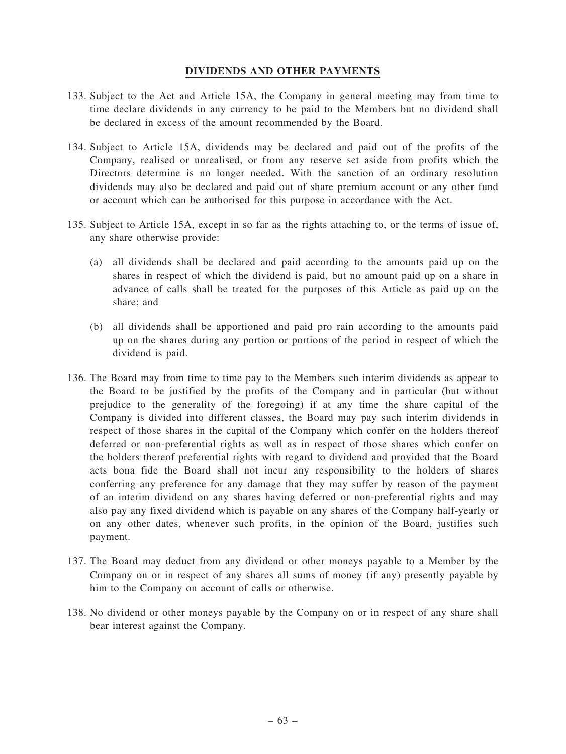## DIVIDENDS AND OTHER PAYMENTS

133. Subject to the Act and Article 15A, the Company in general meeting may from time to time declare dividends in any currency to be paid to the Members but no dividend shall be declared in excess of the amount recommended by the Board.

134. Subject to Article 15A, dividends may be declared and paid out of the profits of the Company, realised or unrealised, or from any reserve set aside from profits which the Directors determine is no longer needed. With the sanction of an ordinary resolution dividends may also be declared and paid out of share premium account or any other fund or account which can be authorised for this purpose in accordance with the Act.

135. Subject to Article 15A, except in so far as the rights attaching to, or the terms of issue of, any share otherwise provide:

   (a) all dividends shall be declared and paid according to the amounts paid up on the shares in respect of which the dividend is paid, but no amount paid up on a share in advance of calls shall be treated for the purposes of this Article as paid up on the share; and

   (b) all dividends shall be apportioned and paid pro rain according to the amounts paid up on the shares during any portion or portions of the period in respect of which the dividend is paid.

136. The Board may from time to time pay to the Members such interim dividends as appear to the Board to be justified by the profits of the Company and in particular (but without prejudice to the generality of the foregoing) if at any time the share capital of the Company is divided into different classes, the Board may pay such interim dividends in respect of those shares in the capital of the Company which confer on the holders thereof deferred or non-preferential rights as well as in respect of those shares which confer on the holders thereof preferential rights with regard to dividend and provided that the Board acts bona fide the Board shall not incur any responsibility to the holders of shares conferring any preference for any damage that they may suffer by reason of the payment of an interim dividend on any shares having deferred or non-preferential rights and may also pay any fixed dividend which is payable on any shares of the Company half-yearly or on any other dates, whenever such profits, in the opinion of the Board, justifies such payment.

137. The Board may deduct from any dividend or other moneys payable to a Member by the Company on or in respect of any shares all sums of money (if any) presently payable by him to the Company on account of calls or otherwise.

138. No dividend or other moneys payable by the Company on or in respect of any share shall bear interest against the Company.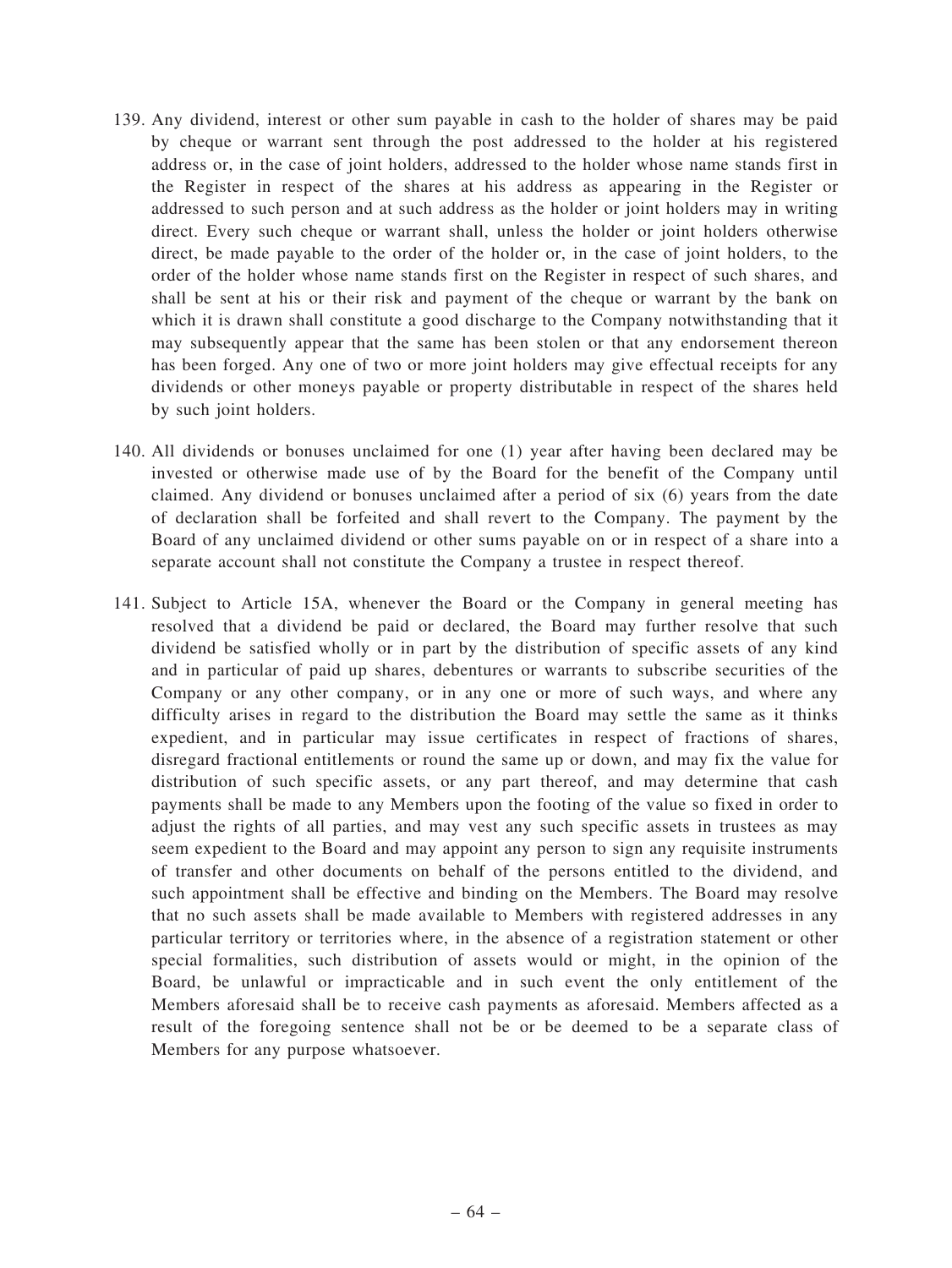139. Any dividend, interest or other sum payable in cash to the holder of shares may be paid by cheque or warrant sent through the post addressed to the holder at his registered address or, in the case of joint holders, addressed to the holder whose name stands first in the Register in respect of the shares at his address as appearing in the Register or addressed to such person and at such address as the holder or joint holders may in writing direct. Every such cheque or warrant shall, unless the holder or joint holders otherwise direct, be made payable to the order of the holder or, in the case of joint holders, to the order of the holder whose name stands first on the Register in respect of such shares, and shall be sent at his or their risk and payment of the cheque or warrant by the bank on which it is drawn shall constitute a good discharge to the Company notwithstanding that it may subsequently appear that the same has been stolen or that any endorsement thereon has been forged. Any one of two or more joint holders may give effectual receipts for any dividends or other moneys payable or property distributable in respect of the shares held by such joint holders.

140. All dividends or bonuses unclaimed for one (1) year after having been declared may be invested or otherwise made use of by the Board for the benefit of the Company until claimed. Any dividend or bonuses unclaimed after a period of six (6) years from the date of declaration shall be forfeited and shall revert to the Company. The payment by the Board of any unclaimed dividend or other sums payable on or in respect of a share into a separate account shall not constitute the Company a trustee in respect thereof.

141. Subject to Article 15A, whenever the Board or the Company in general meeting has resolved that a dividend be paid or declared, the Board may further resolve that such dividend be satisfied wholly or in part by the distribution of specific assets of any kind and in particular of paid up shares, debentures or warrants to subscribe securities of the Company or any other company, or in any one or more of such ways, and where any difficulty arises in regard to the distribution the Board may settle the same as it thinks expedient, and in particular may issue certificates in respect of fractions of shares, disregard fractional entitlements or round the same up or down, and may fix the value for distribution of such specific assets, or any part thereof, and may determine that cash payments shall be made to any Members upon the footing of the value so fixed in order to adjust the rights of all parties, and may vest any such specific assets in trustees as may seem expedient to the Board and may appoint any person to sign any requisite instruments of transfer and other documents on behalf of the persons entitled to the dividend, and such appointment shall be effective and binding on the Members. The Board may resolve that no such assets shall be made available to Members with registered addresses in any particular territory or territories where, in the absence of a registration statement or other special formalities, such distribution of assets would or might, in the opinion of the Board, be unlawful or impracticable and in such event the only entitlement of the Members aforesaid shall be to receive cash payments as aforesaid. Members affected as a result of the foregoing sentence shall not be or be deemed to be a separate class of Members for any purpose whatsoever.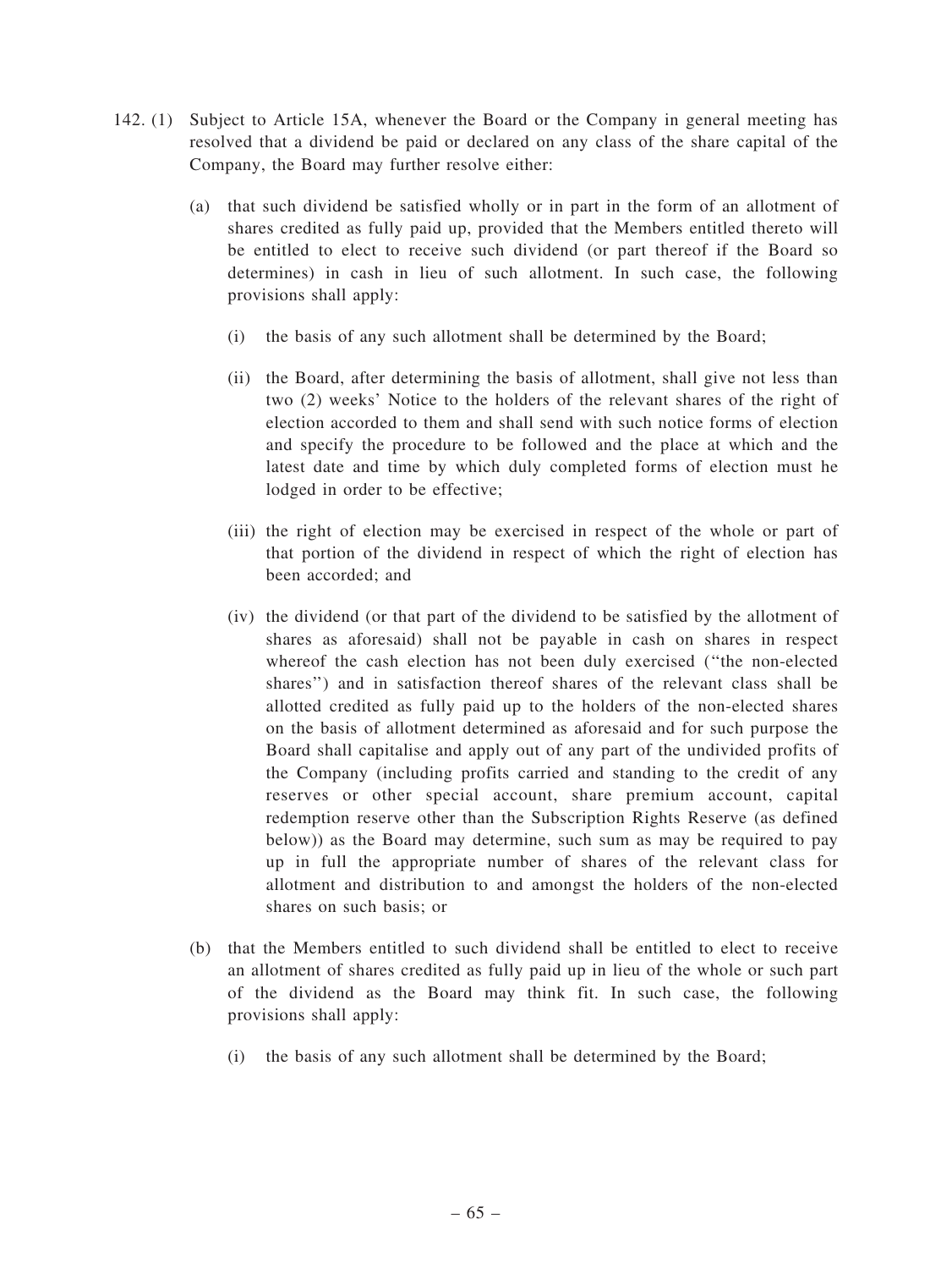142. (1) Subject to Article 15A, whenever the Board or the Company in general meeting has resolved that a dividend be paid or declared on any class of the share capital of the Company, the Board may further resolve either:

(a) that such dividend be satisfied wholly or in part in the form of an allotment of shares credited as fully paid up, provided that the Members entitled thereto will be entitled to elect to receive such dividend (or part thereof if the Board so determines) in cash in lieu of such allotment. In such case, the following provisions shall apply:

(i) the basis of any such allotment shall be determined by the Board;

(ii) the Board, after determining the basis of allotment, shall give not less than two (2) weeks' Notice to the holders of the relevant shares of the right of election accorded to them and shall send with such notice forms of election and specify the procedure to be followed and the place at which and the latest date and time by which duly completed forms of election must he lodged in order to be effective;

(iii) the right of election may be exercised in respect of the whole or part of that portion of the dividend in respect of which the right of election has been accorded; and

(iv) the dividend (or that part of the dividend to be satisfied by the allotment of shares as aforesaid) shall not be payable in cash on shares in respect whereof the cash election has not been duly exercised ("the non-elected shares") and in satisfaction thereof shares of the relevant class shall be allotted credited as fully paid up to the holders of the non-elected shares on the basis of allotment determined as aforesaid and for such purpose the Board shall capitalise and apply out of any part of the undivided profits of the Company (including profits carried and standing to the credit of any reserves or other special account, share premium account, capital redemption reserve other than the Subscription Rights Reserve (as defined below)) as the Board may determine, such sum as may be required to pay up in full the appropriate number of shares of the relevant class for allotment and distribution to and amongst the holders of the non-elected shares on such basis; or

(b) that the Members entitled to such dividend shall be entitled to elect to receive an allotment of shares credited as fully paid up in lieu of the whole or such part of the dividend as the Board may think fit. In such case, the following provisions shall apply:

(i) the basis of any such allotment shall be determined by the Board;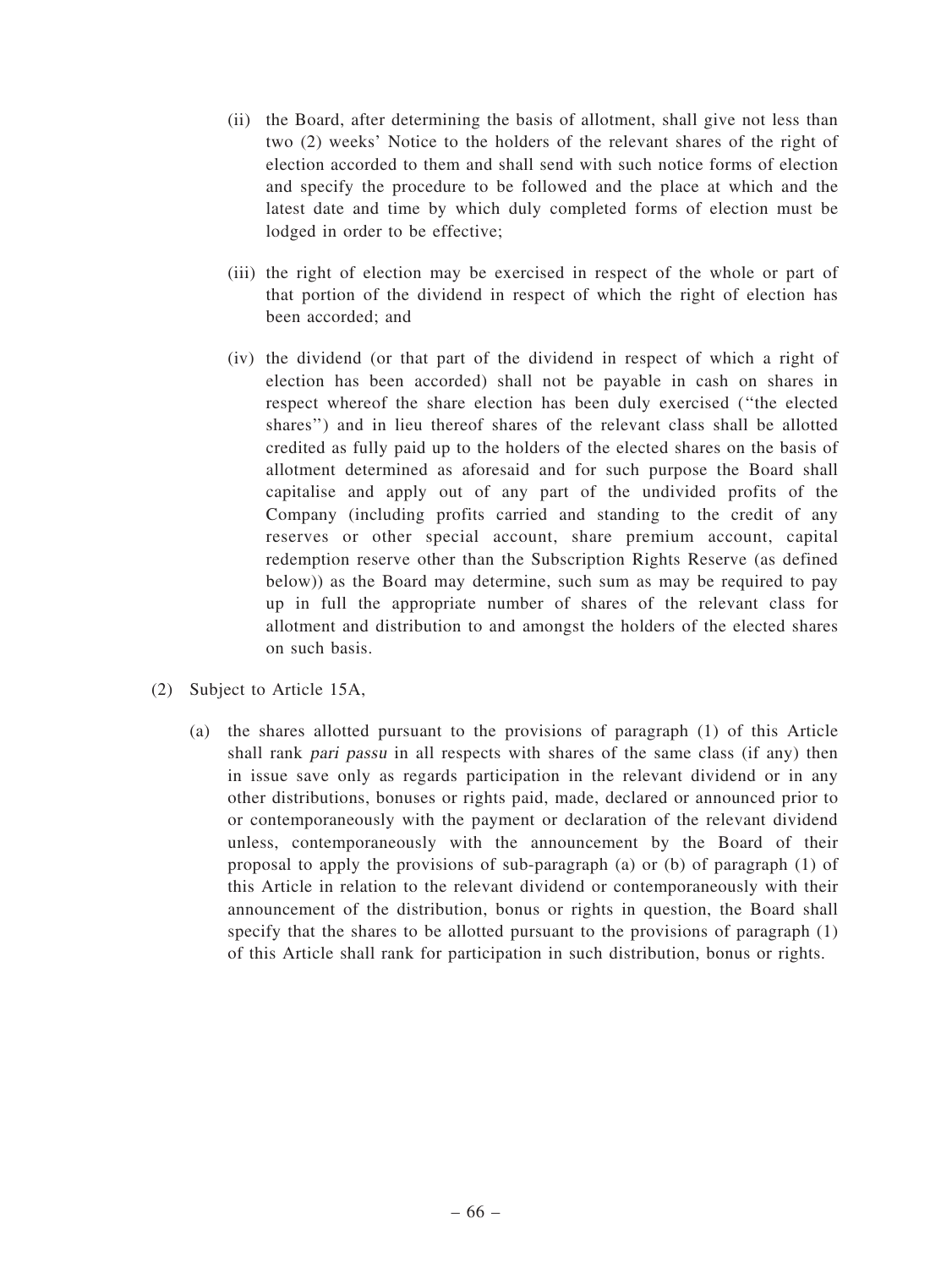(ii) the Board, after determining the basis of allotment, shall give not less than two (2) weeks' Notice to the holders of the relevant shares of the right of election accorded to them and shall send with such notice forms of election and specify the procedure to be followed and the place at which and the latest date and time by which duly completed forms of election must be lodged in order to be effective;

(iii) the right of election may be exercised in respect of the whole or part of that portion of the dividend in respect of which the right of election has been accorded; and

(iv) the dividend (or that part of the dividend in respect of which a right of election has been accorded) shall not be payable in cash on shares in respect whereof the share election has been duly exercised (''the elected shares'') and in lieu thereof shares of the relevant class shall be allotted credited as fully paid up to the holders of the elected shares on the basis of allotment determined as aforesaid and for such purpose the Board shall capitalise and apply out of any part of the undivided profits of the Company (including profits carried and standing to the credit of any reserves or other special account, share premium account, capital redemption reserve other than the Subscription Rights Reserve (as defined below)) as the Board may determine, such sum as may be required to pay up in full the appropriate number of shares of the relevant class for allotment and distribution to and amongst the holders of the elected shares on such basis.

(2) Subject to Article 15A,

(a) the shares allotted pursuant to the provisions of paragraph (1) of this Article shall rank *pari passu* in all respects with shares of the same class (if any) then in issue save only as regards participation in the relevant dividend or in any other distributions, bonuses or rights paid, made, declared or announced prior to or contemporaneously with the payment or declaration of the relevant dividend unless, contemporaneously with the announcement by the Board of their proposal to apply the provisions of sub-paragraph (a) or (b) of paragraph (1) of this Article in relation to the relevant dividend or contemporaneously with their announcement of the distribution, bonus or rights in question, the Board shall specify that the shares to be allotted pursuant to the provisions of paragraph (1) of this Article shall rank for participation in such distribution, bonus or rights.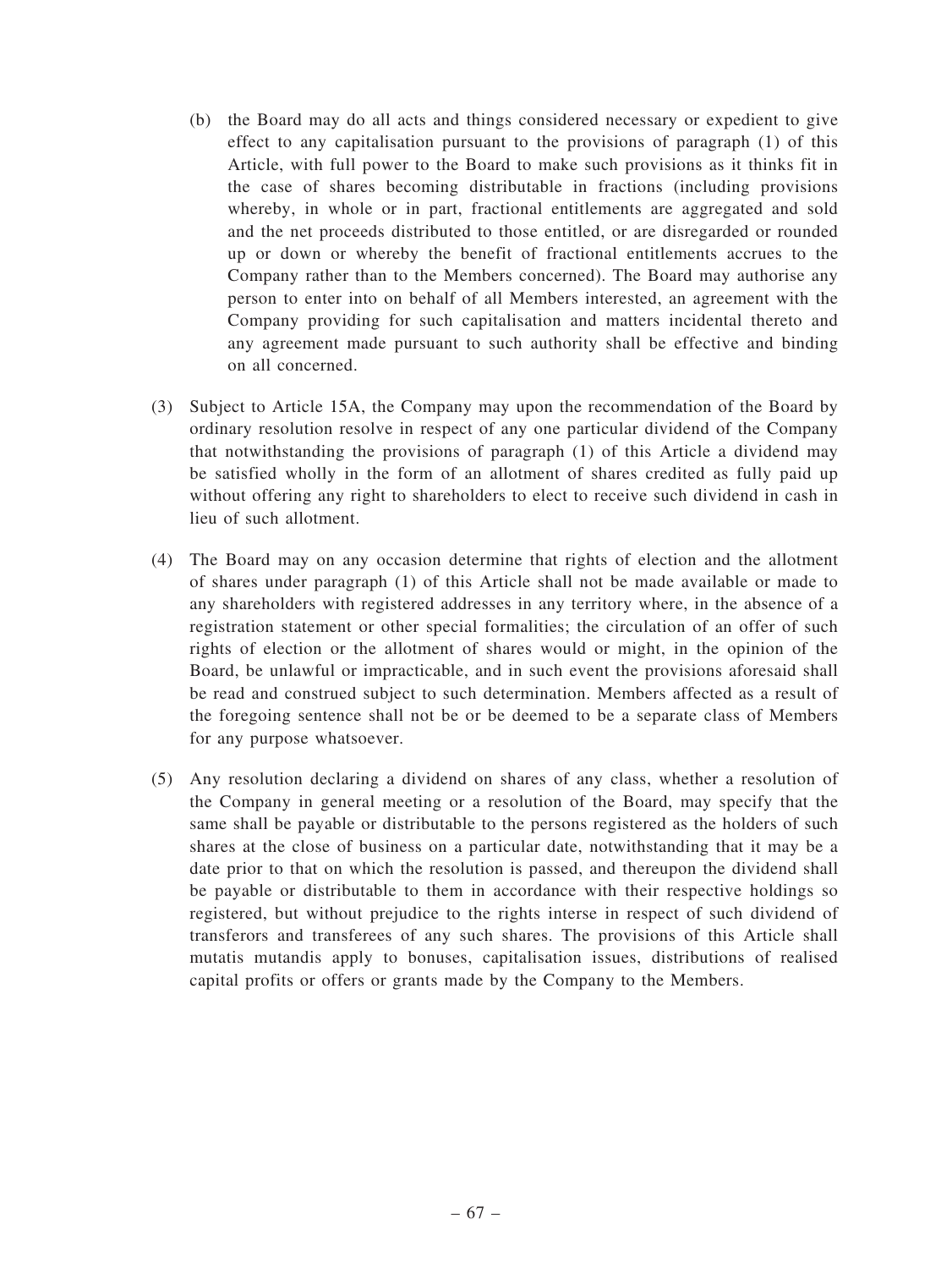(b) the Board may do all acts and things considered necessary or expedient to give effect to any capitalisation pursuant to the provisions of paragraph (1) of this Article, with full power to the Board to make such provisions as it thinks fit in the case of shares becoming distributable in fractions (including provisions whereby, in whole or in part, fractional entitlements are aggregated and sold and the net proceeds distributed to those entitled, or are disregarded or rounded up or down or whereby the benefit of fractional entitlements accrues to the Company rather than to the Members concerned). The Board may authorise any person to enter into on behalf of all Members interested, an agreement with the Company providing for such capitalisation and matters incidental thereto and any agreement made pursuant to such authority shall be effective and binding on all concerned.

(3) Subject to Article 15A, the Company may upon the recommendation of the Board by ordinary resolution resolve in respect of any one particular dividend of the Company that notwithstanding the provisions of paragraph (1) of this Article a dividend may be satisfied wholly in the form of an allotment of shares credited as fully paid up without offering any right to shareholders to elect to receive such dividend in cash in lieu of such allotment.

(4) The Board may on any occasion determine that rights of election and the allotment of shares under paragraph (1) of this Article shall not be made available or made to any shareholders with registered addresses in any territory where, in the absence of a registration statement or other special formalities; the circulation of an offer of such rights of election or the allotment of shares would or might, in the opinion of the Board, be unlawful or impracticable, and in such event the provisions aforesaid shall be read and construed subject to such determination. Members affected as a result of the foregoing sentence shall not be or be deemed to be a separate class of Members for any purpose whatsoever.

(5) Any resolution declaring a dividend on shares of any class, whether a resolution of the Company in general meeting or a resolution of the Board, may specify that the same shall be payable or distributable to the persons registered as the holders of such shares at the close of business on a particular date, notwithstanding that it may be a date prior to that on which the resolution is passed, and thereupon the dividend shall be payable or distributable to them in accordance with their respective holdings so registered, but without prejudice to the rights interse in respect of such dividend of transferors and transferees of any such shares. The provisions of this Article shall mutatis mutandis apply to bonuses, capitalisation issues, distributions of realised capital profits or offers or grants made by the Company to the Members.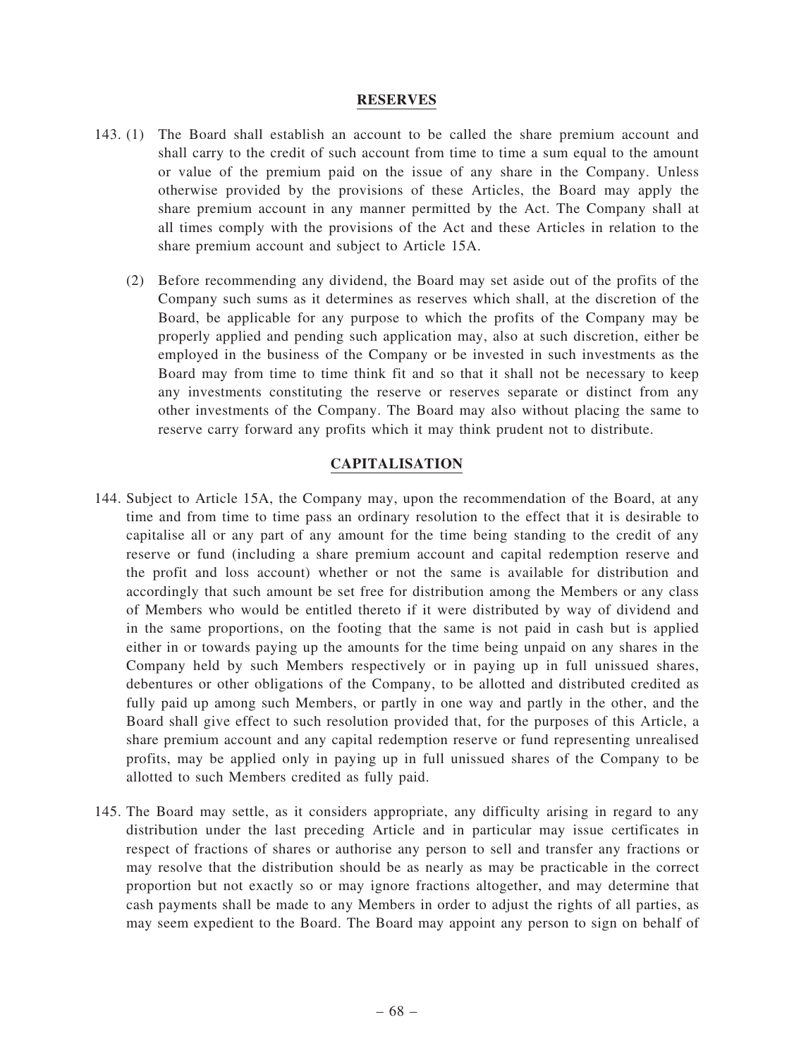## RESERVES

143. (1) The Board shall establish an account to be called the share premium account and shall carry to the credit of such account from time to time a sum equal to the amount or value of the premium paid on the issue of any share in the Company. Unless otherwise provided by the provisions of these Articles, the Board may apply the share premium account in any manner permitted by the Act. The Company shall at all times comply with the provisions of the Act and these Articles in relation to the share premium account and subject to Article 15A.

(2) Before recommending any dividend, the Board may set aside out of the profits of the Company such sums as it determines as reserves which shall, at the discretion of the Board, be applicable for any purpose to which the profits of the Company may be properly applied and pending such application may, also at such discretion, either be employed in the business of the Company or be invested in such investments as the Board may from time to time think fit and so that it shall not be necessary to keep any investments constituting the reserve or reserves separate or distinct from any other investments of the Company. The Board may also without placing the same to reserve carry forward any profits which it may think prudent not to distribute.

## CAPITALISATION

144. Subject to Article 15A, the Company may, upon the recommendation of the Board, at any time and from time to time pass an ordinary resolution to the effect that it is desirable to capitalise all or any part of any amount for the time being standing to the credit of any reserve or fund (including a share premium account and capital redemption reserve and the profit and loss account) whether or not the same is available for distribution and accordingly that such amount be set free for distribution among the Members or any class of Members who would be entitled thereto if it were distributed by way of dividend and in the same proportions, on the footing that the same is not paid in cash but is applied either in or towards paying up the amounts for the time being unpaid on any shares in the Company held by such Members respectively or in paying up in full unissued shares, debentures or other obligations of the Company, to be allotted and distributed credited as fully paid up among such Members, or partly in one way and partly in the other, and the Board shall give effect to such resolution provided that, for the purposes of this Article, a share premium account and any capital redemption reserve or fund representing unrealised profits, may be applied only in paying up in full unissued shares of the Company to be allotted to such Members credited as fully paid.

145. The Board may settle, as it considers appropriate, any difficulty arising in regard to any distribution under the last preceding Article and in particular may issue certificates in respect of fractions of shares or authorise any person to sell and transfer any fractions or may resolve that the distribution should be as nearly as may be practicable in the correct proportion but not exactly so or may ignore fractions altogether, and may determine that cash payments shall be made to any Members in order to adjust the rights of all parties, as may seem expedient to the Board. The Board may appoint any person to sign on behalf of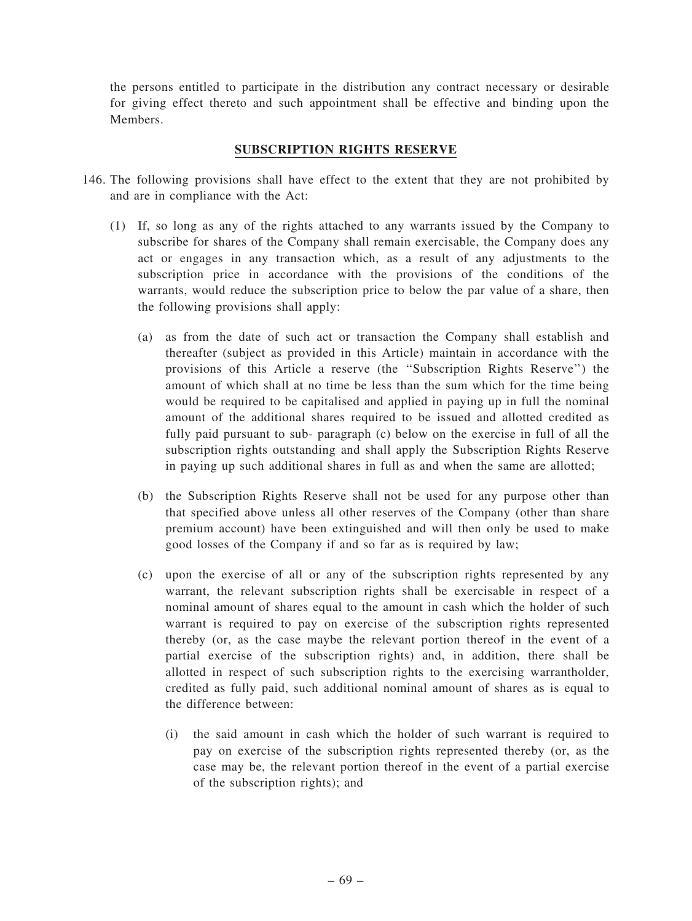the persons entitled to participate in the distribution any contract necessary or desirable for giving effect thereto and such appointment shall be effective and binding upon the Members.

## SUBSCRIPTION RIGHTS RESERVE

146. The following provisions shall have effect to the extent that they are not prohibited by and are in compliance with the Act:

(1) If, so long as any of the rights attached to any warrants issued by the Company to subscribe for shares of the Company shall remain exercisable, the Company does any act or engages in any transaction which, as a result of any adjustments to the subscription price in accordance with the provisions of the conditions of the warrants, would reduce the subscription price to below the par value of a share, then the following provisions shall apply:

(a) as from the date of such act or transaction the Company shall establish and thereafter (subject as provided in this Article) maintain in accordance with the provisions of this Article a reserve (the "Subscription Rights Reserve") the amount of which shall at no time be less than the sum which for the time being would be required to be capitalised and applied in paying up in full the nominal amount of the additional shares required to be issued and allotted credited as fully paid pursuant to sub- paragraph (c) below on the exercise in full of all the subscription rights outstanding and shall apply the Subscription Rights Reserve in paying up such additional shares in full as and when the same are allotted;

(b) the Subscription Rights Reserve shall not be used for any purpose other than that specified above unless all other reserves of the Company (other than share premium account) have been extinguished and will then only be used to make good losses of the Company if and so far as is required by law;

(c) upon the exercise of all or any of the subscription rights represented by any warrant, the relevant subscription rights shall be exercisable in respect of a nominal amount of shares equal to the amount in cash which the holder of such warrant is required to pay on exercise of the subscription rights represented thereby (or, as the case maybe the relevant portion thereof in the event of a partial exercise of the subscription rights) and, in addition, there shall be allotted in respect of such subscription rights to the exercising warrantholder, credited as fully paid, such additional nominal amount of shares as is equal to the difference between:

(i) the said amount in cash which the holder of such warrant is required to pay on exercise of the subscription rights represented thereby (or, as the case may be, the relevant portion thereof in the event of a partial exercise of the subscription rights); and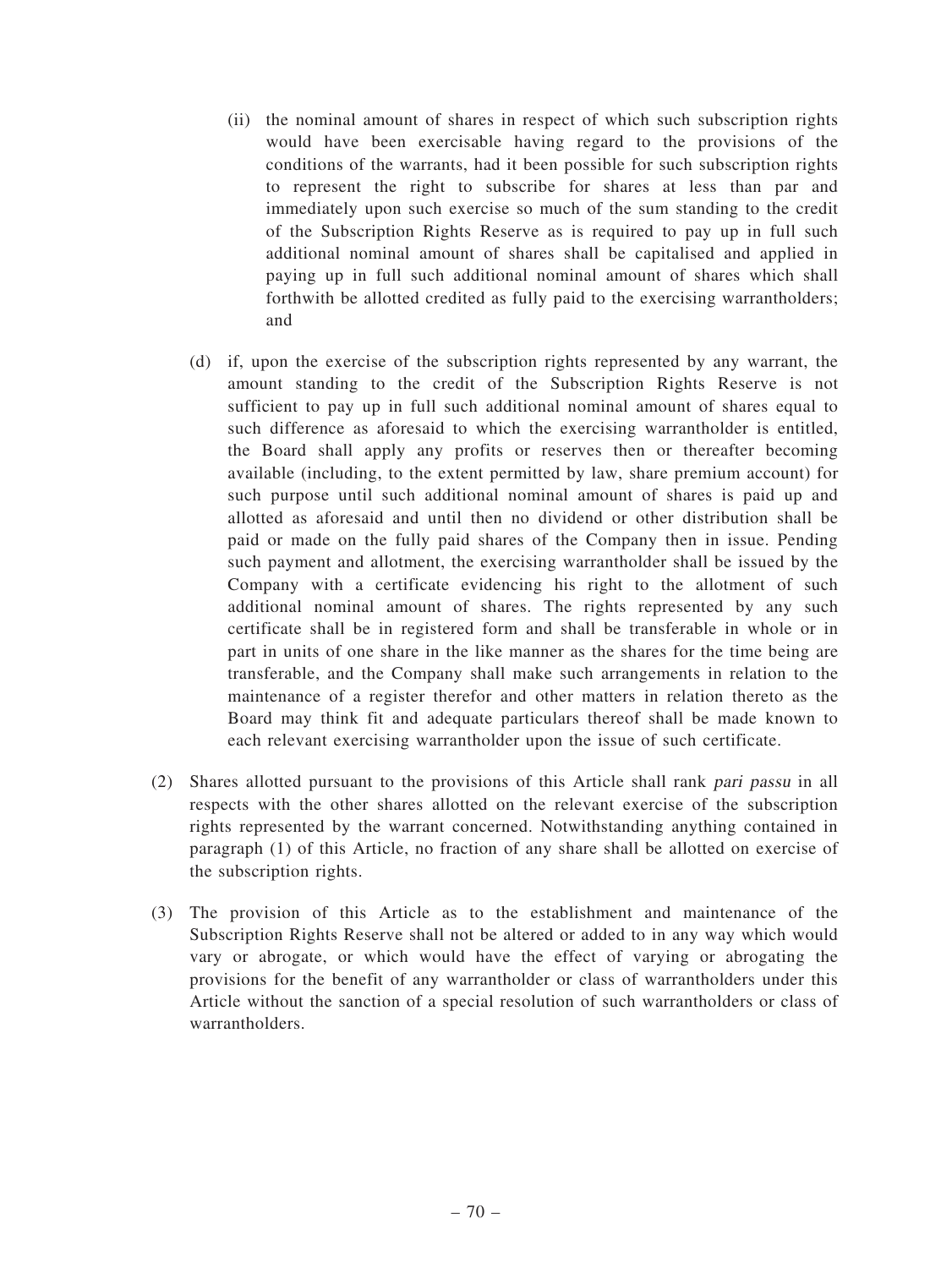(ii) the nominal amount of shares in respect of which such subscription rights would have been exercisable having regard to the provisions of the conditions of the warrants, had it been possible for such subscription rights to represent the right to subscribe for shares at less than par and immediately upon such exercise so much of the sum standing to the credit of the Subscription Rights Reserve as is required to pay up in full such additional nominal amount of shares shall be capitalised and applied in paying up in full such additional nominal amount of shares which shall forthwith be allotted credited as fully paid to the exercising warrantholders; and

(d) if, upon the exercise of the subscription rights represented by any warrant, the amount standing to the credit of the Subscription Rights Reserve is not sufficient to pay up in full such additional nominal amount of shares equal to such difference as aforesaid to which the exercising warrantholder is entitled, the Board shall apply any profits or reserves then or thereafter becoming available (including, to the extent permitted by law, share premium account) for such purpose until such additional nominal amount of shares is paid up and allotted as aforesaid and until then no dividend or other distribution shall be paid or made on the fully paid shares of the Company then in issue. Pending such payment and allotment, the exercising warrantholder shall be issued by the Company with a certificate evidencing his right to the allotment of such additional nominal amount of shares. The rights represented by any such certificate shall be in registered form and shall be transferable in whole or in part in units of one share in the like manner as the shares for the time being are transferable, and the Company shall make such arrangements in relation to the maintenance of a register therefor and other matters in relation thereto as the Board may think fit and adequate particulars thereof shall be made known to each relevant exercising warrantholder upon the issue of such certificate.

(2) Shares allotted pursuant to the provisions of this Article shall rank *pari passu* in all respects with the other shares allotted on the relevant exercise of the subscription rights represented by the warrant concerned. Notwithstanding anything contained in paragraph (1) of this Article, no fraction of any share shall be allotted on exercise of the subscription rights.

(3) The provision of this Article as to the establishment and maintenance of the Subscription Rights Reserve shall not be altered or added to in any way which would vary or abrogate, or which would have the effect of varying or abrogating the provisions for the benefit of any warrantholder or class of warrantholders under this Article without the sanction of a special resolution of such warrantholders or class of warrantholders.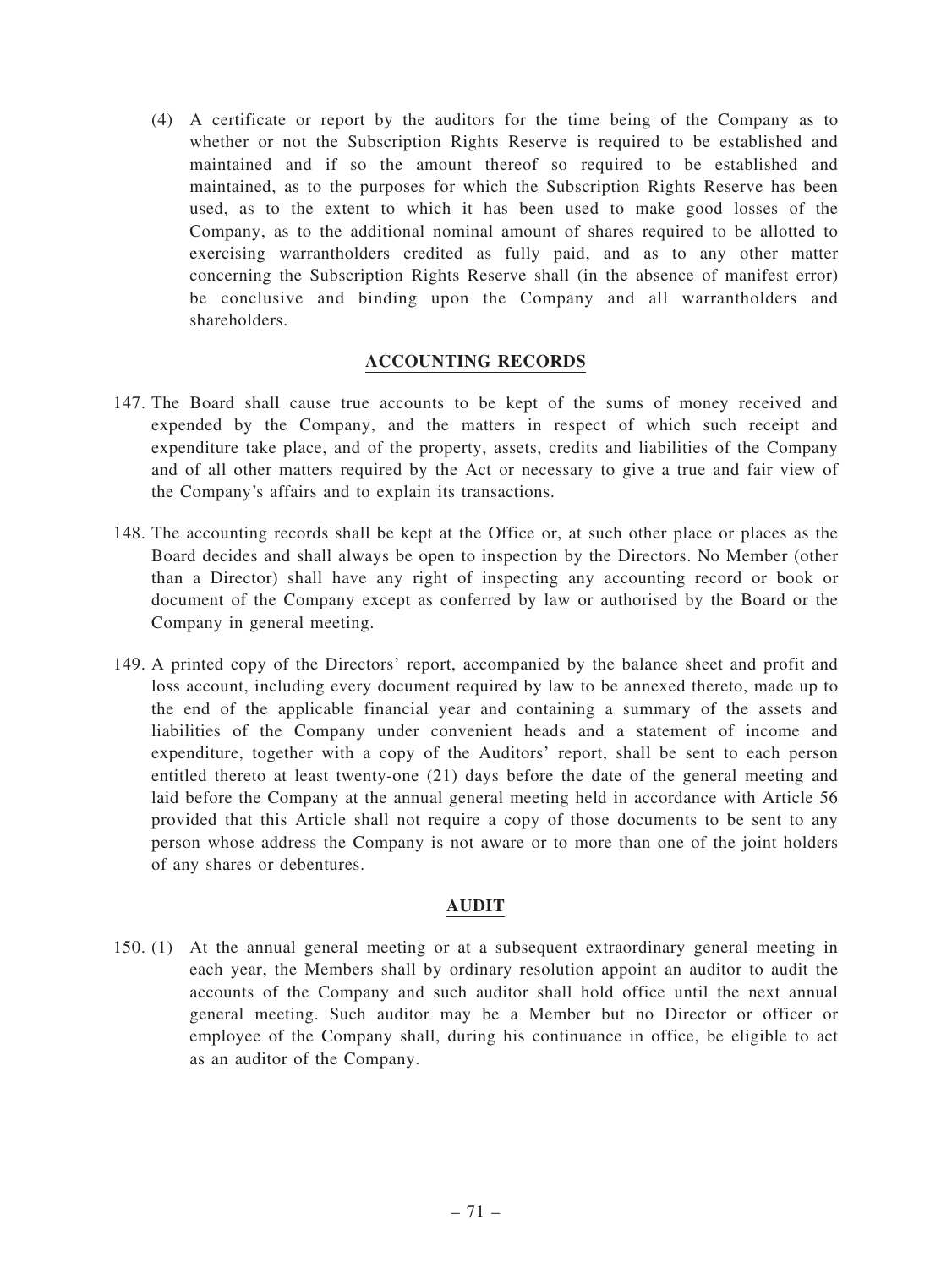(4) A certificate or report by the auditors for the time being of the Company as to whether or not the Subscription Rights Reserve is required to be established and maintained and if so the amount thereof so required to be established and maintained, as to the purposes for which the Subscription Rights Reserve has been used, as to the extent to which it has been used to make good losses of the Company, as to the additional nominal amount of shares required to be allotted to exercising warrantholders credited as fully paid, and as to any other matter concerning the Subscription Rights Reserve shall (in the absence of manifest error) be conclusive and binding upon the Company and all warrantholders and shareholders.

## ACCOUNTING RECORDS

147. The Board shall cause true accounts to be kept of the sums of money received and expended by the Company, and the matters in respect of which such receipt and expenditure take place, and of the property, assets, credits and liabilities of the Company and of all other matters required by the Act or necessary to give a true and fair view of the Company's affairs and to explain its transactions.

148. The accounting records shall be kept at the Office or, at such other place or places as the Board decides and shall always be open to inspection by the Directors. No Member (other than a Director) shall have any right of inspecting any accounting record or book or document of the Company except as conferred by law or authorised by the Board or the Company in general meeting.

149. A printed copy of the Directors' report, accompanied by the balance sheet and profit and loss account, including every document required by law to be annexed thereto, made up to the end of the applicable financial year and containing a summary of the assets and liabilities of the Company under convenient heads and a statement of income and expenditure, together with a copy of the Auditors' report, shall be sent to each person entitled thereto at least twenty-one (21) days before the date of the general meeting and laid before the Company at the annual general meeting held in accordance with Article 56 provided that this Article shall not require a copy of those documents to be sent to any person whose address the Company is not aware or to more than one of the joint holders of any shares or debentures.

## AUDIT

150. (1) At the annual general meeting or at a subsequent extraordinary general meeting in each year, the Members shall by ordinary resolution appoint an auditor to audit the accounts of the Company and such auditor shall hold office until the next annual general meeting. Such auditor may be a Member but no Director or officer or employee of the Company shall, during his continuance in office, be eligible to act as an auditor of the Company.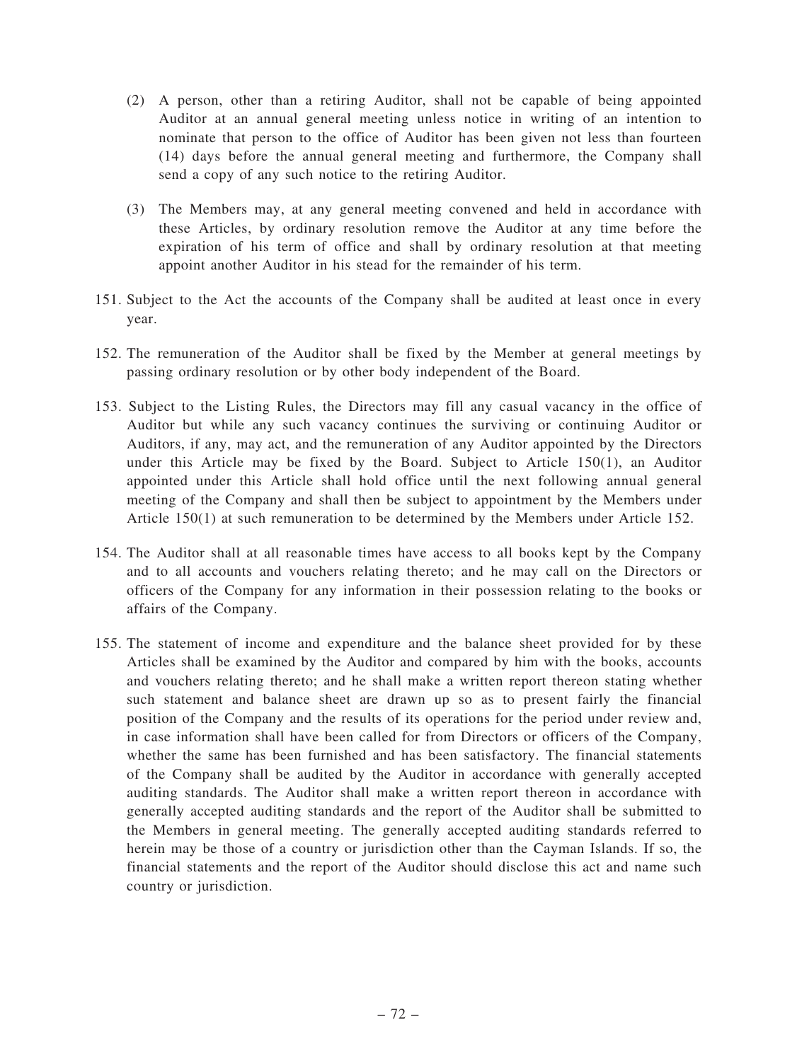(2) A person, other than a retiring Auditor, shall not be capable of being appointed Auditor at an annual general meeting unless notice in writing of an intention to nominate that person to the office of Auditor has been given not less than fourteen (14) days before the annual general meeting and furthermore, the Company shall send a copy of any such notice to the retiring Auditor.

(3) The Members may, at any general meeting convened and held in accordance with these Articles, by ordinary resolution remove the Auditor at any time before the expiration of his term of office and shall by ordinary resolution at that meeting appoint another Auditor in his stead for the remainder of his term.

151. Subject to the Act the accounts of the Company shall be audited at least once in every year.

152. The remuneration of the Auditor shall be fixed by the Member at general meetings by passing ordinary resolution or by other body independent of the Board.

153. Subject to the Listing Rules, the Directors may fill any casual vacancy in the office of Auditor but while any such vacancy continues the surviving or continuing Auditor or Auditors, if any, may act, and the remuneration of any Auditor appointed by the Directors under this Article may be fixed by the Board. Subject to Article 150(1), an Auditor appointed under this Article shall hold office until the next following annual general meeting of the Company and shall then be subject to appointment by the Members under Article 150(1) at such remuneration to be determined by the Members under Article 152.

154. The Auditor shall at all reasonable times have access to all books kept by the Company and to all accounts and vouchers relating thereto; and he may call on the Directors or officers of the Company for any information in their possession relating to the books or affairs of the Company.

155. The statement of income and expenditure and the balance sheet provided for by these Articles shall be examined by the Auditor and compared by him with the books, accounts and vouchers relating thereto; and he shall make a written report thereon stating whether such statement and balance sheet are drawn up so as to present fairly the financial position of the Company and the results of its operations for the period under review and, in case information shall have been called for from Directors or officers of the Company, whether the same has been furnished and has been satisfactory. The financial statements of the Company shall be audited by the Auditor in accordance with generally accepted auditing standards. The Auditor shall make a written report thereon in accordance with generally accepted auditing standards and the report of the Auditor shall be submitted to the Members in general meeting. The generally accepted auditing standards referred to herein may be those of a country or jurisdiction other than the Cayman Islands. If so, the financial statements and the report of the Auditor should disclose this act and name such country or jurisdiction.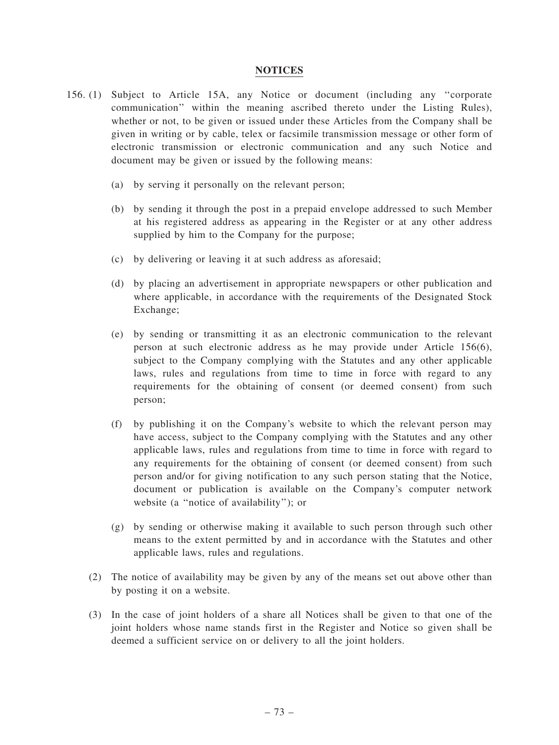## NOTICES

156. (1) Subject to Article 15A, any Notice or document (including any "corporate communication" within the meaning ascribed thereto under the Listing Rules), whether or not, to be given or issued under these Articles from the Company shall be given in writing or by cable, telex or facsimile transmission message or other form of electronic transmission or electronic communication and any such Notice and document may be given or issued by the following means:

   (a) by serving it personally on the relevant person;

   (b) by sending it through the post in a prepaid envelope addressed to such Member at his registered address as appearing in the Register or at any other address supplied by him to the Company for the purpose;

   (c) by delivering or leaving it at such address as aforesaid;

   (d) by placing an advertisement in appropriate newspapers or other publication and where applicable, in accordance with the requirements of the Designated Stock Exchange;

   (e) by sending or transmitting it as an electronic communication to the relevant person at such electronic address as he may provide under Article 156(6), subject to the Company complying with the Statutes and any other applicable laws, rules and regulations from time to time in force with regard to any requirements for the obtaining of consent (or deemed consent) from such person;

   (f) by publishing it on the Company's website to which the relevant person may have access, subject to the Company complying with the Statutes and any other applicable laws, rules and regulations from time to time in force with regard to any requirements for the obtaining of consent (or deemed consent) from such person and/or for giving notification to any such person stating that the Notice, document or publication is available on the Company's computer network website (a "notice of availability"); or

   (g) by sending or otherwise making it available to such person through such other means to the extent permitted by and in accordance with the Statutes and other applicable laws, rules and regulations.

(2) The notice of availability may be given by any of the means set out above other than by posting it on a website.

(3) In the case of joint holders of a share all Notices shall be given to that one of the joint holders whose name stands first in the Register and Notice so given shall be deemed a sufficient service on or delivery to all the joint holders.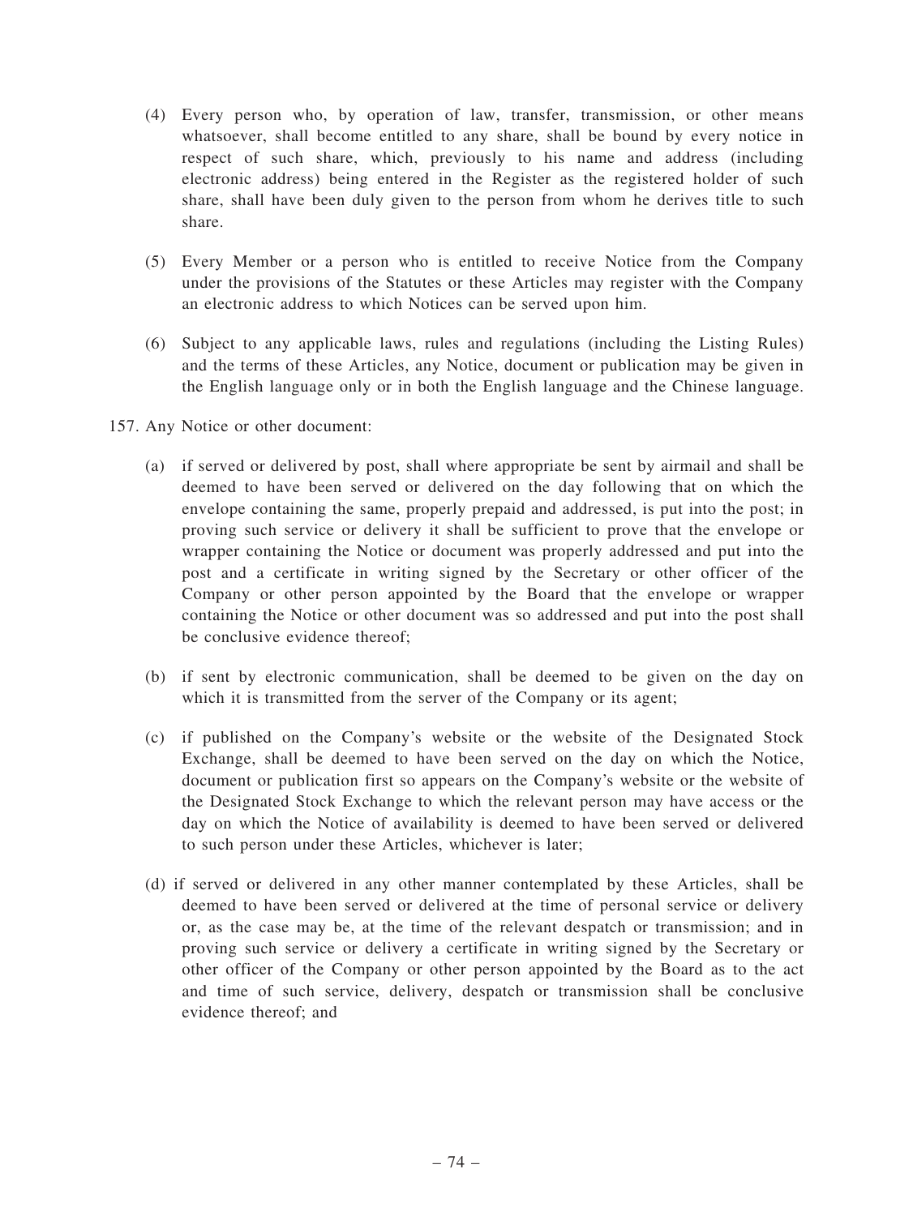(4) Every person who, by operation of law, transfer, transmission, or other means whatsoever, shall become entitled to any share, shall be bound by every notice in respect of such share, which, previously to his name and address (including electronic address) being entered in the Register as the registered holder of such share, shall have been duly given to the person from whom he derives title to such share.

(5) Every Member or a person who is entitled to receive Notice from the Company under the provisions of the Statutes or these Articles may register with the Company an electronic address to which Notices can be served upon him.

(6) Subject to any applicable laws, rules and regulations (including the Listing Rules) and the terms of these Articles, any Notice, document or publication may be given in the English language only or in both the English language and the Chinese language.

157. Any Notice or other document:

(a) if served or delivered by post, shall where appropriate be sent by airmail and shall be deemed to have been served or delivered on the day following that on which the envelope containing the same, properly prepaid and addressed, is put into the post; in proving such service or delivery it shall be sufficient to prove that the envelope or wrapper containing the Notice or document was properly addressed and put into the post and a certificate in writing signed by the Secretary or other officer of the Company or other person appointed by the Board that the envelope or wrapper containing the Notice or other document was so addressed and put into the post shall be conclusive evidence thereof;

(b) if sent by electronic communication, shall be deemed to be given on the day on which it is transmitted from the server of the Company or its agent;

(c) if published on the Company's website or the website of the Designated Stock Exchange, shall be deemed to have been served on the day on which the Notice, document or publication first so appears on the Company's website or the website of the Designated Stock Exchange to which the relevant person may have access or the day on which the Notice of availability is deemed to have been served or delivered to such person under these Articles, whichever is later;

(d) if served or delivered in any other manner contemplated by these Articles, shall be deemed to have been served or delivered at the time of personal service or delivery or, as the case may be, at the time of the relevant despatch or transmission; and in proving such service or delivery a certificate in writing signed by the Secretary or other officer of the Company or other person appointed by the Board as to the act and time of such service, delivery, despatch or transmission shall be conclusive evidence thereof; and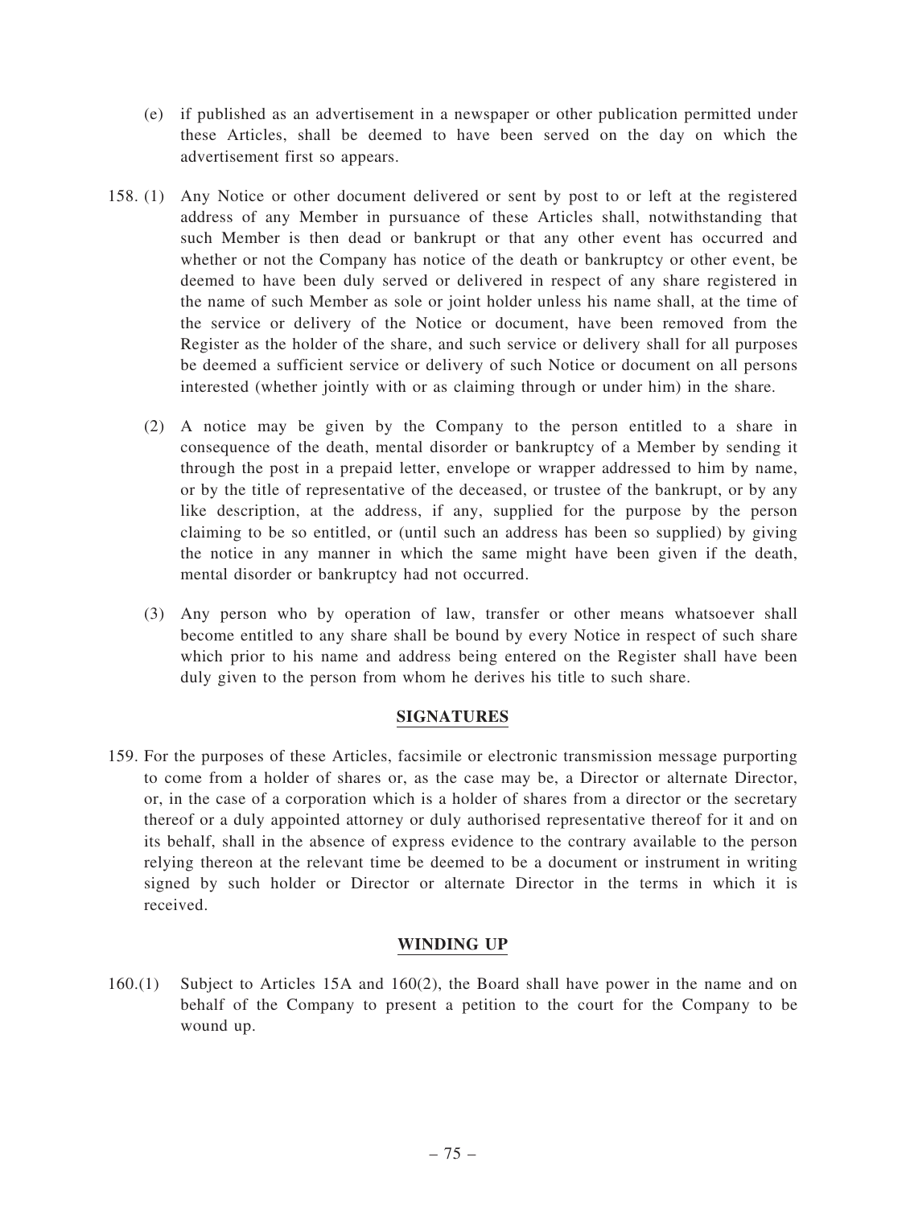(e) if published as an advertisement in a newspaper or other publication permitted under these Articles, shall be deemed to have been served on the day on which the advertisement first so appears.

158. (1) Any Notice or other document delivered or sent by post to or left at the registered address of any Member in pursuance of these Articles shall, notwithstanding that such Member is then dead or bankrupt or that any other event has occurred and whether or not the Company has notice of the death or bankruptcy or other event, be deemed to have been duly served or delivered in respect of any share registered in the name of such Member as sole or joint holder unless his name shall, at the time of the service or delivery of the Notice or document, have been removed from the Register as the holder of the share, and such service or delivery shall for all purposes be deemed a sufficient service or delivery of such Notice or document on all persons interested (whether jointly with or as claiming through or under him) in the share.

(2) A notice may be given by the Company to the person entitled to a share in consequence of the death, mental disorder or bankruptcy of a Member by sending it through the post in a prepaid letter, envelope or wrapper addressed to him by name, or by the title of representative of the deceased, or trustee of the bankrupt, or by any like description, at the address, if any, supplied for the purpose by the person claiming to be so entitled, or (until such an address has been so supplied) by giving the notice in any manner in which the same might have been given if the death, mental disorder or bankruptcy had not occurred.

(3) Any person who by operation of law, transfer or other means whatsoever shall become entitled to any share shall be bound by every Notice in respect of such share which prior to his name and address being entered on the Register shall have been duly given to the person from whom he derives his title to such share.

## SIGNATURES

159. For the purposes of these Articles, facsimile or electronic transmission message purporting to come from a holder of shares or, as the case may be, a Director or alternate Director, or, in the case of a corporation which is a holder of shares from a director or the secretary thereof or a duly appointed attorney or duly authorised representative thereof for it and on its behalf, shall in the absence of express evidence to the contrary available to the person relying thereon at the relevant time be deemed to be a document or instrument in writing signed by such holder or Director or alternate Director in the terms in which it is received.

## WINDING UP

160.(1) Subject to Articles 15A and 160(2), the Board shall have power in the name and on behalf of the Company to present a petition to the court for the Company to be wound up.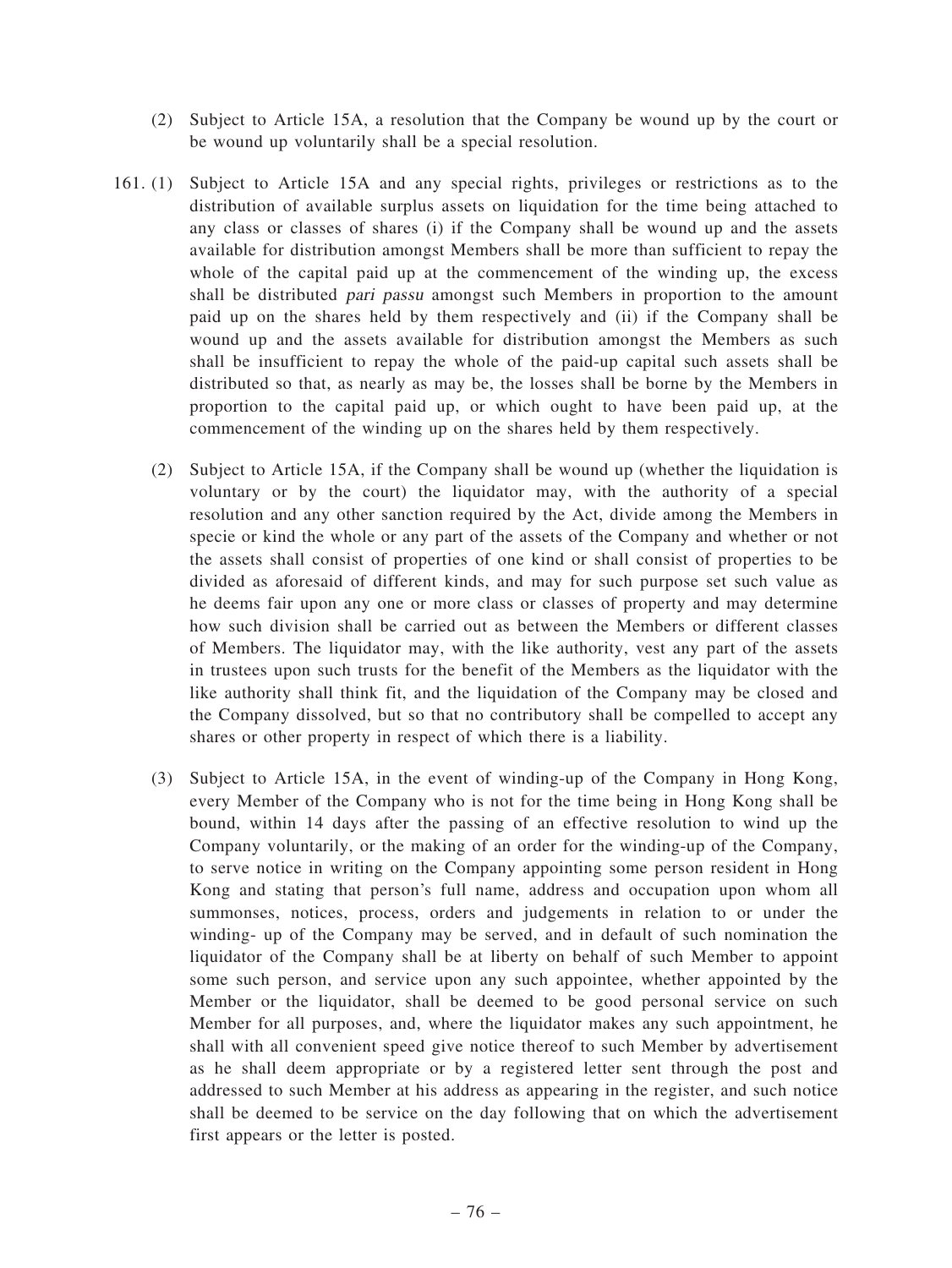(2) Subject to Article 15A, a resolution that the Company be wound up by the court or be wound up voluntarily shall be a special resolution.

161. (1) Subject to Article 15A and any special rights, privileges or restrictions as to the distribution of available surplus assets on liquidation for the time being attached to any class or classes of shares (i) if the Company shall be wound up and the assets available for distribution amongst Members shall be more than sufficient to repay the whole of the capital paid up at the commencement of the winding up, the excess shall be distributed *pari passu* amongst such Members in proportion to the amount paid up on the shares held by them respectively and (ii) if the Company shall be wound up and the assets available for distribution amongst the Members as such shall be insufficient to repay the whole of the paid-up capital such assets shall be distributed so that, as nearly as may be, the losses shall be borne by the Members in proportion to the capital paid up, or which ought to have been paid up, at the commencement of the winding up on the shares held by them respectively.

(2) Subject to Article 15A, if the Company shall be wound up (whether the liquidation is voluntary or by the court) the liquidator may, with the authority of a special resolution and any other sanction required by the Act, divide among the Members in specie or kind the whole or any part of the assets of the Company and whether or not the assets shall consist of properties of one kind or shall consist of properties to be divided as aforesaid of different kinds, and may for such purpose set such value as he deems fair upon any one or more class or classes of property and may determine how such division shall be carried out as between the Members or different classes of Members. The liquidator may, with the like authority, vest any part of the assets in trustees upon such trusts for the benefit of the Members as the liquidator with the like authority shall think fit, and the liquidation of the Company may be closed and the Company dissolved, but so that no contributory shall be compelled to accept any shares or other property in respect of which there is a liability.

(3) Subject to Article 15A, in the event of winding-up of the Company in Hong Kong, every Member of the Company who is not for the time being in Hong Kong shall be bound, within 14 days after the passing of an effective resolution to wind up the Company voluntarily, or the making of an order for the winding-up of the Company, to serve notice in writing on the Company appointing some person resident in Hong Kong and stating that person's full name, address and occupation upon whom all summonses, notices, process, orders and judgements in relation to or under the winding- up of the Company may be served, and in default of such nomination the liquidator of the Company shall be at liberty on behalf of such Member to appoint some such person, and service upon any such appointee, whether appointed by the Member or the liquidator, shall be deemed to be good personal service on such Member for all purposes, and, where the liquidator makes any such appointment, he shall with all convenient speed give notice thereof to such Member by advertisement as he shall deem appropriate or by a registered letter sent through the post and addressed to such Member at his address as appearing in the register, and such notice shall be deemed to be service on the day following that on which the advertisement first appears or the letter is posted.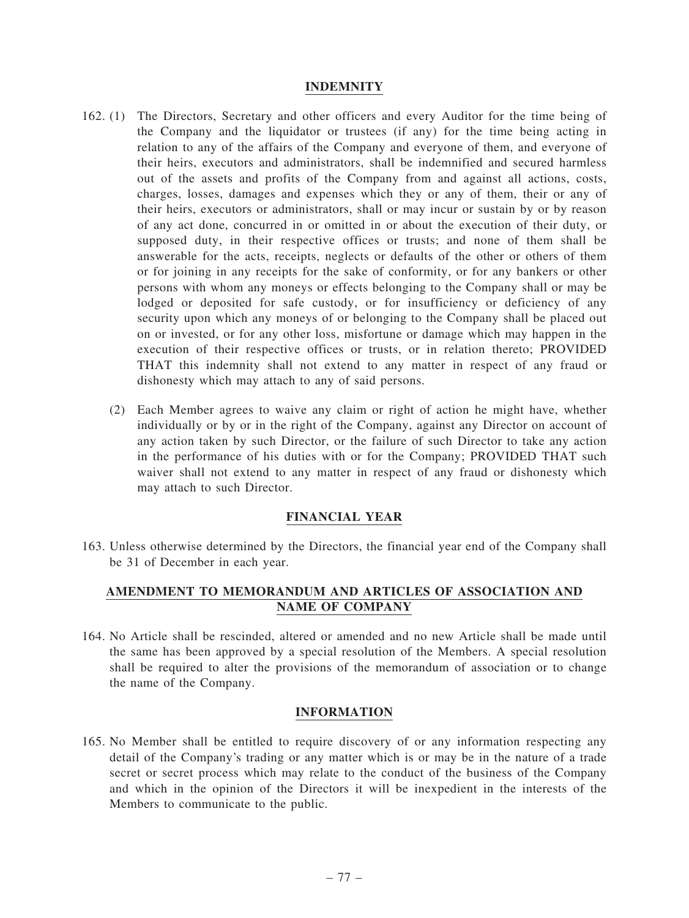## INDEMNITY

162. (1) The Directors, Secretary and other officers and every Auditor for the time being of the Company and the liquidator or trustees (if any) for the time being acting in relation to any of the affairs of the Company and everyone of them, and everyone of their heirs, executors and administrators, shall be indemnified and secured harmless out of the assets and profits of the Company from and against all actions, costs, charges, losses, damages and expenses which they or any of them, their or any of their heirs, executors or administrators, shall or may incur or sustain by or by reason of any act done, concurred in or omitted in or about the execution of their duty, or supposed duty, in their respective offices or trusts; and none of them shall be answerable for the acts, receipts, neglects or defaults of the other or others of them or for joining in any receipts for the sake of conformity, or for any bankers or other persons with whom any moneys or effects belonging to the Company shall or may be lodged or deposited for safe custody, or for insufficiency or deficiency of any security upon which any moneys of or belonging to the Company shall be placed out on or invested, or for any other loss, misfortune or damage which may happen in the execution of their respective offices or trusts, or in relation thereto; PROVIDED THAT this indemnity shall not extend to any matter in respect of any fraud or dishonesty which may attach to any of said persons.

(2) Each Member agrees to waive any claim or right of action he might have, whether individually or by or in the right of the Company, against any Director on account of any action taken by such Director, or the failure of such Director to take any action in the performance of his duties with or for the Company; PROVIDED THAT such waiver shall not extend to any matter in respect of any fraud or dishonesty which may attach to such Director.

## FINANCIAL YEAR

163. Unless otherwise determined by the Directors, the financial year end of the Company shall be 31 of December in each year.

## AMENDMENT TO MEMORANDUM AND ARTICLES OF ASSOCIATION AND NAME OF COMPANY

164. No Article shall be rescinded, altered or amended and no new Article shall be made until the same has been approved by a special resolution of the Members. A special resolution shall be required to alter the provisions of the memorandum of association or to change the name of the Company.

## INFORMATION

165. No Member shall be entitled to require discovery of or any information respecting any detail of the Company's trading or any matter which is or may be in the nature of a trade secret or secret process which may relate to the conduct of the business of the Company and which in the opinion of the Directors it will be inexpedient in the interests of the Members to communicate to the public.